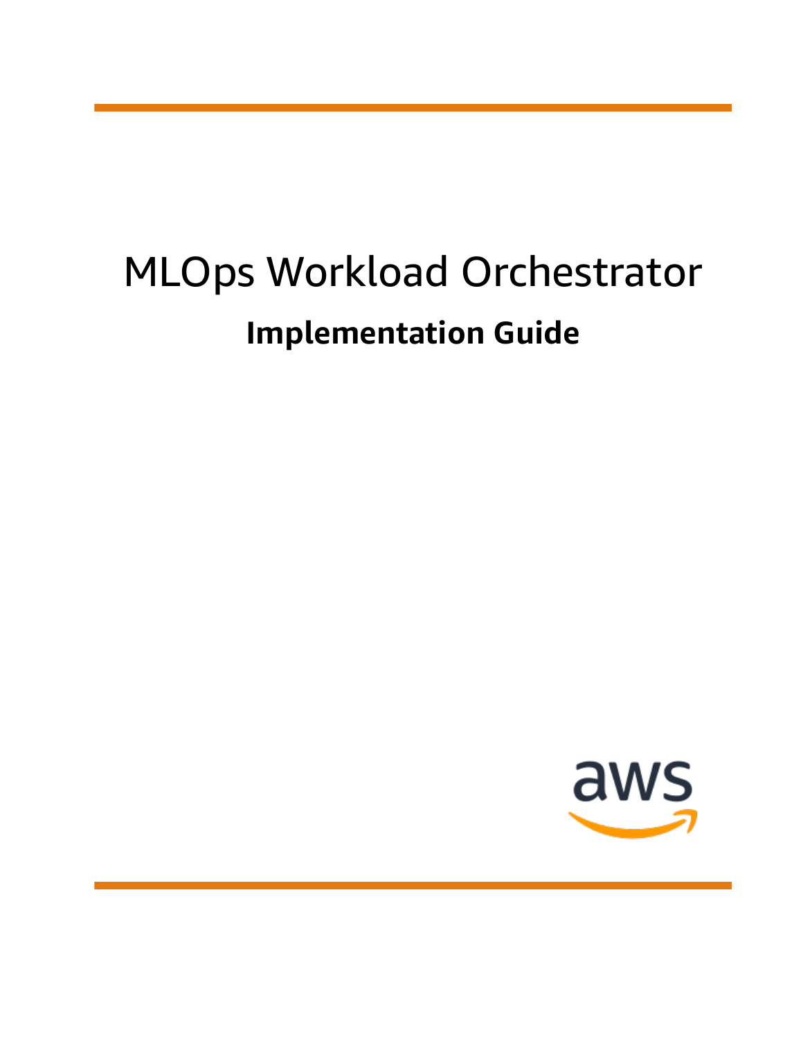# MLOps Workload Orchestrator

## Implementation Guide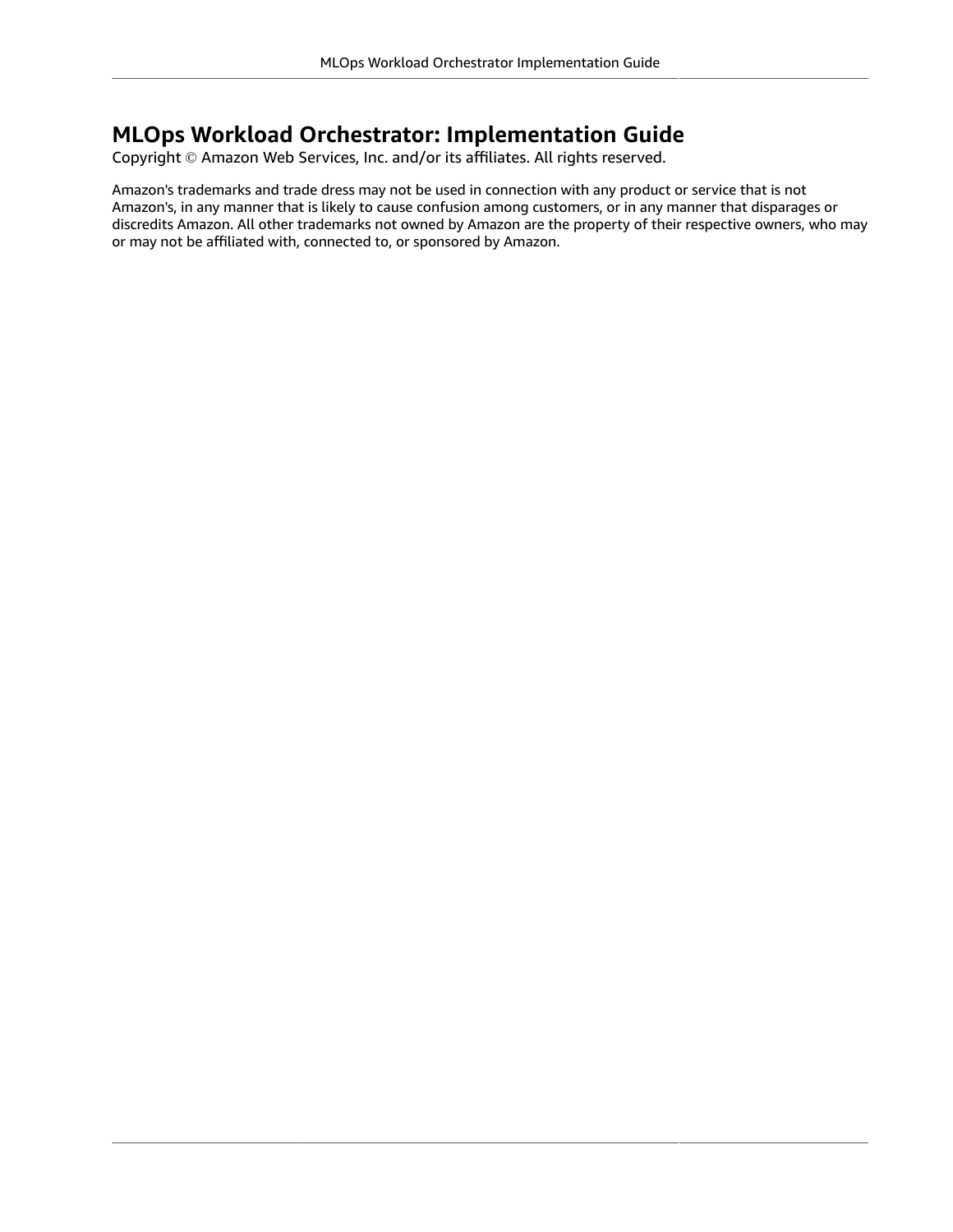# MLOps Workload Orchestrator: Implementation Guide

Copyright © Amazon Web Services, Inc. and/or its affiliates. All rights reserved.

Amazon's trademarks and trade dress may not be used in connection with any product or service that is not Amazon's, in any manner that is likely to cause confusion among customers, or in any manner that disparages or discredits Amazon. All other trademarks not owned by Amazon are the property of their respective owners, who may or may not be affiliated with, connected to, or sponsored by Amazon.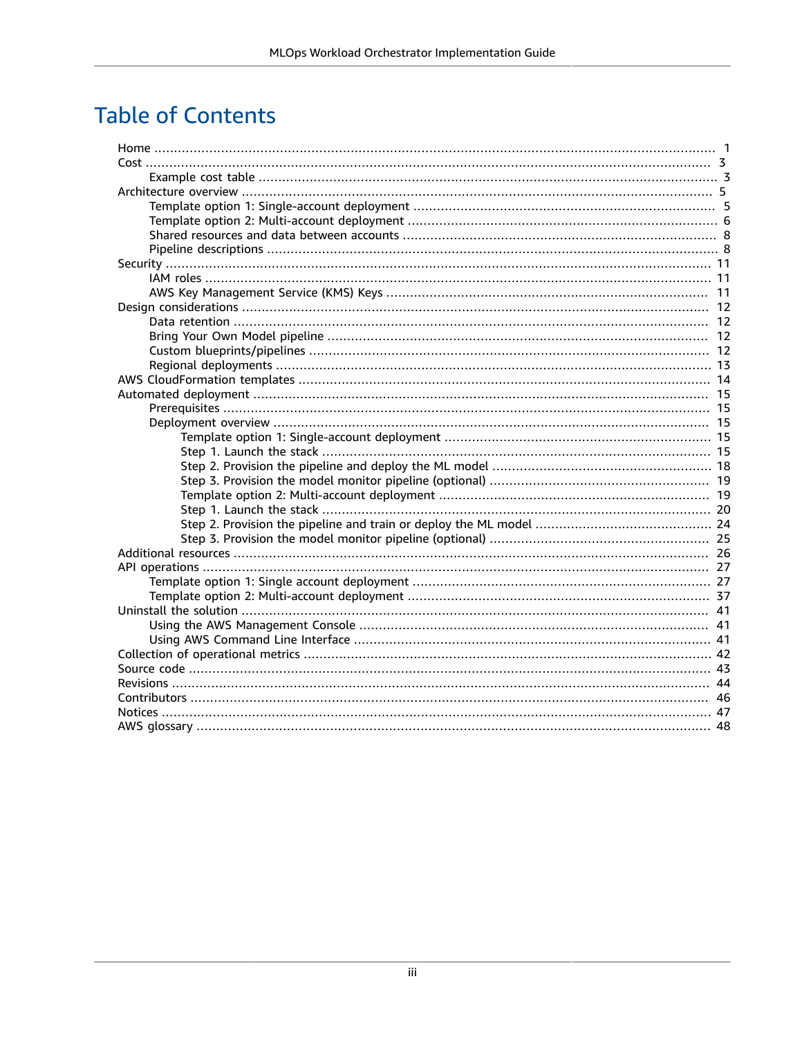# Table of Contents

- Home ..... 1
- Cost ..... 3
  - Example cost table ..... 3
- Architecture overview ..... 5
  - Template option 1: Single-account deployment ..... 5
  - Template option 2: Multi-account deployment ..... 6
  - Shared resources and data between accounts ..... 8
  - Pipeline descriptions ..... 8
- Security ..... 11
  - IAM roles ..... 11
  - AWS Key Management Service (KMS) Keys ..... 11
- Design considerations ..... 12
  - Data retention ..... 12
  - Bring Your Own Model pipeline ..... 12
  - Custom blueprints/pipelines ..... 12
  - Regional deployments ..... 13
- AWS CloudFormation templates ..... 14
- Automated deployment ..... 15
  - Prerequisites ..... 15
  - Deployment overview ..... 15
    - Template option 1: Single-account deployment ..... 15
    - Step 1. Launch the stack ..... 15
    - Step 2. Provision the pipeline and deploy the ML model ..... 18
    - Step 3. Provision the model monitor pipeline (optional) ..... 19
    - Template option 2: Multi-account deployment ..... 19
    - Step 1. Launch the stack ..... 20
    - Step 2. Provision the pipeline and train or deploy the ML model ..... 24
    - Step 3. Provision the model monitor pipeline (optional) ..... 25
- Additional resources ..... 26
- API operations ..... 27
  - Template option 1: Single account deployment ..... 27
  - Template option 2: Multi-account deployment ..... 37
- Uninstall the solution ..... 41
  - Using the AWS Management Console ..... 41
  - Using AWS Command Line Interface ..... 41
- Collection of operational metrics ..... 42
- Source code ..... 43
- Revisions ..... 44
- Contributors ..... 46
- Notices ..... 47
- AWS glossary ..... 48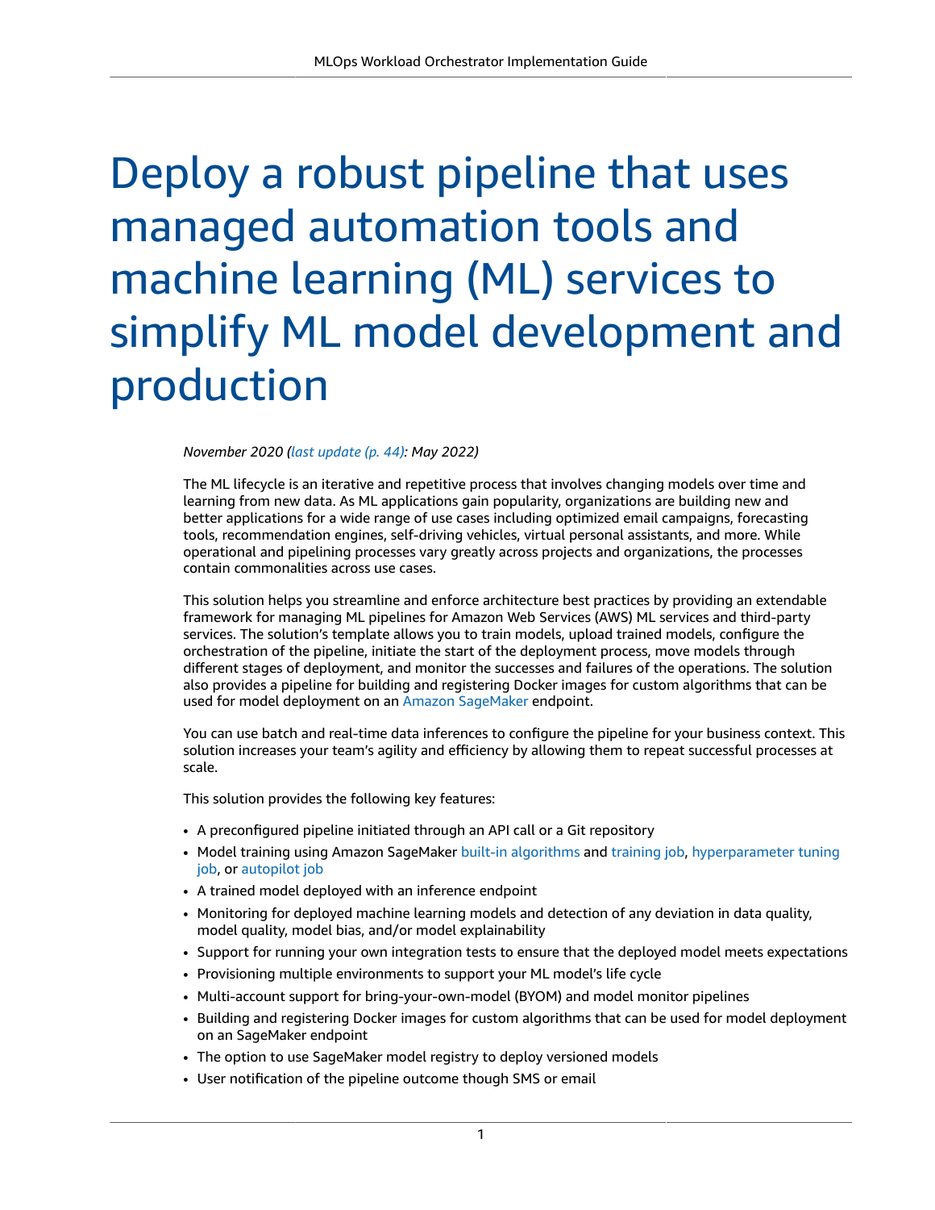# Deploy a robust pipeline that uses managed automation tools and machine learning (ML) services to simplify ML model development and production

*November 2020 (last update (p. 44): May 2022)*

The ML lifecycle is an iterative and repetitive process that involves changing models over time and learning from new data. As ML applications gain popularity, organizations are building new and better applications for a wide range of use cases including optimized email campaigns, forecasting tools, recommendation engines, self-driving vehicles, virtual personal assistants, and more. While operational and pipelining processes vary greatly across projects and organizations, the processes contain commonalities across use cases.

This solution helps you streamline and enforce architecture best practices by providing an extendable framework for managing ML pipelines for Amazon Web Services (AWS) ML services and third-party services. The solution's template allows you to train models, upload trained models, configure the orchestration of the pipeline, initiate the start of the deployment process, move models through different stages of deployment, and monitor the successes and failures of the operations. The solution also provides a pipeline for building and registering Docker images for custom algorithms that can be used for model deployment on an Amazon SageMaker endpoint.

You can use batch and real-time data inferences to configure the pipeline for your business context. This solution increases your team's agility and efficiency by allowing them to repeat successful processes at scale.

This solution provides the following key features:

- A preconfigured pipeline initiated through an API call or a Git repository
- Model training using Amazon SageMaker built-in algorithms and training job, hyperparameter tuning job, or autopilot job
- A trained model deployed with an inference endpoint
- Monitoring for deployed machine learning models and detection of any deviation in data quality, model quality, model bias, and/or model explainability
- Support for running your own integration tests to ensure that the deployed model meets expectations
- Provisioning multiple environments to support your ML model's life cycle
- Multi-account support for bring-your-own-model (BYOM) and model monitor pipelines
- Building and registering Docker images for custom algorithms that can be used for model deployment on an SageMaker endpoint
- The option to use SageMaker model registry to deploy versioned models
- User notification of the pipeline outcome though SMS or email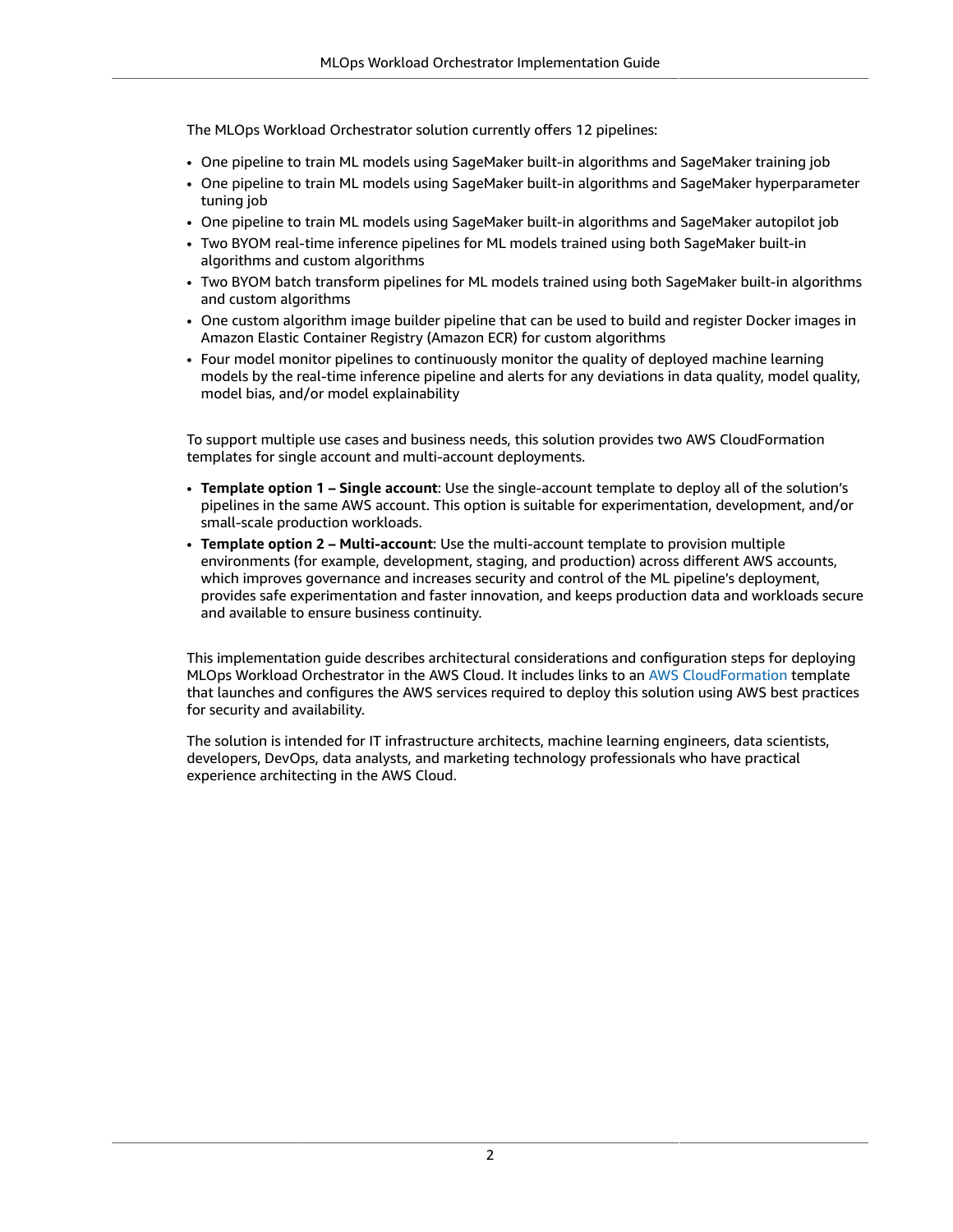The MLOps Workload Orchestrator solution currently offers 12 pipelines:

- One pipeline to train ML models using SageMaker built-in algorithms and SageMaker training job
- One pipeline to train ML models using SageMaker built-in algorithms and SageMaker hyperparameter tuning job
- One pipeline to train ML models using SageMaker built-in algorithms and SageMaker autopilot job
- Two BYOM real-time inference pipelines for ML models trained using both SageMaker built-in algorithms and custom algorithms
- Two BYOM batch transform pipelines for ML models trained using both SageMaker built-in algorithms and custom algorithms
- One custom algorithm image builder pipeline that can be used to build and register Docker images in Amazon Elastic Container Registry (Amazon ECR) for custom algorithms
- Four model monitor pipelines to continuously monitor the quality of deployed machine learning models by the real-time inference pipeline and alerts for any deviations in data quality, model quality, model bias, and/or model explainability

To support multiple use cases and business needs, this solution provides two AWS CloudFormation templates for single account and multi-account deployments.

- **Template option 1 – Single account**: Use the single-account template to deploy all of the solution's pipelines in the same AWS account. This option is suitable for experimentation, development, and/or small-scale production workloads.
- **Template option 2 – Multi-account**: Use the multi-account template to provision multiple environments (for example, development, staging, and production) across different AWS accounts, which improves governance and increases security and control of the ML pipeline's deployment, provides safe experimentation and faster innovation, and keeps production data and workloads secure and available to ensure business continuity.

This implementation guide describes architectural considerations and configuration steps for deploying MLOps Workload Orchestrator in the AWS Cloud. It includes links to an AWS CloudFormation template that launches and configures the AWS services required to deploy this solution using AWS best practices for security and availability.

The solution is intended for IT infrastructure architects, machine learning engineers, data scientists, developers, DevOps, data analysts, and marketing technology professionals who have practical experience architecting in the AWS Cloud.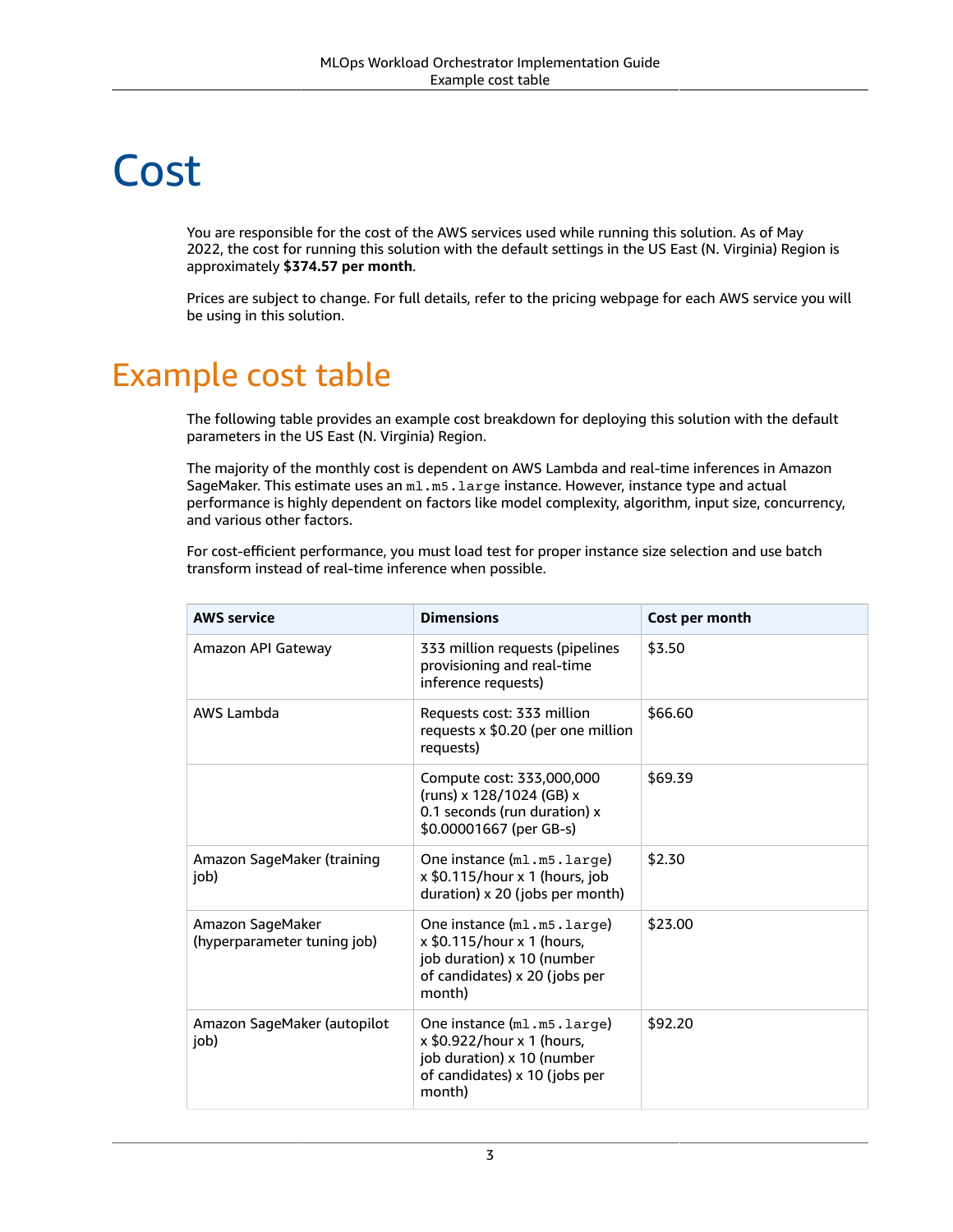# Cost

You are responsible for the cost of the AWS services used while running this solution. As of May 2022, the cost for running this solution with the default settings in the US East (N. Virginia) Region is approximately **$374.57 per month**.

Prices are subject to change. For full details, refer to the pricing webpage for each AWS service you will be using in this solution.

## Example cost table

The following table provides an example cost breakdown for deploying this solution with the default parameters in the US East (N. Virginia) Region.

The majority of the monthly cost is dependent on AWS Lambda and real-time inferences in Amazon SageMaker. This estimate uses an `ml.m5.large` instance. However, instance type and actual performance is highly dependent on factors like model complexity, algorithm, input size, concurrency, and various other factors.

For cost-efficient performance, you must load test for proper instance size selection and use batch transform instead of real-time inference when possible.

| AWS service | Dimensions | Cost per month |
|---|---|---|
| Amazon API Gateway | 333 million requests (pipelines provisioning and real-time inference requests) | $3.50 |
| AWS Lambda | Requests cost: 333 million requests x $0.20 (per one million requests) | $66.60 |
| | Compute cost: 333,000,000 (runs) x 128/1024 (GB) x 0.1 seconds (run duration) x $0.00001667 (per GB-s) | $69.39 |
| Amazon SageMaker (training job) | One instance (`ml.m5.large`) x $0.115/hour x 1 (hours, job duration) x 20 (jobs per month) | $2.30 |
| Amazon SageMaker (hyperparameter tuning job) | One instance (`ml.m5.large`) x $0.115/hour x 1 (hours, job duration) x 10 (number of candidates) x 20 (jobs per month) | $23.00 |
| Amazon SageMaker (autopilot job) | One instance (`ml.m5.large`) x $0.922/hour x 1 (hours, job duration) x 10 (number of candidates) x 10 (jobs per month) | $92.20 |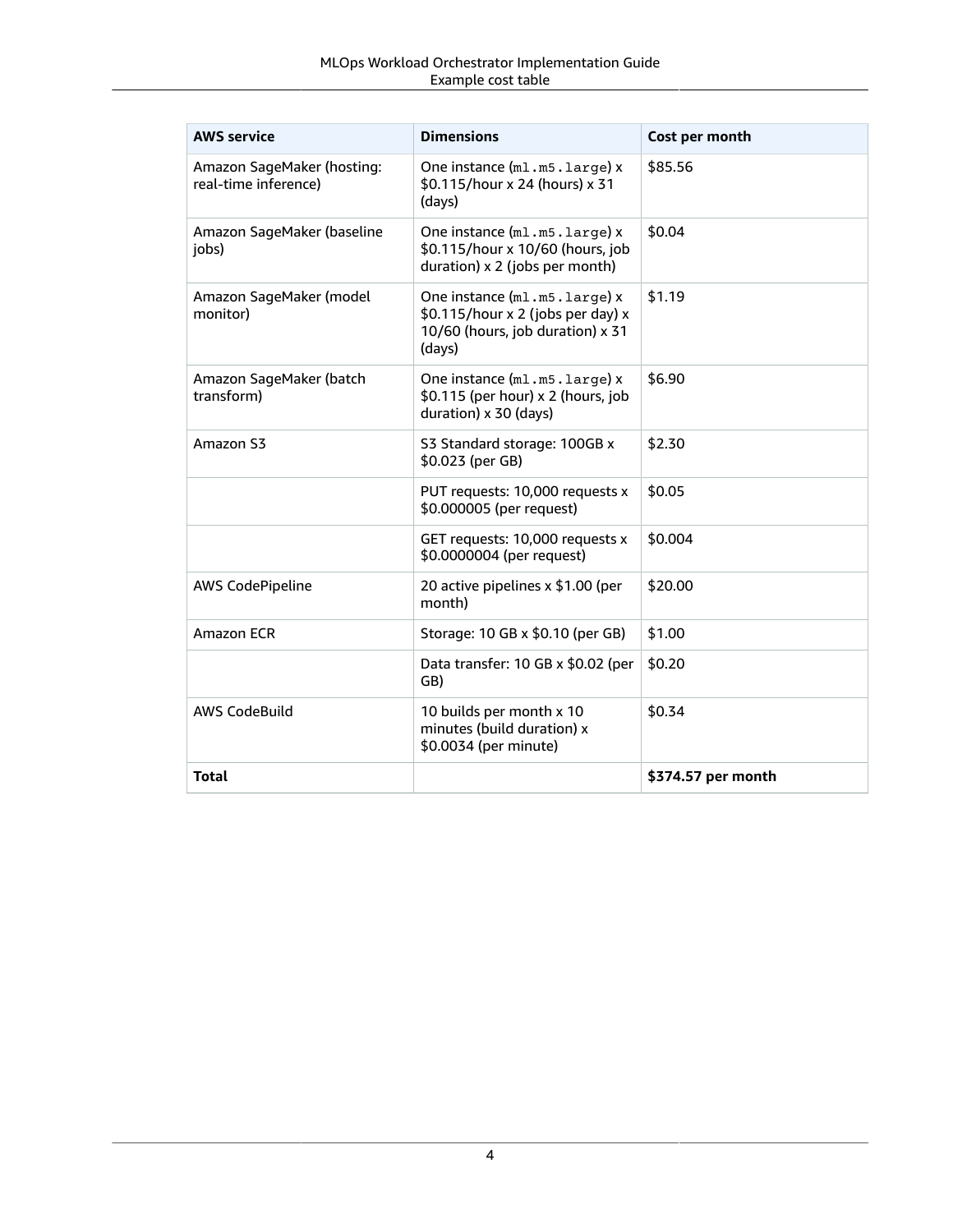| AWS service | Dimensions | Cost per month |
|---|---|---|
| Amazon SageMaker (hosting: real-time inference) | One instance (`ml.m5.large`) x $0.115/hour x 24 (hours) x 31 (days) | $85.56 |
| Amazon SageMaker (baseline jobs) | One instance (`ml.m5.large`) x $0.115/hour x 10/60 (hours, job duration) x 2 (jobs per month) | $0.04 |
| Amazon SageMaker (model monitor) | One instance (`ml.m5.large`) x $0.115/hour x 2 (jobs per day) x 10/60 (hours, job duration) x 31 (days) | $1.19 |
| Amazon SageMaker (batch transform) | One instance (`ml.m5.large`) x $0.115 (per hour) x 2 (hours, job duration) x 30 (days) | $6.90 |
| Amazon S3 | S3 Standard storage: 100GB x $0.023 (per GB) | $2.30 |
| | PUT requests: 10,000 requests x $0.000005 (per request) | $0.05 |
| | GET requests: 10,000 requests x $0.0000004 (per request) | $0.004 |
| AWS CodePipeline | 20 active pipelines x $1.00 (per month) | $20.00 |
| Amazon ECR | Storage: 10 GB x $0.10 (per GB) | $1.00 |
| | Data transfer: 10 GB x $0.02 (per GB) | $0.20 |
| AWS CodeBuild | 10 builds per month x 10 minutes (build duration) x $0.0034 (per minute) | $0.34 |
| **Total** | | **$374.57 per month** |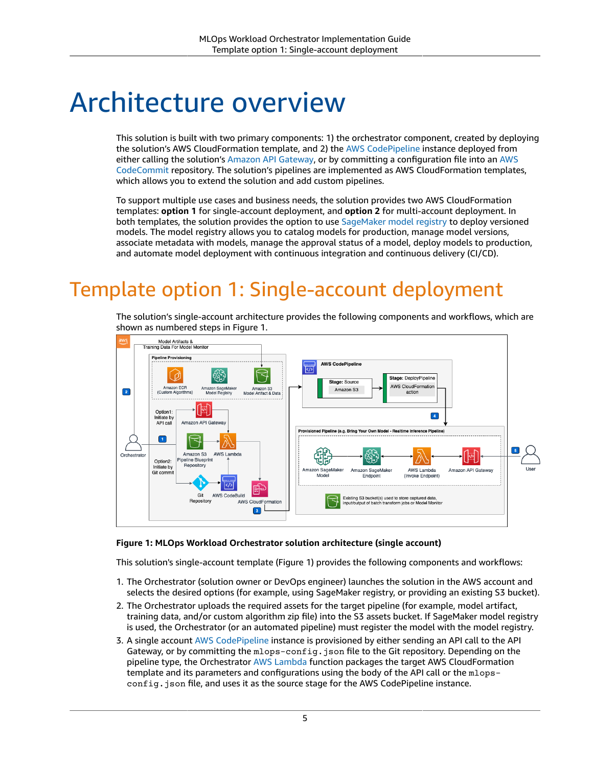# Architecture overview

This solution is built with two primary components: 1) the orchestrator component, created by deploying the solution's AWS CloudFormation template, and 2) the AWS CodePipeline instance deployed from either calling the solution's Amazon API Gateway, or by committing a configuration file into an AWS CodeCommit repository. The solution's pipelines are implemented as AWS CloudFormation templates, which allows you to extend the solution and add custom pipelines.

To support multiple use cases and business needs, the solution provides two AWS CloudFormation templates: **option 1** for single-account deployment, and **option 2** for multi-account deployment. In both templates, the solution provides the option to use SageMaker model registry to deploy versioned models. The model registry allows you to catalog models for production, manage model versions, associate metadata with models, manage the approval status of a model, deploy models to production, and automate model deployment with continuous integration and continuous delivery (CI/CD).

## Template option 1: Single-account deployment

The solution's single-account architecture provides the following components and workflows, which are shown as numbered steps in Figure 1.

**Figure 1: MLOps Workload Orchestrator solution architecture (single account)**

This solution's single-account template (Figure 1) provides the following components and workflows:

1. The Orchestrator (solution owner or DevOps engineer) launches the solution in the AWS account and selects the desired options (for example, using SageMaker registry, or providing an existing S3 bucket).
2. The Orchestrator uploads the required assets for the target pipeline (for example, model artifact, training data, and/or custom algorithm zip file) into the S3 assets bucket. If SageMaker model registry is used, the Orchestrator (or an automated pipeline) must register the model with the model registry.
3. A single account AWS CodePipeline instance is provisioned by either sending an API call to the API Gateway, or by committing the `mlops-config.json` file to the Git repository. Depending on the pipeline type, the Orchestrator AWS Lambda function packages the target AWS CloudFormation template and its parameters and configurations using the body of the API call or the `mlops-config.json` file, and uses it as the source stage for the AWS CodePipeline instance.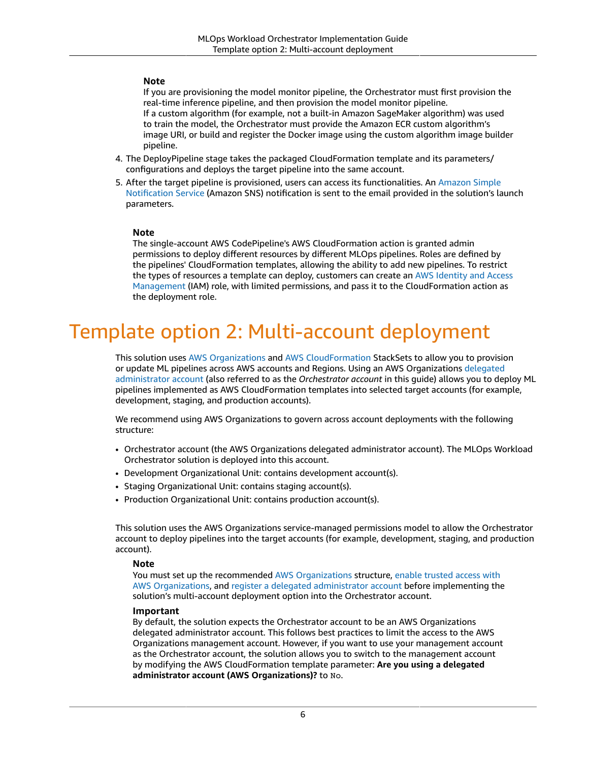**Note**

If you are provisioning the model monitor pipeline, the Orchestrator must first provision the real-time inference pipeline, and then provision the model monitor pipeline.
If a custom algorithm (for example, not a built-in Amazon SageMaker algorithm) was used to train the model, the Orchestrator must provide the Amazon ECR custom algorithm's image URI, or build and register the Docker image using the custom algorithm image builder pipeline.

4. The DeployPipeline stage takes the packaged CloudFormation template and its parameters/configurations and deploys the target pipeline into the same account.
5. After the target pipeline is provisioned, users can access its functionalities. An Amazon Simple Notification Service (Amazon SNS) notification is sent to the email provided in the solution's launch parameters.

**Note**

The single-account AWS CodePipeline's AWS CloudFormation action is granted admin permissions to deploy different resources by different MLOps pipelines. Roles are defined by the pipelines' CloudFormation templates, allowing the ability to add new pipelines. To restrict the types of resources a template can deploy, customers can create an AWS Identity and Access Management (IAM) role, with limited permissions, and pass it to the CloudFormation action as the deployment role.

# Template option 2: Multi-account deployment

This solution uses AWS Organizations and AWS CloudFormation StackSets to allow you to provision or update ML pipelines across AWS accounts and Regions. Using an AWS Organizations delegated administrator account (also referred to as the *Orchestrator account* in this guide) allows you to deploy ML pipelines implemented as AWS CloudFormation templates into selected target accounts (for example, development, staging, and production accounts).

We recommend using AWS Organizations to govern across account deployments with the following structure:

- Orchestrator account (the AWS Organizations delegated administrator account). The MLOps Workload Orchestrator solution is deployed into this account.
- Development Organizational Unit: contains development account(s).
- Staging Organizational Unit: contains staging account(s).
- Production Organizational Unit: contains production account(s).

This solution uses the AWS Organizations service-managed permissions model to allow the Orchestrator account to deploy pipelines into the target accounts (for example, development, staging, and production account).

**Note**

You must set up the recommended AWS Organizations structure, enable trusted access with AWS Organizations, and register a delegated administrator account before implementing the solution's multi-account deployment option into the Orchestrator account.

**Important**

By default, the solution expects the Orchestrator account to be an AWS Organizations delegated administrator account. This follows best practices to limit the access to the AWS Organizations management account. However, if you want to use your management account as the Orchestrator account, the solution allows you to switch to the management account by modifying the AWS CloudFormation template parameter: **Are you using a delegated administrator account (AWS Organizations)?** to `No`.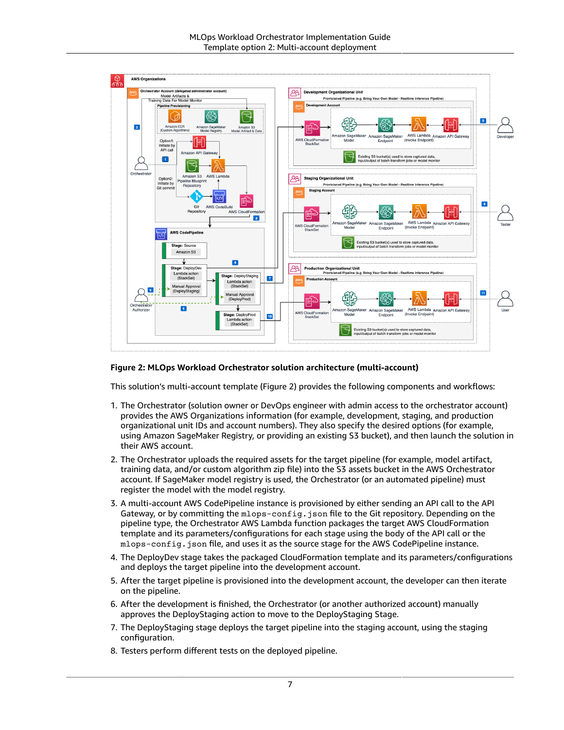**Figure 2: MLOps Workload Orchestrator solution architecture (multi-account)**

This solution's multi-account template (Figure 2) provides the following components and workflows:

1. The Orchestrator (solution owner or DevOps engineer with admin access to the orchestrator account) provides the AWS Organizations information (for example, development, staging, and production organizational unit IDs and account numbers). They also specify the desired options (for example, using Amazon SageMaker Registry, or providing an existing S3 bucket), and then launch the solution in their AWS account.
2. The Orchestrator uploads the required assets for the target pipeline (for example, model artifact, training data, and/or custom algorithm zip file) into the S3 assets bucket in the AWS Orchestrator account. If SageMaker model registry is used, the Orchestrator (or an automated pipeline) must register the model with the model registry.
3. A multi-account AWS CodePipeline instance is provisioned by either sending an API call to the API Gateway, or by committing the `mlops-config.json` file to the Git repository. Depending on the pipeline type, the Orchestrator AWS Lambda function packages the target AWS CloudFormation template and its parameters/configurations for each stage using the body of the API call or the `mlops-config.json` file, and uses it as the source stage for the AWS CodePipeline instance.
4. The DeployDev stage takes the packaged CloudFormation template and its parameters/configurations and deploys the target pipeline into the development account.
5. After the target pipeline is provisioned into the development account, the developer can then iterate on the pipeline.
6. After the development is finished, the Orchestrator (or another authorized account) manually approves the DeployStaging action to move to the DeployStaging Stage.
7. The DeployStaging stage deploys the target pipeline into the staging account, using the staging configuration.
8. Testers perform different tests on the deployed pipeline.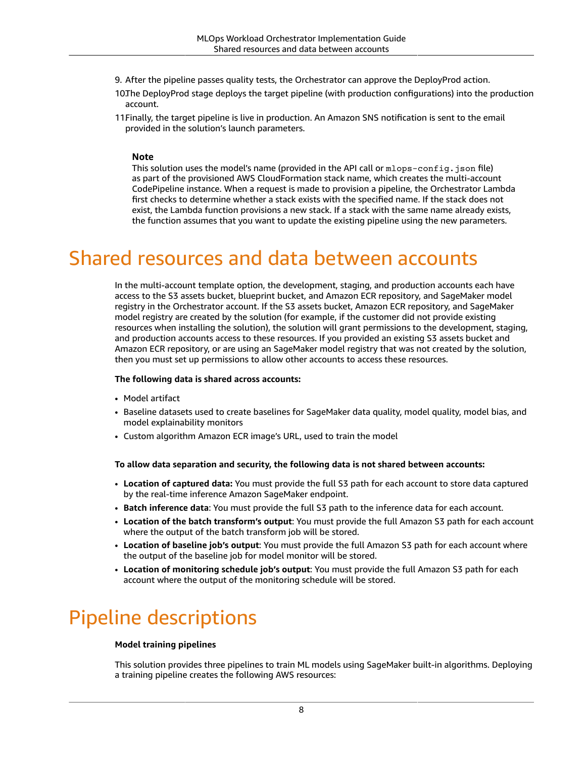9. After the pipeline passes quality tests, the Orchestrator can approve the DeployProd action.
10. The DeployProd stage deploys the target pipeline (with production configurations) into the production account.
11. Finally, the target pipeline is live in production. An Amazon SNS notification is sent to the email provided in the solution's launch parameters.

> **Note**
>
> This solution uses the model's name (provided in the API call or `mlops-config.json` file) as part of the provisioned AWS CloudFormation stack name, which creates the multi-account CodePipeline instance. When a request is made to provision a pipeline, the Orchestrator Lambda first checks to determine whether a stack exists with the specified name. If the stack does not exist, the Lambda function provisions a new stack. If a stack with the same name already exists, the function assumes that you want to update the existing pipeline using the new parameters.

# Shared resources and data between accounts

In the multi-account template option, the development, staging, and production accounts each have access to the S3 assets bucket, blueprint bucket, and Amazon ECR repository, and SageMaker model registry in the Orchestrator account. If the S3 assets bucket, Amazon ECR repository, and SageMaker model registry are created by the solution (for example, if the customer did not provide existing resources when installing the solution), the solution will grant permissions to the development, staging, and production accounts access to these resources. If you provided an existing S3 assets bucket and Amazon ECR repository, or are using an SageMaker model registry that was not created by the solution, then you must set up permissions to allow other accounts to access these resources.

**The following data is shared across accounts:**

- Model artifact
- Baseline datasets used to create baselines for SageMaker data quality, model quality, model bias, and model explainability monitors
- Custom algorithm Amazon ECR image's URL, used to train the model

**To allow data separation and security, the following data is not shared between accounts:**

- **Location of captured data:** You must provide the full S3 path for each account to store data captured by the real-time inference Amazon SageMaker endpoint.
- **Batch inference data**: You must provide the full S3 path to the inference data for each account.
- **Location of the batch transform's output**: You must provide the full Amazon S3 path for each account where the output of the batch transform job will be stored.
- **Location of baseline job's output**: You must provide the full Amazon S3 path for each account where the output of the baseline job for model monitor will be stored.
- **Location of monitoring schedule job's output**: You must provide the full Amazon S3 path for each account where the output of the monitoring schedule will be stored.

# Pipeline descriptions

**Model training pipelines**

This solution provides three pipelines to train ML models using SageMaker built-in algorithms. Deploying a training pipeline creates the following AWS resources: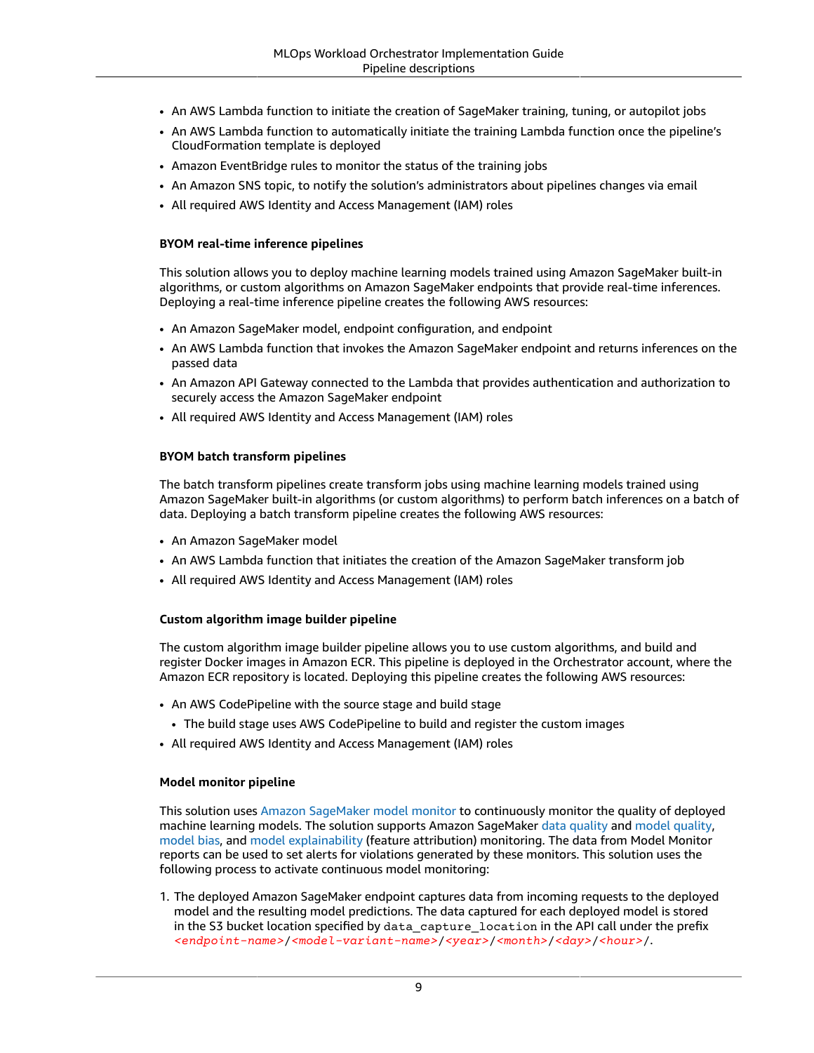- An AWS Lambda function to initiate the creation of SageMaker training, tuning, or autopilot jobs
- An AWS Lambda function to automatically initiate the training Lambda function once the pipeline's CloudFormation template is deployed
- Amazon EventBridge rules to monitor the status of the training jobs
- An Amazon SNS topic, to notify the solution's administrators about pipelines changes via email
- All required AWS Identity and Access Management (IAM) roles

#### BYOM real-time inference pipelines

This solution allows you to deploy machine learning models trained using Amazon SageMaker built-in algorithms, or custom algorithms on Amazon SageMaker endpoints that provide real-time inferences. Deploying a real-time inference pipeline creates the following AWS resources:

- An Amazon SageMaker model, endpoint configuration, and endpoint
- An AWS Lambda function that invokes the Amazon SageMaker endpoint and returns inferences on the passed data
- An Amazon API Gateway connected to the Lambda that provides authentication and authorization to securely access the Amazon SageMaker endpoint
- All required AWS Identity and Access Management (IAM) roles

#### BYOM batch transform pipelines

The batch transform pipelines create transform jobs using machine learning models trained using Amazon SageMaker built-in algorithms (or custom algorithms) to perform batch inferences on a batch of data. Deploying a batch transform pipeline creates the following AWS resources:

- An Amazon SageMaker model
- An AWS Lambda function that initiates the creation of the Amazon SageMaker transform job
- All required AWS Identity and Access Management (IAM) roles

#### Custom algorithm image builder pipeline

The custom algorithm image builder pipeline allows you to use custom algorithms, and build and register Docker images in Amazon ECR. This pipeline is deployed in the Orchestrator account, where the Amazon ECR repository is located. Deploying this pipeline creates the following AWS resources:

- An AWS CodePipeline with the source stage and build stage
  - The build stage uses AWS CodePipeline to build and register the custom images
- All required AWS Identity and Access Management (IAM) roles

#### Model monitor pipeline

This solution uses Amazon SageMaker model monitor to continuously monitor the quality of deployed machine learning models. The solution supports Amazon SageMaker data quality and model quality, model bias, and model explainability (feature attribution) monitoring. The data from Model Monitor reports can be used to set alerts for violations generated by these monitors. This solution uses the following process to activate continuous model monitoring:

1. The deployed Amazon SageMaker endpoint captures data from incoming requests to the deployed model and the resulting model predictions. The data captured for each deployed model is stored in the S3 bucket location specified by `data_capture_location` in the API call under the prefix `<endpoint-name>/<model-variant-name>/<year>/<month>/<day>/<hour>/`.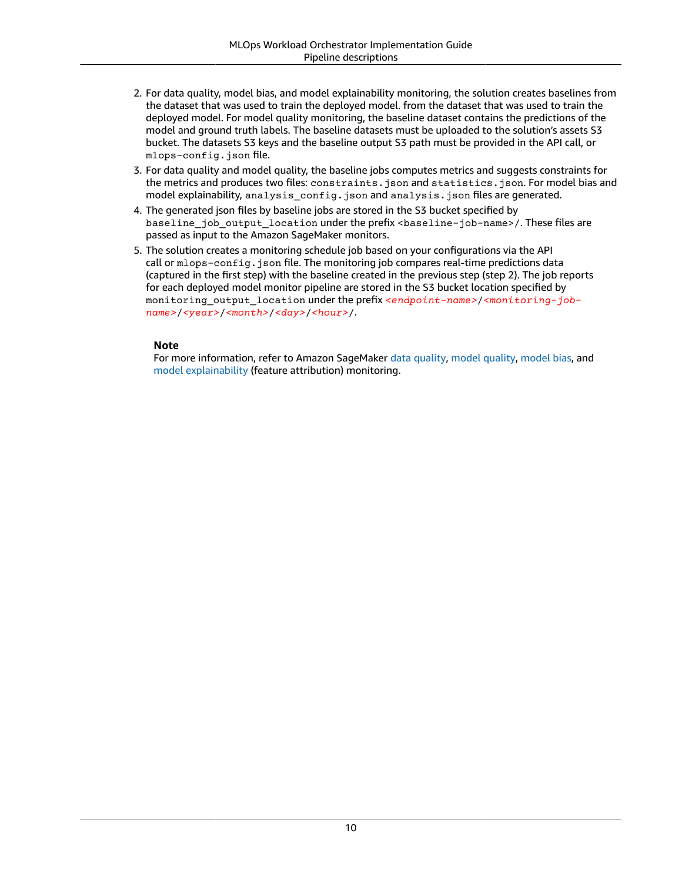2. For data quality, model bias, and model explainability monitoring, the solution creates baselines from the dataset that was used to train the deployed model. from the dataset that was used to train the deployed model. For model quality monitoring, the baseline dataset contains the predictions of the model and ground truth labels. The baseline datasets must be uploaded to the solution's assets S3 bucket. The datasets S3 keys and the baseline output S3 path must be provided in the API call, or `mlops-config.json` file.
3. For data quality and model quality, the baseline jobs computes metrics and suggests constraints for the metrics and produces two files: `constraints.json` and `statistics.json`. For model bias and model explainability, `analysis_config.json` and `analysis.json` files are generated.
4. The generated json files by baseline jobs are stored in the S3 bucket specified by `baseline_job_output_location` under the prefix `<baseline-job-name>/`. These files are passed as input to the Amazon SageMaker monitors.
5. The solution creates a monitoring schedule job based on your configurations via the API call or `mlops-config.json` file. The monitoring job compares real-time predictions data (captured in the first step) with the baseline created in the previous step (step 2). The job reports for each deployed model monitor pipeline are stored in the S3 bucket location specified by `monitoring_output_location` under the prefix `<endpoint-name>/<monitoring-job-name>/<year>/<month>/<day>/<hour>/`.

**Note**

For more information, refer to Amazon SageMaker data quality, model quality, model bias, and model explainability (feature attribution) monitoring.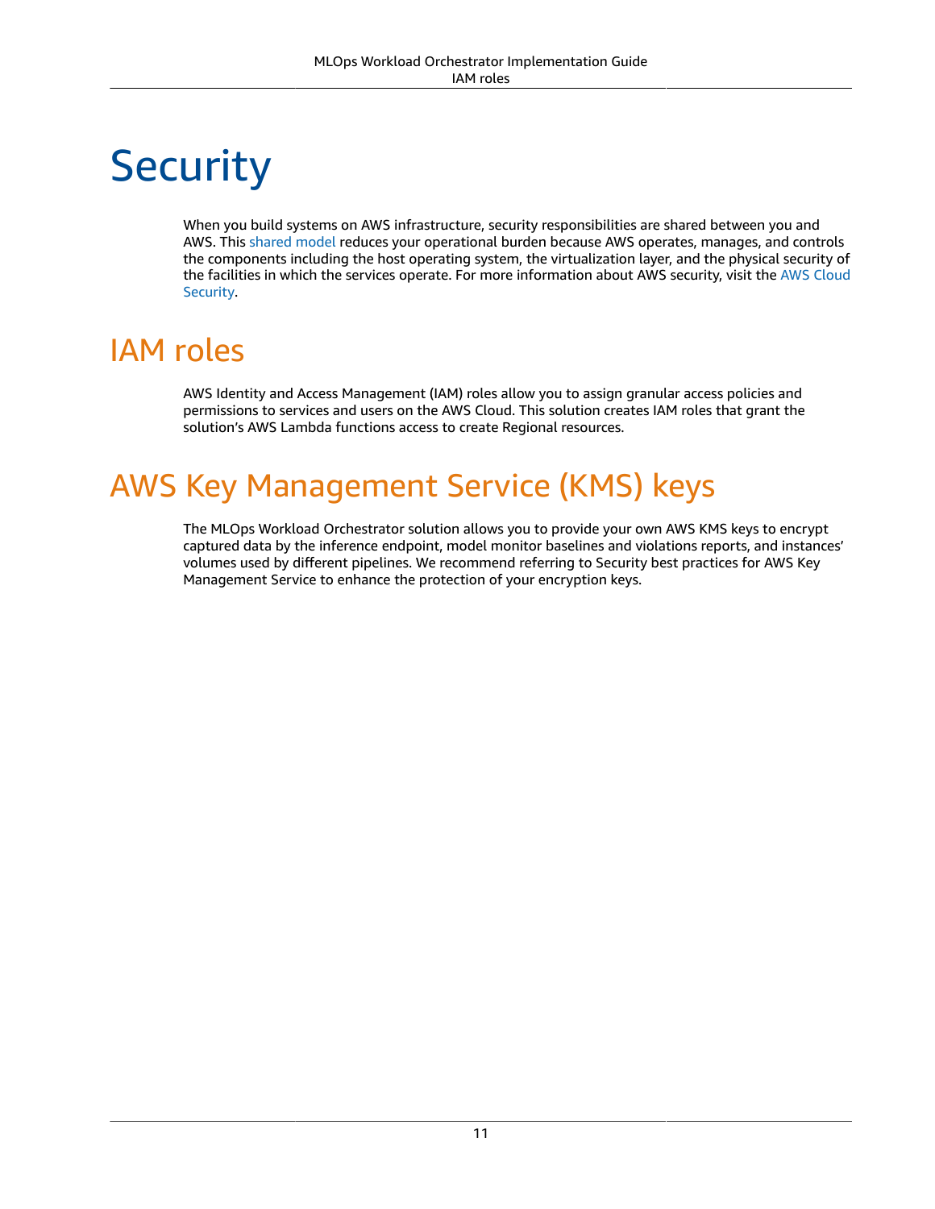# Security

When you build systems on AWS infrastructure, security responsibilities are shared between you and AWS. This shared model reduces your operational burden because AWS operates, manages, and controls the components including the host operating system, the virtualization layer, and the physical security of the facilities in which the services operate. For more information about AWS security, visit the AWS Cloud Security.

## IAM roles

AWS Identity and Access Management (IAM) roles allow you to assign granular access policies and permissions to services and users on the AWS Cloud. This solution creates IAM roles that grant the solution's AWS Lambda functions access to create Regional resources.

## AWS Key Management Service (KMS) keys

The MLOps Workload Orchestrator solution allows you to provide your own AWS KMS keys to encrypt captured data by the inference endpoint, model monitor baselines and violations reports, and instances' volumes used by different pipelines. We recommend referring to Security best practices for AWS Key Management Service to enhance the protection of your encryption keys.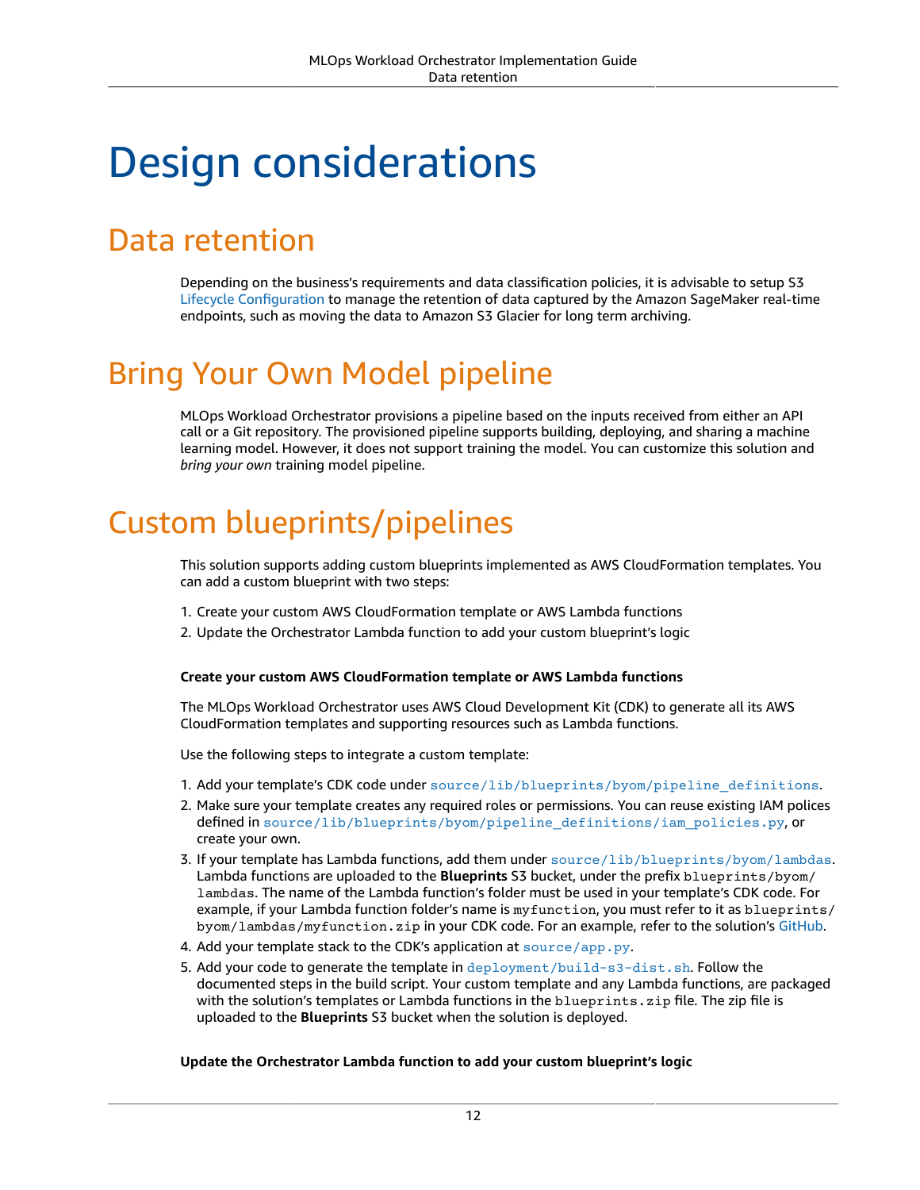# Design considerations

## Data retention

Depending on the business's requirements and data classification policies, it is advisable to setup S3 Lifecycle Configuration to manage the retention of data captured by the Amazon SageMaker real-time endpoints, such as moving the data to Amazon S3 Glacier for long term archiving.

## Bring Your Own Model pipeline

MLOps Workload Orchestrator provisions a pipeline based on the inputs received from either an API call or a Git repository. The provisioned pipeline supports building, deploying, and sharing a machine learning model. However, it does not support training the model. You can customize this solution and *bring your own* training model pipeline.

## Custom blueprints/pipelines

This solution supports adding custom blueprints implemented as AWS CloudFormation templates. You can add a custom blueprint with two steps:

1. Create your custom AWS CloudFormation template or AWS Lambda functions
2. Update the Orchestrator Lambda function to add your custom blueprint's logic

**Create your custom AWS CloudFormation template or AWS Lambda functions**

The MLOps Workload Orchestrator uses AWS Cloud Development Kit (CDK) to generate all its AWS CloudFormation templates and supporting resources such as Lambda functions.

Use the following steps to integrate a custom template:

1. Add your template's CDK code under `source/lib/blueprints/byom/pipeline_definitions`.
2. Make sure your template creates any required roles or permissions. You can reuse existing IAM polices defined in `source/lib/blueprints/byom/pipeline_definitions/iam_policies.py`, or create your own.
3. If your template has Lambda functions, add them under `source/lib/blueprints/byom/lambdas`. Lambda functions are uploaded to the **Blueprints** S3 bucket, under the prefix `blueprints/byom/lambdas`. The name of the Lambda function's folder must be used in your template's CDK code. For example, if your Lambda function folder's name is `myfunction`, you must refer to it as `blueprints/byom/lambdas/myfunction.zip` in your CDK code. For an example, refer to the solution's GitHub.
4. Add your template stack to the CDK's application at `source/app.py`.
5. Add your code to generate the template in `deployment/build-s3-dist.sh`. Follow the documented steps in the build script. Your custom template and any Lambda functions, are packaged with the solution's templates or Lambda functions in the `blueprints.zip` file. The zip file is uploaded to the **Blueprints** S3 bucket when the solution is deployed.

**Update the Orchestrator Lambda function to add your custom blueprint's logic**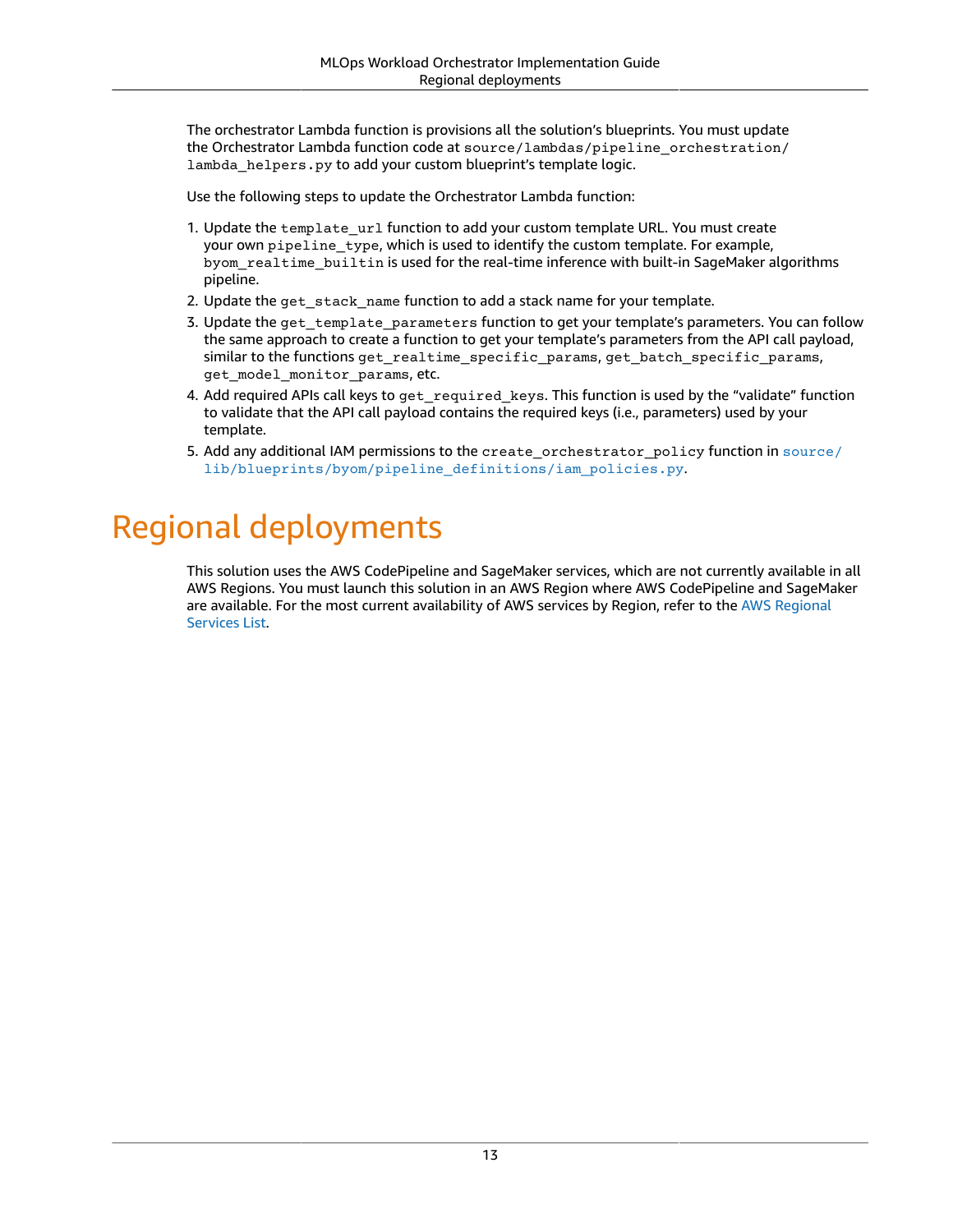The orchestrator Lambda function is provisions all the solution's blueprints. You must update the Orchestrator Lambda function code at `source/lambdas/pipeline_orchestration/lambda_helpers.py` to add your custom blueprint's template logic.

Use the following steps to update the Orchestrator Lambda function:

1. Update the `template_url` function to add your custom template URL. You must create your own `pipeline_type`, which is used to identify the custom template. For example, `byom_realtime_builtin` is used for the real-time inference with built-in SageMaker algorithms pipeline.
2. Update the `get_stack_name` function to add a stack name for your template.
3. Update the `get_template_parameters` function to get your template's parameters. You can follow the same approach to create a function to get your template's parameters from the API call payload, similar to the functions `get_realtime_specific_params`, `get_batch_specific_params`, `get_model_monitor_params`, etc.
4. Add required APIs call keys to `get_required_keys`. This function is used by the "validate" function to validate that the API call payload contains the required keys (i.e., parameters) used by your template.
5. Add any additional IAM permissions to the `create_orchestrator_policy` function in `source/lib/blueprints/byom/pipeline_definitions/iam_policies.py`.

# Regional deployments

This solution uses the AWS CodePipeline and SageMaker services, which are not currently available in all AWS Regions. You must launch this solution in an AWS Region where AWS CodePipeline and SageMaker are available. For the most current availability of AWS services by Region, refer to the AWS Regional Services List.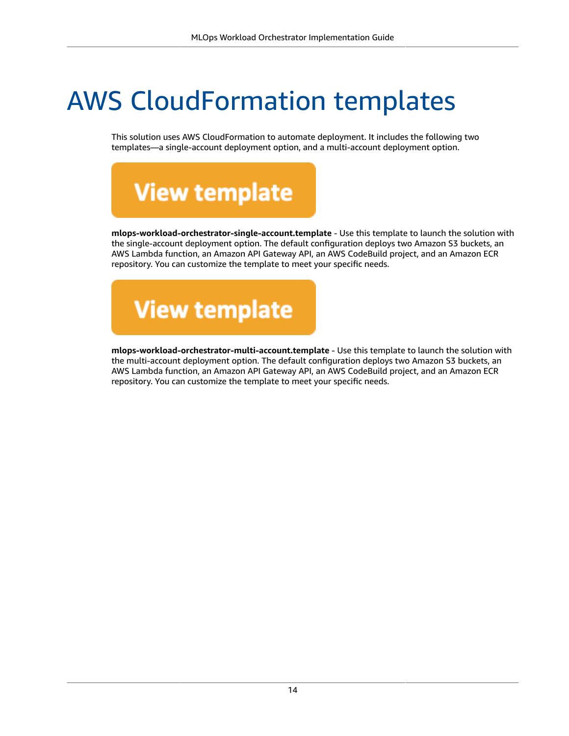# AWS CloudFormation templates

This solution uses AWS CloudFormation to automate deployment. It includes the following two templates—a single-account deployment option, and a multi-account deployment option.

View template

**mlops-workload-orchestrator-single-account.template** - Use this template to launch the solution with the single-account deployment option. The default configuration deploys two Amazon S3 buckets, an AWS Lambda function, an Amazon API Gateway API, an AWS CodeBuild project, and an Amazon ECR repository. You can customize the template to meet your specific needs.

View template

**mlops-workload-orchestrator-multi-account.template** - Use this template to launch the solution with the multi-account deployment option. The default configuration deploys two Amazon S3 buckets, an AWS Lambda function, an Amazon API Gateway API, an AWS CodeBuild project, and an Amazon ECR repository. You can customize the template to meet your specific needs.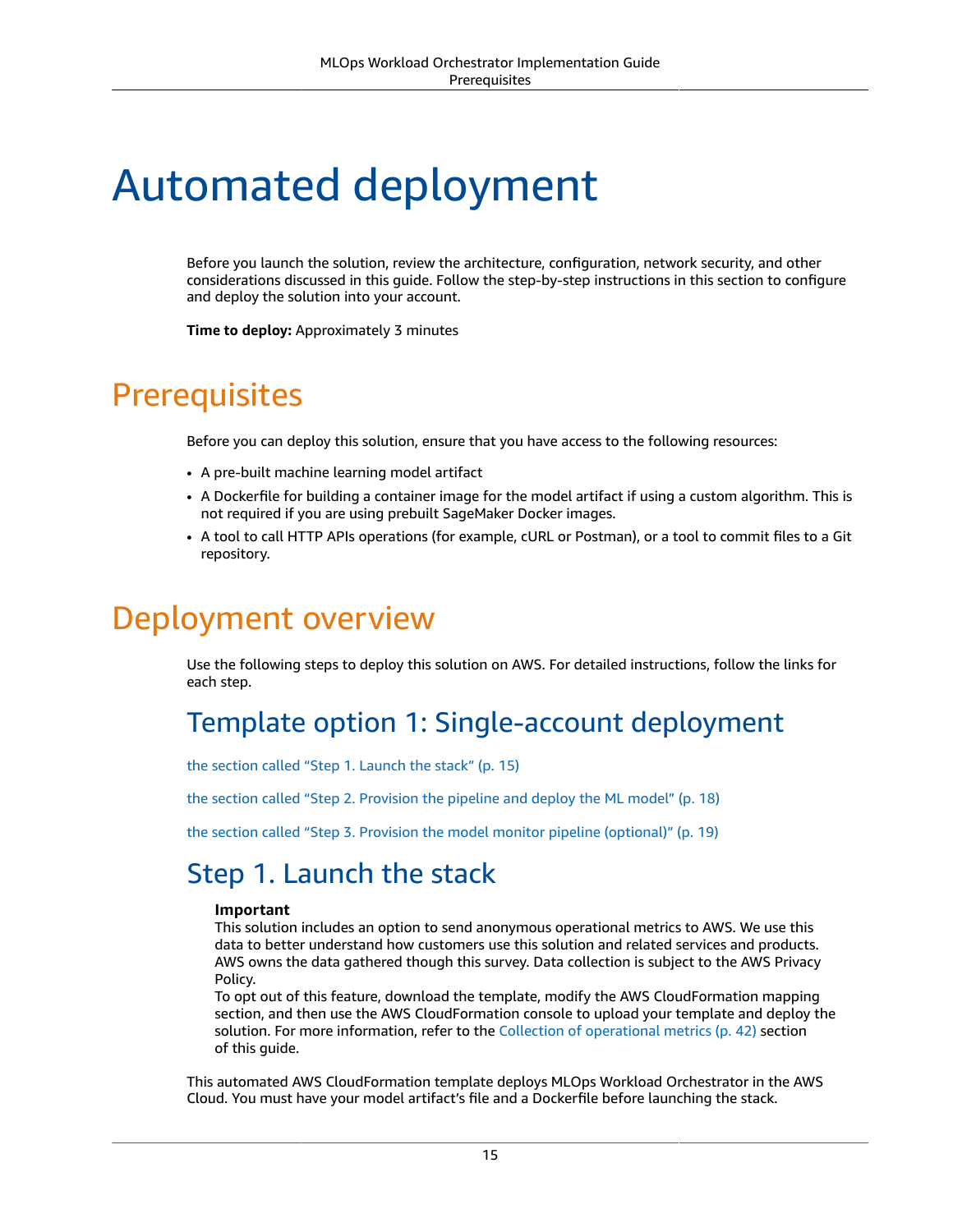# Automated deployment

Before you launch the solution, review the architecture, configuration, network security, and other considerations discussed in this guide. Follow the step-by-step instructions in this section to configure and deploy the solution into your account.

**Time to deploy:** Approximately 3 minutes

## Prerequisites

Before you can deploy this solution, ensure that you have access to the following resources:

- A pre-built machine learning model artifact
- A Dockerfile for building a container image for the model artifact if using a custom algorithm. This is not required if you are using prebuilt SageMaker Docker images.
- A tool to call HTTP APIs operations (for example, cURL or Postman), or a tool to commit files to a Git repository.

## Deployment overview

Use the following steps to deploy this solution on AWS. For detailed instructions, follow the links for each step.

### Template option 1: Single-account deployment

the section called "Step 1. Launch the stack" (p. 15)

the section called "Step 2. Provision the pipeline and deploy the ML model" (p. 18)

the section called "Step 3. Provision the model monitor pipeline (optional)" (p. 19)

### Step 1. Launch the stack

**Important**
This solution includes an option to send anonymous operational metrics to AWS. We use this data to better understand how customers use this solution and related services and products. AWS owns the data gathered though this survey. Data collection is subject to the AWS Privacy Policy.
To opt out of this feature, download the template, modify the AWS CloudFormation mapping section, and then use the AWS CloudFormation console to upload your template and deploy the solution. For more information, refer to the Collection of operational metrics (p. 42) section of this guide.

This automated AWS CloudFormation template deploys MLOps Workload Orchestrator in the AWS Cloud. You must have your model artifact's file and a Dockerfile before launching the stack.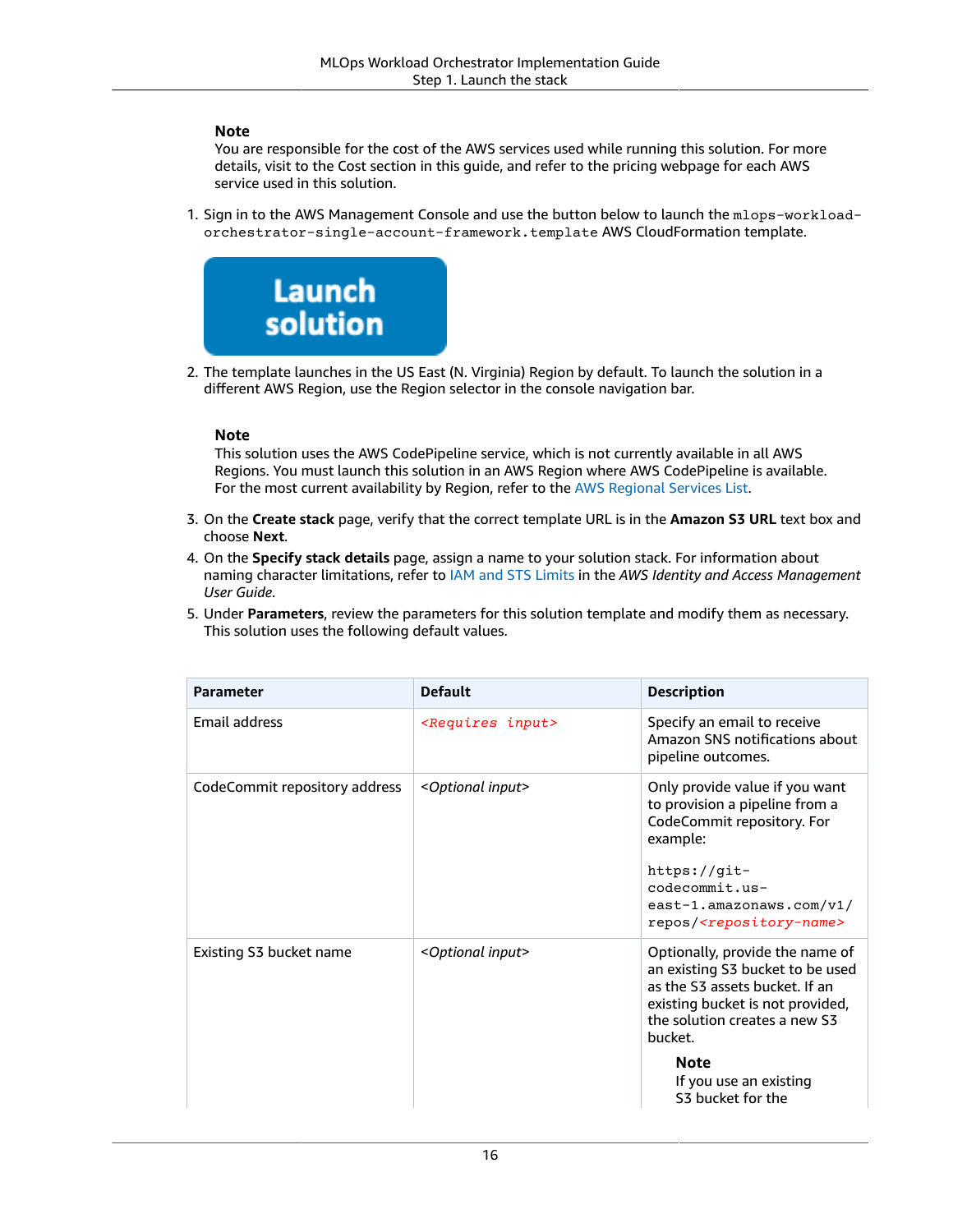**Note**

You are responsible for the cost of the AWS services used while running this solution. For more details, visit to the Cost section in this guide, and refer to the pricing webpage for each AWS service used in this solution.

1. Sign in to the AWS Management Console and use the button below to launch the `mlops-workload-orchestrator-single-account-framework.template` AWS CloudFormation template.

   **Launch solution**

2. The template launches in the US East (N. Virginia) Region by default. To launch the solution in a different AWS Region, use the Region selector in the console navigation bar.

   **Note**

   This solution uses the AWS CodePipeline service, which is not currently available in all AWS Regions. You must launch this solution in an AWS Region where AWS CodePipeline is available. For the most current availability by Region, refer to the AWS Regional Services List.

3. On the **Create stack** page, verify that the correct template URL is in the **Amazon S3 URL** text box and choose **Next**.
4. On the **Specify stack details** page, assign a name to your solution stack. For information about naming character limitations, refer to IAM and STS Limits in the *AWS Identity and Access Management User Guide*.
5. Under **Parameters**, review the parameters for this solution template and modify them as necessary. This solution uses the following default values.

| Parameter | Default | Description |
| --- | --- | --- |
| Email address | *<Requires input>* | Specify an email to receive Amazon SNS notifications about pipeline outcomes. |
| CodeCommit repository address | *<Optional input>* | Only provide value if you want to provision a pipeline from a CodeCommit repository. For example: `https://git-codecommit.us-east-1.amazonaws.com/v1/repos/<repository-name>` |
| Existing S3 bucket name | *<Optional input>* | Optionally, provide the name of an existing S3 bucket to be used as the S3 assets bucket. If an existing bucket is not provided, the solution creates a new S3 bucket. **Note** If you use an existing S3 bucket for the |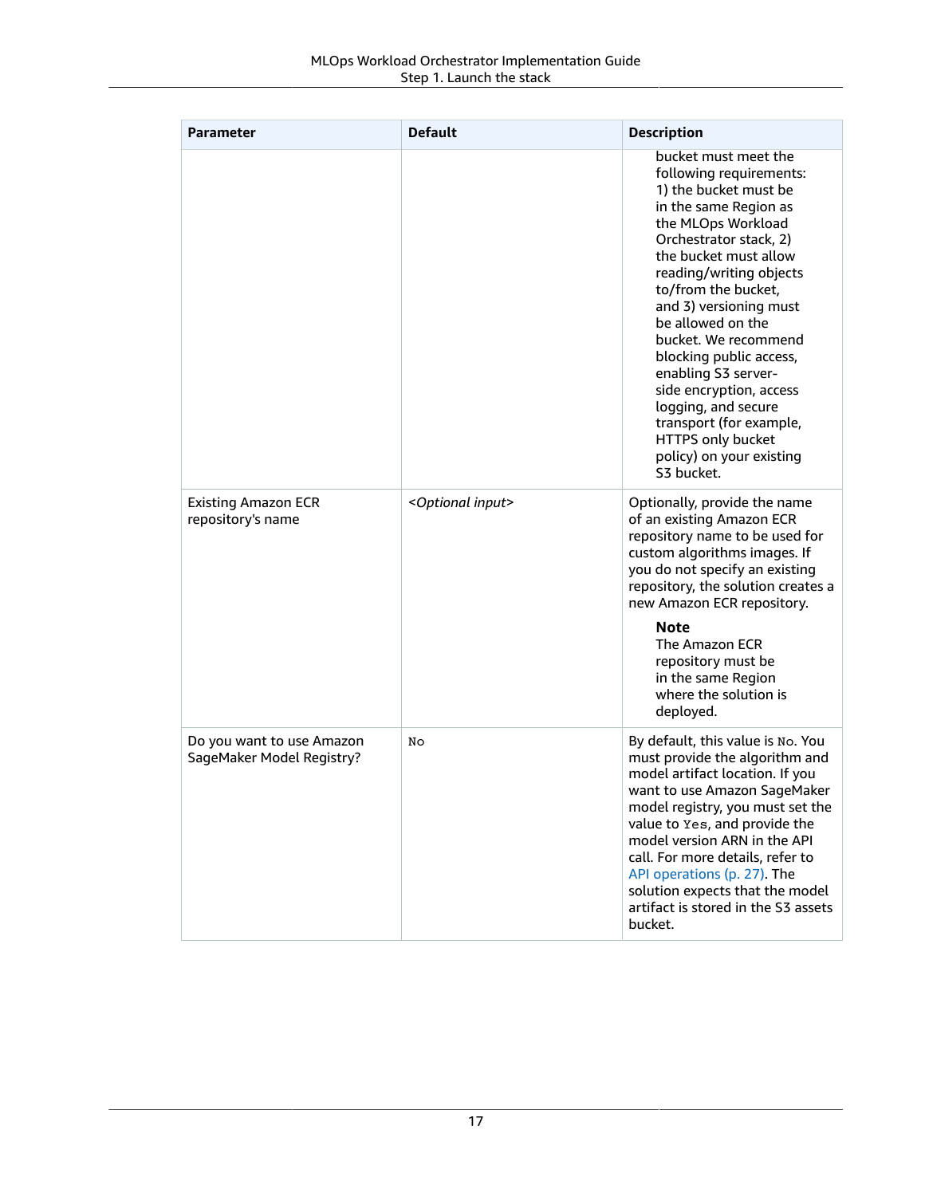| Parameter | Default | Description |
| --- | --- | --- |
| | | bucket must meet the following requirements: 1) the bucket must be in the same Region as the MLOps Workload Orchestrator stack, 2) the bucket must allow reading/writing objects to/from the bucket, and 3) versioning must be allowed on the bucket. We recommend blocking public access, enabling S3 server-side encryption, access logging, and secure transport (for example, HTTPS only bucket policy) on your existing S3 bucket. |
| Existing Amazon ECR repository's name | *<Optional input>* | Optionally, provide the name of an existing Amazon ECR repository name to be used for custom algorithms images. If you do not specify an existing repository, the solution creates a new Amazon ECR repository. **Note** The Amazon ECR repository must be in the same Region where the solution is deployed. |
| Do you want to use Amazon SageMaker Model Registry? | `No` | By default, this value is `No`. You must provide the algorithm and model artifact location. If you want to use Amazon SageMaker model registry, you must set the value to `Yes`, and provide the model version ARN in the API call. For more details, refer to API operations (p. 27). The solution expects that the model artifact is stored in the S3 assets bucket. |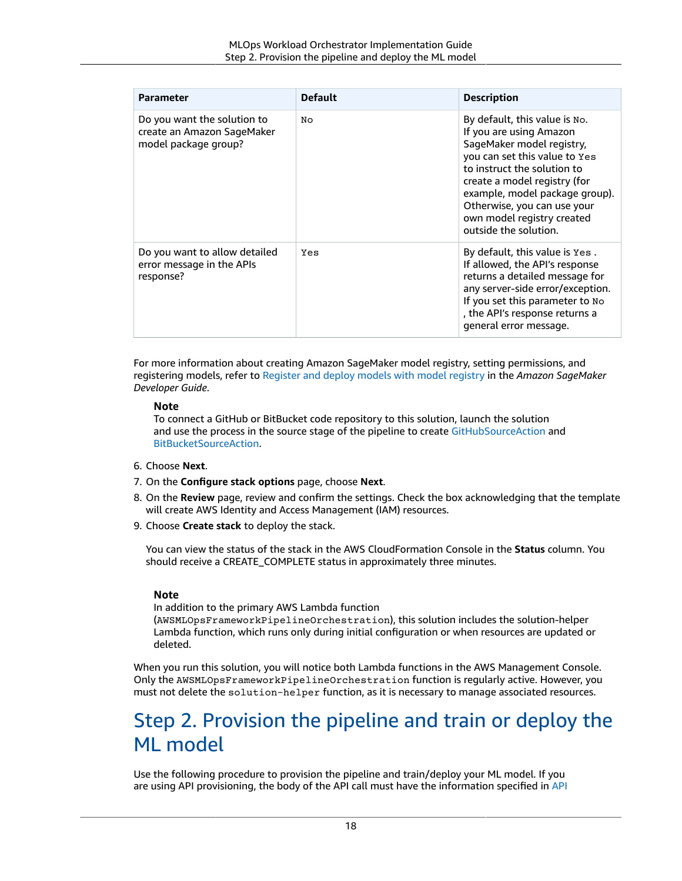| Parameter | Default | Description |
| --- | --- | --- |
| Do you want the solution to create an Amazon SageMaker model package group? | `No` | By default, this value is `No`. If you are using Amazon SageMaker model registry, you can set this value to `Yes` to instruct the solution to create a model registry (for example, model package group). Otherwise, you can use your own model registry created outside the solution. |
| Do you want to allow detailed error message in the APIs response? | `Yes` | By default, this value is `Yes` . If allowed, the API's response returns a detailed message for any server-side error/exception. If you set this parameter to `No` , the API's response returns a general error message. |

For more information about creating Amazon SageMaker model registry, setting permissions, and registering models, refer to Register and deploy models with model registry in the *Amazon SageMaker Developer Guide*.

> **Note**
> To connect a GitHub or BitBucket code repository to this solution, launch the solution and use the process in the source stage of the pipeline to create GitHubSourceAction and BitBucketSourceAction.

6. Choose **Next**.
7. On the **Configure stack options** page, choose **Next**.
8. On the **Review** page, review and confirm the settings. Check the box acknowledging that the template will create AWS Identity and Access Management (IAM) resources.
9. Choose **Create stack** to deploy the stack.

   You can view the status of the stack in the AWS CloudFormation Console in the **Status** column. You should receive a CREATE_COMPLETE status in approximately three minutes.

> **Note**
> In addition to the primary AWS Lambda function (`AWSMLOpsFrameworkPipelineOrchestration`), this solution includes the solution-helper Lambda function, which runs only during initial configuration or when resources are updated or deleted.

When you run this solution, you will notice both Lambda functions in the AWS Management Console. Only the `AWSMLOpsFrameworkPipelineOrchestration` function is regularly active. However, you must not delete the `solution-helper` function, as it is necessary to manage associated resources.

# Step 2. Provision the pipeline and train or deploy the ML model

Use the following procedure to provision the pipeline and train/deploy your ML model. If you are using API provisioning, the body of the API call must have the information specified in API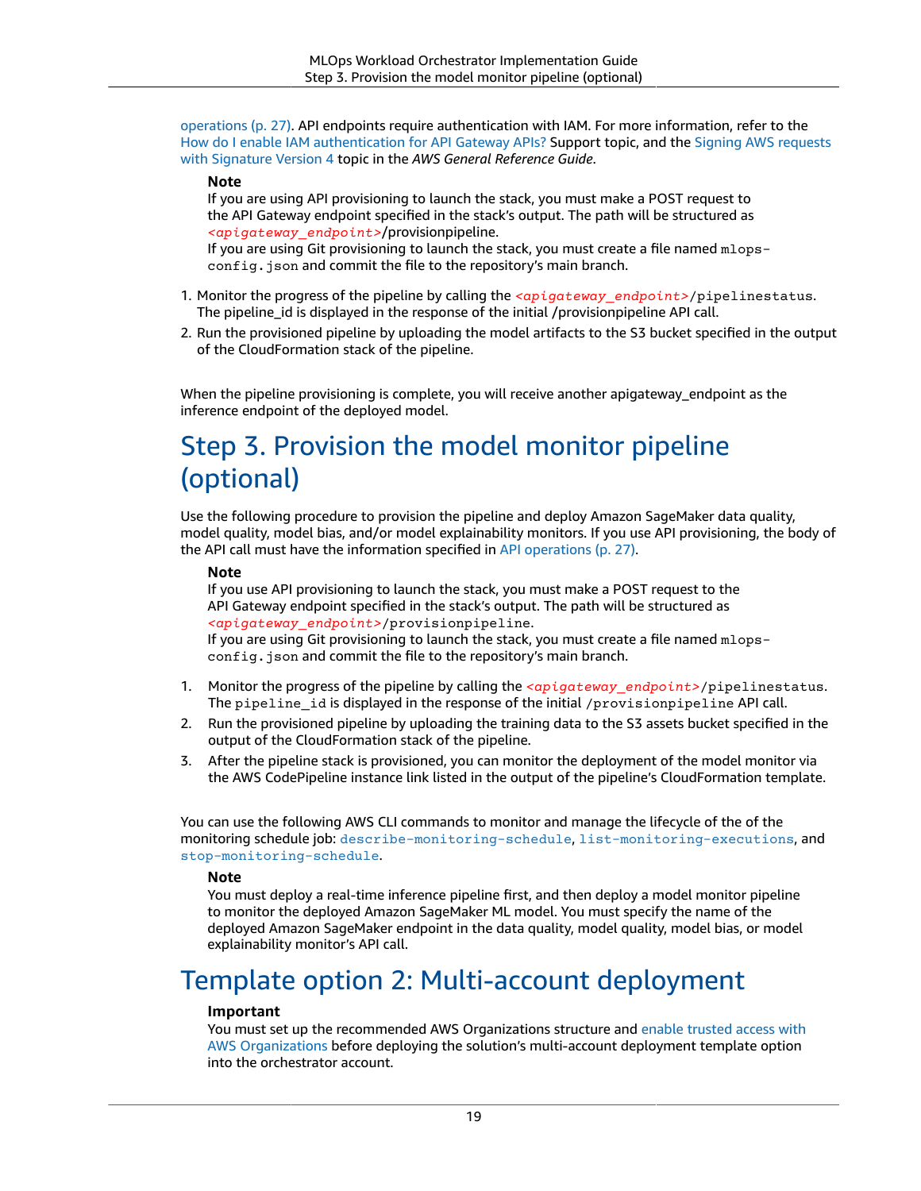operations (p. 27). API endpoints require authentication with IAM. For more information, refer to the How do I enable IAM authentication for API Gateway APIs? Support topic, and the Signing AWS requests with Signature Version 4 topic in the *AWS General Reference Guide*.

> **Note**
> If you are using API provisioning to launch the stack, you must make a POST request to the API Gateway endpoint specified in the stack's output. The path will be structured as *<apigateway_endpoint>*/provisionpipeline.
> If you are using Git provisioning to launch the stack, you must create a file named `mlops-config.json` and commit the file to the repository's main branch.

1. Monitor the progress of the pipeline by calling the *<apigateway_endpoint>*`/pipelinestatus`. The pipeline_id is displayed in the response of the initial /provisionpipeline API call.
2. Run the provisioned pipeline by uploading the model artifacts to the S3 bucket specified in the output of the CloudFormation stack of the pipeline.

When the pipeline provisioning is complete, you will receive another apigateway_endpoint as the inference endpoint of the deployed model.

## Step 3. Provision the model monitor pipeline (optional)

Use the following procedure to provision the pipeline and deploy Amazon SageMaker data quality, model quality, model bias, and/or model explainability monitors. If you use API provisioning, the body of the API call must have the information specified in API operations (p. 27).

> **Note**
> If you use API provisioning to launch the stack, you must make a POST request to the API Gateway endpoint specified in the stack's output. The path will be structured as *<apigateway_endpoint>*`/provisionpipeline`.
> If you are using Git provisioning to launch the stack, you must create a file named `mlops-config.json` and commit the file to the repository's main branch.

1. Monitor the progress of the pipeline by calling the *<apigateway_endpoint>*`/pipelinestatus`. The `pipeline_id` is displayed in the response of the initial `/provisionpipeline` API call.
2. Run the provisioned pipeline by uploading the training data to the S3 assets bucket specified in the output of the CloudFormation stack of the pipeline.
3. After the pipeline stack is provisioned, you can monitor the deployment of the model monitor via the AWS CodePipeline instance link listed in the output of the pipeline's CloudFormation template.

You can use the following AWS CLI commands to monitor and manage the lifecycle of the of the monitoring schedule job: `describe-monitoring-schedule`, `list-monitoring-executions`, and `stop-monitoring-schedule`.

> **Note**
> You must deploy a real-time inference pipeline first, and then deploy a model monitor pipeline to monitor the deployed Amazon SageMaker ML model. You must specify the name of the deployed Amazon SageMaker endpoint in the data quality, model quality, model bias, or model explainability monitor's API call.

# Template option 2: Multi-account deployment

> **Important**
> You must set up the recommended AWS Organizations structure and enable trusted access with AWS Organizations before deploying the solution's multi-account deployment template option into the orchestrator account.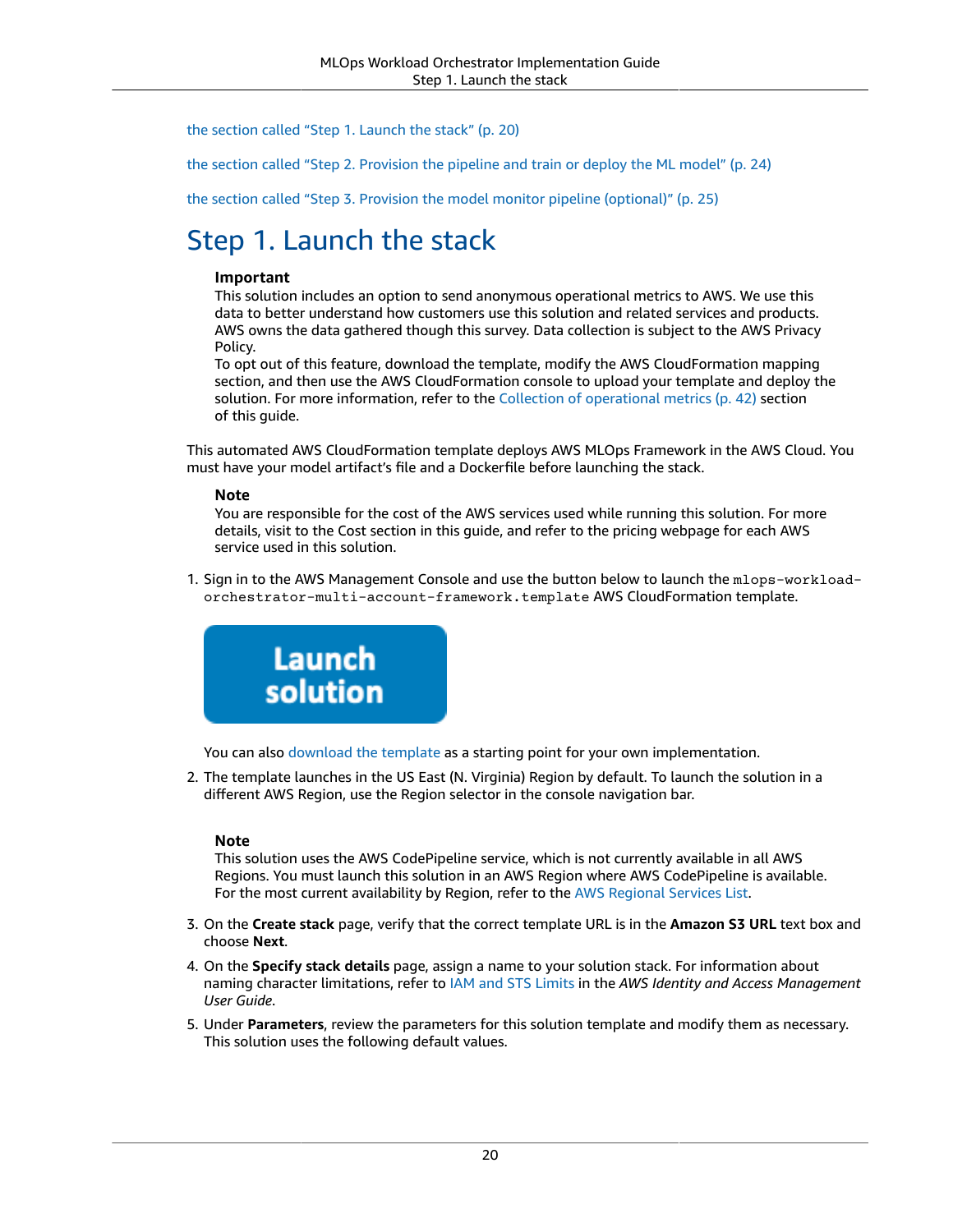the section called "Step 1. Launch the stack" (p. 20)

the section called "Step 2. Provision the pipeline and train or deploy the ML model" (p. 24)

the section called "Step 3. Provision the model monitor pipeline (optional)" (p. 25)

## Step 1. Launch the stack

> **Important**
> This solution includes an option to send anonymous operational metrics to AWS. We use this data to better understand how customers use this solution and related services and products. AWS owns the data gathered though this survey. Data collection is subject to the AWS Privacy Policy.
> To opt out of this feature, download the template, modify the AWS CloudFormation mapping section, and then use the AWS CloudFormation console to upload your template and deploy the solution. For more information, refer to the Collection of operational metrics (p. 42) section of this guide.

This automated AWS CloudFormation template deploys AWS MLOps Framework in the AWS Cloud. You must have your model artifact's file and a Dockerfile before launching the stack.

> **Note**
> You are responsible for the cost of the AWS services used while running this solution. For more details, visit to the Cost section in this guide, and refer to the pricing webpage for each AWS service used in this solution.

1. Sign in to the AWS Management Console and use the button below to launch the `mlops-workload-orchestrator-multi-account-framework.template` AWS CloudFormation template.

   Launch solution

   You can also download the template as a starting point for your own implementation.

2. The template launches in the US East (N. Virginia) Region by default. To launch the solution in a different AWS Region, use the Region selector in the console navigation bar.

   > **Note**
   > This solution uses the AWS CodePipeline service, which is not currently available in all AWS Regions. You must launch this solution in an AWS Region where AWS CodePipeline is available. For the most current availability by Region, refer to the AWS Regional Services List.

3. On the **Create stack** page, verify that the correct template URL is in the **Amazon S3 URL** text box and choose **Next**.

4. On the **Specify stack details** page, assign a name to your solution stack. For information about naming character limitations, refer to IAM and STS Limits in the *AWS Identity and Access Management User Guide*.

5. Under **Parameters**, review the parameters for this solution template and modify them as necessary. This solution uses the following default values.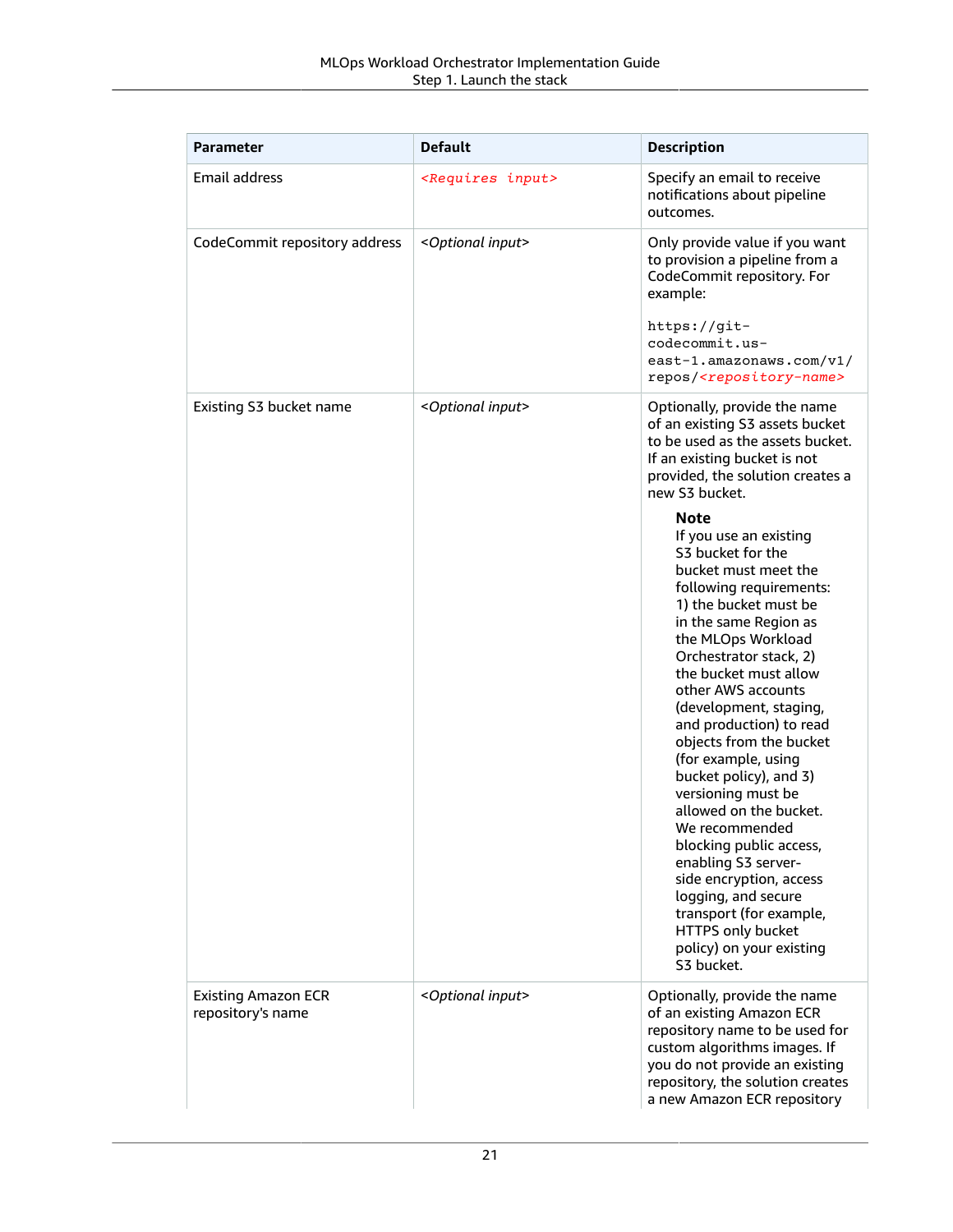| Parameter | Default | Description |
| --- | --- | --- |
| Email address | *<Requires input>* | Specify an email to receive notifications about pipeline outcomes. |
| CodeCommit repository address | *<Optional input>* | Only provide value if you want to provision a pipeline from a CodeCommit repository. For example: `https://git-codecommit.us-east-1.amazonaws.com/v1/repos/<repository-name>` |
| Existing S3 bucket name | *<Optional input>* | Optionally, provide the name of an existing S3 assets bucket to be used as the assets bucket. If an existing bucket is not provided, the solution creates a new S3 bucket. **Note** If you use an existing S3 bucket for the bucket must meet the following requirements: 1) the bucket must be in the same Region as the MLOps Workload Orchestrator stack, 2) the bucket must allow other AWS accounts (development, staging, and production) to read objects from the bucket (for example, using bucket policy), and 3) versioning must be allowed on the bucket. We recommended blocking public access, enabling S3 server-side encryption, access logging, and secure transport (for example, HTTPS only bucket policy) on your existing S3 bucket. |
| Existing Amazon ECR repository's name | *<Optional input>* | Optionally, provide the name of an existing Amazon ECR repository name to be used for custom algorithms images. If you do not provide an existing repository, the solution creates a new Amazon ECR repository |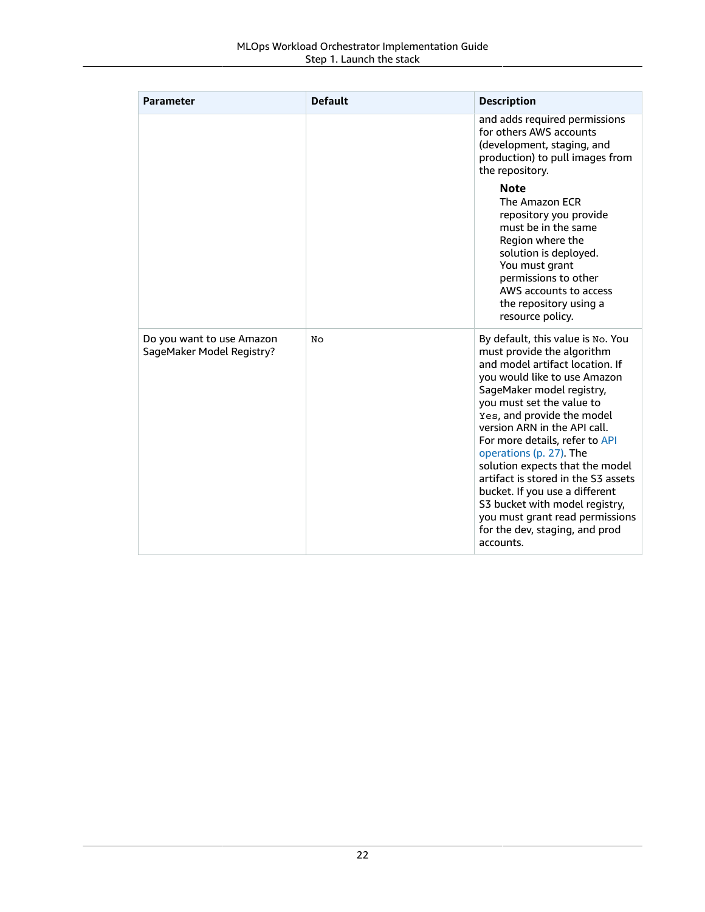| Parameter | Default | Description |
| --- | --- | --- |
| | | and adds required permissions for others AWS accounts (development, staging, and production) to pull images from the repository. **Note** The Amazon ECR repository you provide must be in the same Region where the solution is deployed. You must grant permissions to other AWS accounts to access the repository using a resource policy. |
| Do you want to use Amazon SageMaker Model Registry? | `No` | By default, this value is `No`. You must provide the algorithm and model artifact location. If you would like to use Amazon SageMaker model registry, you must set the value to `Yes`, and provide the model version ARN in the API call. For more details, refer to API operations (p. 27). The solution expects that the model artifact is stored in the S3 assets bucket. If you use a different S3 bucket with model registry, you must grant read permissions for the dev, staging, and prod accounts. |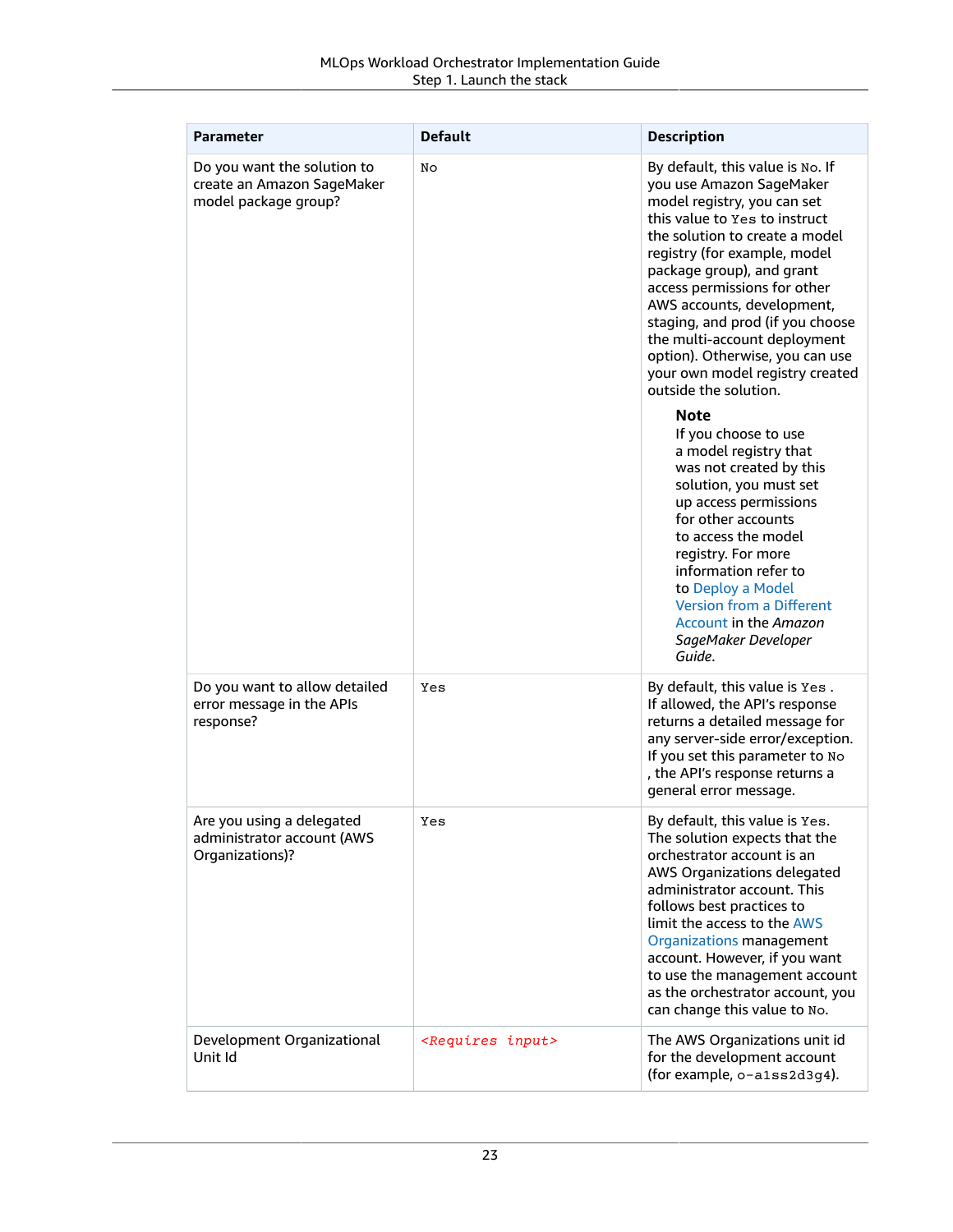| Parameter | Default | Description |
| --- | --- | --- |
| Do you want the solution to create an Amazon SageMaker model package group? | `No` | By default, this value is `No`. If you use Amazon SageMaker model registry, you can set this value to `Yes` to instruct the solution to create a model registry (for example, model package group), and grant access permissions for other AWS accounts, development, staging, and prod (if you choose the multi-account deployment option). Otherwise, you can use your own model registry created outside the solution. **Note** If you choose to use a model registry that was not created by this solution, you must set up access permissions for other accounts to access the model registry. For more information refer to to Deploy a Model Version from a Different Account in the *Amazon SageMaker Developer Guide*. |
| Do you want to allow detailed error message in the APIs response? | `Yes` | By default, this value is `Yes` . If allowed, the API's response returns a detailed message for any server-side error/exception. If you set this parameter to `No` , the API's response returns a general error message. |
| Are you using a delegated administrator account (AWS Organizations)? | `Yes` | By default, this value is `Yes`. The solution expects that the orchestrator account is an AWS Organizations delegated administrator account. This follows best practices to limit the access to the AWS Organizations management account. However, if you want to use the management account as the orchestrator account, you can change this value to `No`. |
| Development Organizational Unit Id | *<Requires input>* | The AWS Organizations unit id for the development account (for example, `o-a1ss2d3g4`). |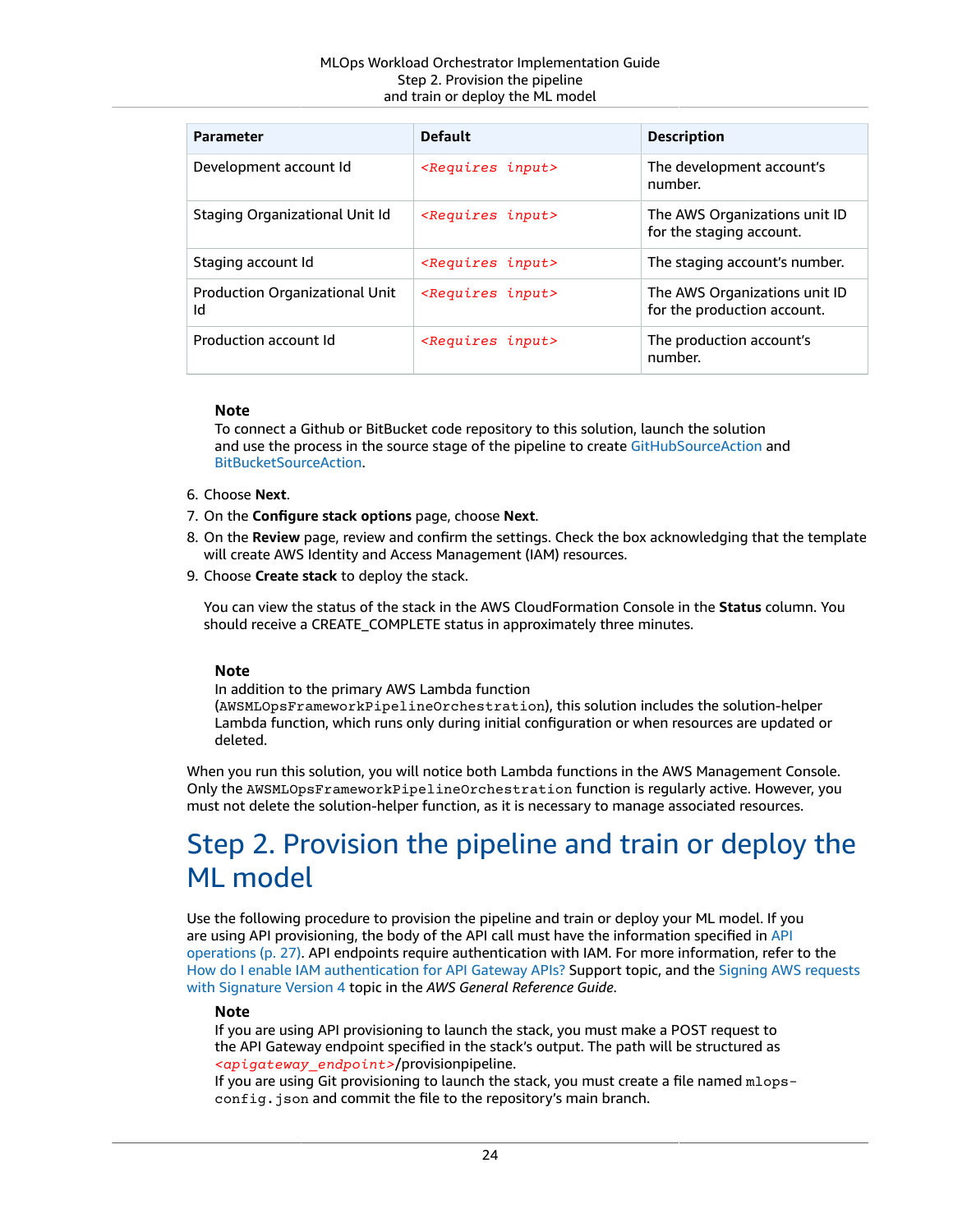| Parameter | Default | Description |
| --- | --- | --- |
| Development account Id | *<Requires input>* | The development account's number. |
| Staging Organizational Unit Id | *<Requires input>* | The AWS Organizations unit ID for the staging account. |
| Staging account Id | *<Requires input>* | The staging account's number. |
| Production Organizational Unit Id | *<Requires input>* | The AWS Organizations unit ID for the production account. |
| Production account Id | *<Requires input>* | The production account's number. |

> **Note**
> To connect a Github or BitBucket code repository to this solution, launch the solution and use the process in the source stage of the pipeline to create GitHubSourceAction and BitBucketSourceAction.

6. Choose **Next**.
7. On the **Configure stack options** page, choose **Next**.
8. On the **Review** page, review and confirm the settings. Check the box acknowledging that the template will create AWS Identity and Access Management (IAM) resources.
9. Choose **Create stack** to deploy the stack.

   You can view the status of the stack in the AWS CloudFormation Console in the **Status** column. You should receive a CREATE_COMPLETE status in approximately three minutes.

> **Note**
> In addition to the primary AWS Lambda function (`AWSMLOpsFrameworkPipelineOrchestration`), this solution includes the solution-helper Lambda function, which runs only during initial configuration or when resources are updated or deleted.

When you run this solution, you will notice both Lambda functions in the AWS Management Console. Only the `AWSMLOpsFrameworkPipelineOrchestration` function is regularly active. However, you must not delete the solution-helper function, as it is necessary to manage associated resources.

# Step 2. Provision the pipeline and train or deploy the ML model

Use the following procedure to provision the pipeline and train or deploy your ML model. If you are using API provisioning, the body of the API call must have the information specified in API operations (p. 27). API endpoints require authentication with IAM. For more information, refer to the How do I enable IAM authentication for API Gateway APIs? Support topic, and the Signing AWS requests with Signature Version 4 topic in the *AWS General Reference Guide*.

> **Note**
> If you are using API provisioning to launch the stack, you must make a POST request to the API Gateway endpoint specified in the stack's output. The path will be structured as *<apigateway_endpoint>*/provisionpipeline.
> If you are using Git provisioning to launch the stack, you must create a file named `mlops-config.json` and commit the file to the repository's main branch.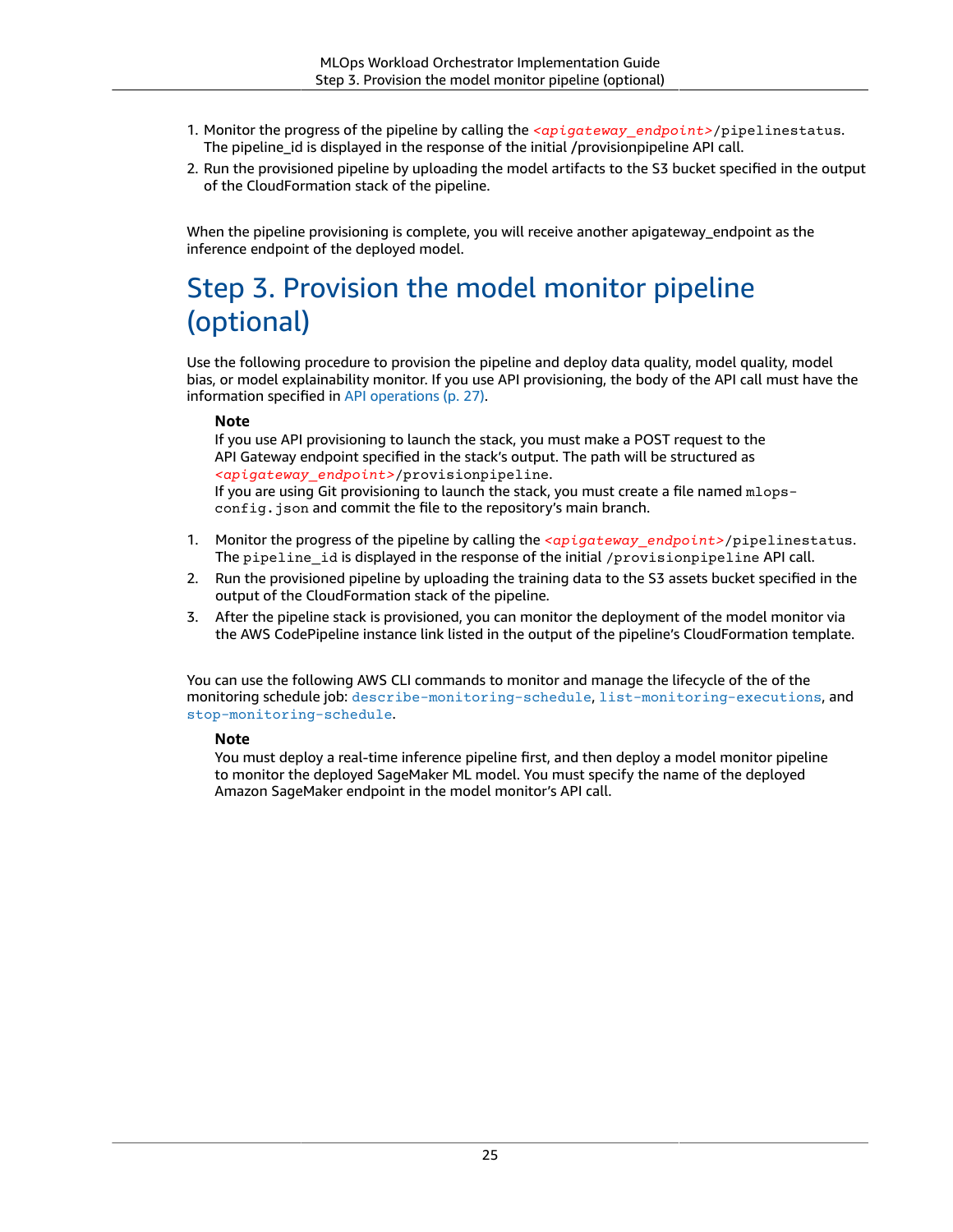1. Monitor the progress of the pipeline by calling the `<apigateway_endpoint>/pipelinestatus`. The pipeline_id is displayed in the response of the initial /provisionpipeline API call.
2. Run the provisioned pipeline by uploading the model artifacts to the S3 bucket specified in the output of the CloudFormation stack of the pipeline.

When the pipeline provisioning is complete, you will receive another apigateway_endpoint as the inference endpoint of the deployed model.

# Step 3. Provision the model monitor pipeline (optional)

Use the following procedure to provision the pipeline and deploy data quality, model quality, model bias, or model explainability monitor. If you use API provisioning, the body of the API call must have the information specified in API operations (p. 27).

> **Note**
>
> If you use API provisioning to launch the stack, you must make a POST request to the API Gateway endpoint specified in the stack's output. The path will be structured as `<apigateway_endpoint>/provisionpipeline`.
>
> If you are using Git provisioning to launch the stack, you must create a file named `mlops-config.json` and commit the file to the repository's main branch.

1. Monitor the progress of the pipeline by calling the `<apigateway_endpoint>/pipelinestatus`. The `pipeline_id` is displayed in the response of the initial `/provisionpipeline` API call.
2. Run the provisioned pipeline by uploading the training data to the S3 assets bucket specified in the output of the CloudFormation stack of the pipeline.
3. After the pipeline stack is provisioned, you can monitor the deployment of the model monitor via the AWS CodePipeline instance link listed in the output of the pipeline's CloudFormation template.

You can use the following AWS CLI commands to monitor and manage the lifecycle of the of the monitoring schedule job: `describe-monitoring-schedule`, `list-monitoring-executions`, and `stop-monitoring-schedule`.

> **Note**
>
> You must deploy a real-time inference pipeline first, and then deploy a model monitor pipeline to monitor the deployed SageMaker ML model. You must specify the name of the deployed Amazon SageMaker endpoint in the model monitor's API call.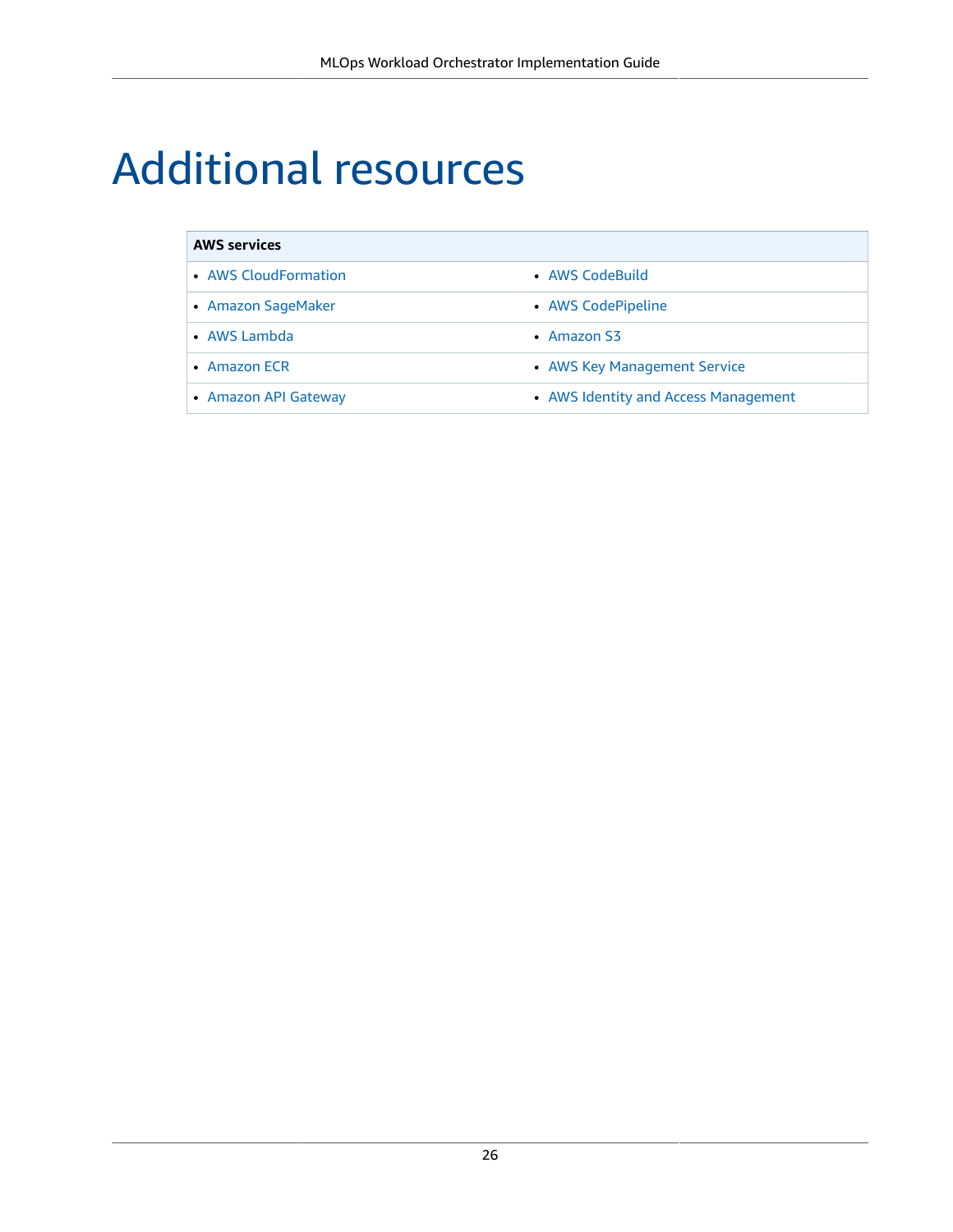# Additional resources

| AWS services | |
|---|---|
| • AWS CloudFormation | • AWS CodeBuild |
| • Amazon SageMaker | • AWS CodePipeline |
| • AWS Lambda | • Amazon S3 |
| • Amazon ECR | • AWS Key Management Service |
| • Amazon API Gateway | • AWS Identity and Access Management |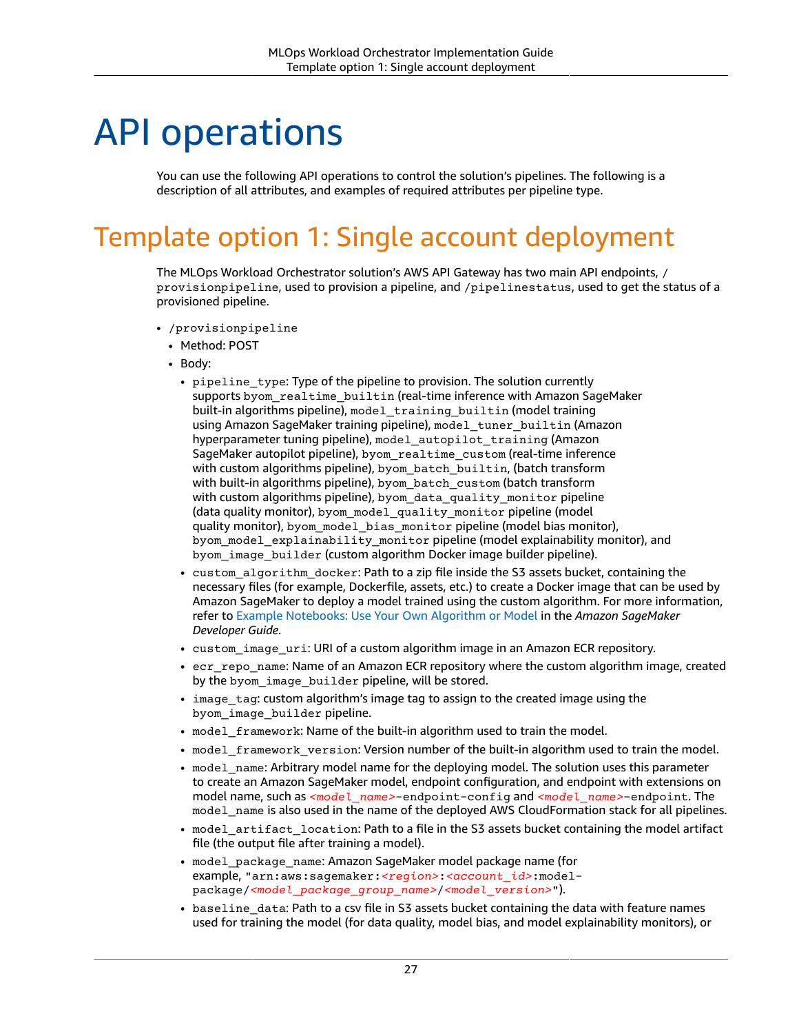# API operations

You can use the following API operations to control the solution's pipelines. The following is a description of all attributes, and examples of required attributes per pipeline type.

## Template option 1: Single account deployment

The MLOps Workload Orchestrator solution's AWS API Gateway has two main API endpoints, `/provisionpipeline`, used to provision a pipeline, and `/pipelinestatus`, used to get the status of a provisioned pipeline.

- `/provisionpipeline`
  - Method: POST
  - Body:
    - `pipeline_type`: Type of the pipeline to provision. The solution currently supports `byom_realtime_builtin` (real-time inference with Amazon SageMaker built-in algorithms pipeline), `model_training_builtin` (model training using Amazon SageMaker training pipeline), `model_tuner_builtin` (Amazon hyperparameter tuning pipeline), `model_autopilot_training` (Amazon SageMaker autopilot pipeline), `byom_realtime_custom` (real-time inference with custom algorithms pipeline), `byom_batch_builtin`, (batch transform with built-in algorithms pipeline), `byom_batch_custom` (batch transform with custom algorithms pipeline), `byom_data_quality_monitor` pipeline (data quality monitor), `byom_model_quality_monitor` pipeline (model quality monitor), `byom_model_bias_monitor` pipeline (model bias monitor), `byom_model_explainability_monitor` pipeline (model explainability monitor), and `byom_image_builder` (custom algorithm Docker image builder pipeline).
    - `custom_algorithm_docker`: Path to a zip file inside the S3 assets bucket, containing the necessary files (for example, Dockerfile, assets, etc.) to create a Docker image that can be used by Amazon SageMaker to deploy a model trained using the custom algorithm. For more information, refer to Example Notebooks: Use Your Own Algorithm or Model in the *Amazon SageMaker Developer Guide*.
    - `custom_image_uri`: URI of a custom algorithm image in an Amazon ECR repository.
    - `ecr_repo_name`: Name of an Amazon ECR repository where the custom algorithm image, created by the `byom_image_builder` pipeline, will be stored.
    - `image_tag`: custom algorithm's image tag to assign to the created image using the `byom_image_builder` pipeline.
    - `model_framework`: Name of the built-in algorithm used to train the model.
    - `model_framework_version`: Version number of the built-in algorithm used to train the model.
    - `model_name`: Arbitrary model name for the deploying model. The solution uses this parameter to create an Amazon SageMaker model, endpoint configuration, and endpoint with extensions on model name, such as `<model_name>-endpoint-config` and `<model_name>-endpoint`. The `model_name` is also used in the name of the deployed AWS CloudFormation stack for all pipelines.
    - `model_artifact_location`: Path to a file in the S3 assets bucket containing the model artifact file (the output file after training a model).
    - `model_package_name`: Amazon SageMaker model package name (for example, `"arn:aws:sagemaker:<region>:<account_id>:model-package/<model_package_group_name>/<model_version>"`).
    - `baseline_data`: Path to a csv file in S3 assets bucket containing the data with feature names used for training the model (for data quality, model bias, and model explainability monitors), or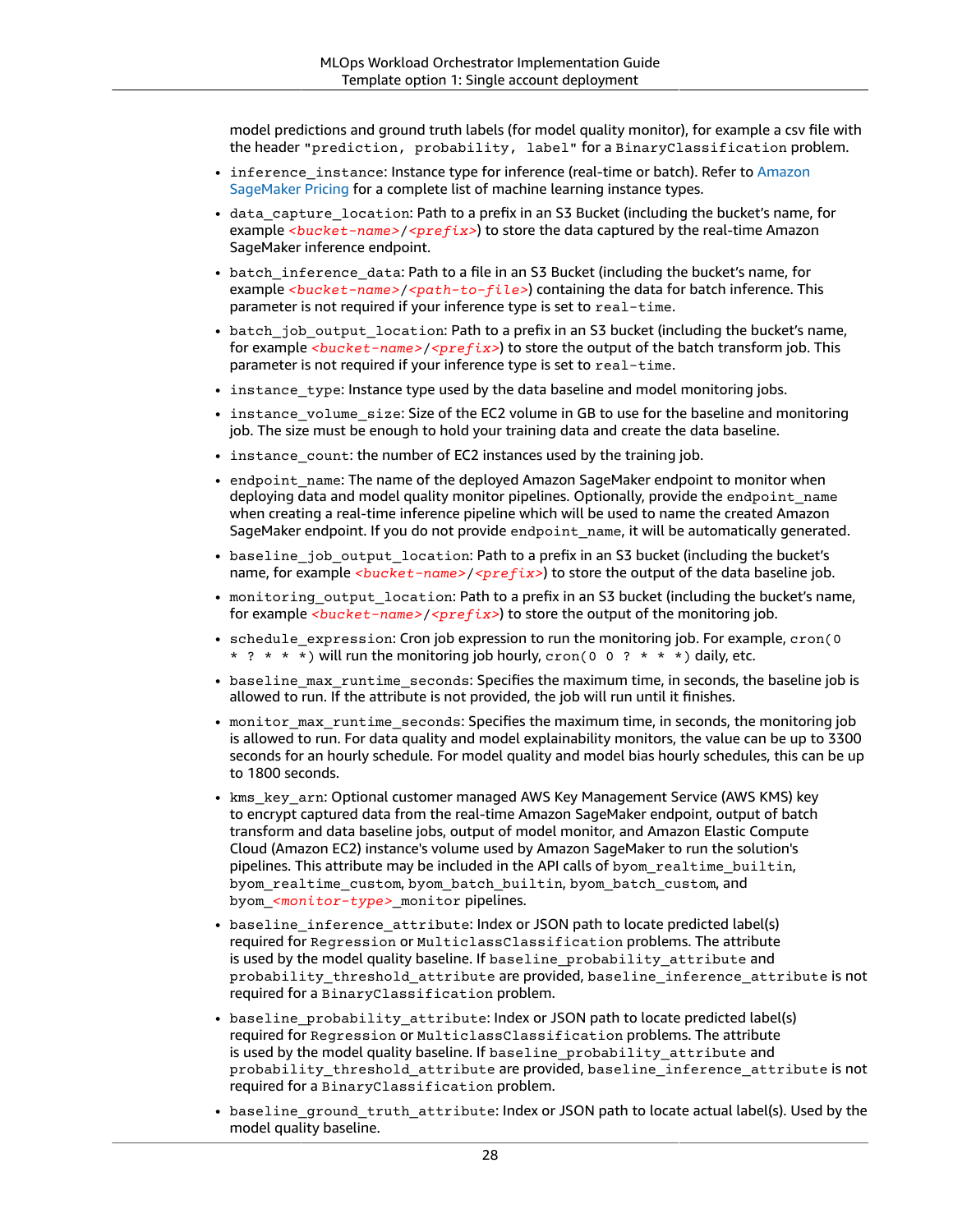model predictions and ground truth labels (for model quality monitor), for example a csv file with the header `"prediction, probability, label"` for a `BinaryClassification` problem.

- `inference_instance`: Instance type for inference (real-time or batch). Refer to Amazon SageMaker Pricing for a complete list of machine learning instance types.
- `data_capture_location`: Path to a prefix in an S3 Bucket (including the bucket's name, for example `<bucket-name>/<prefix>`) to store the data captured by the real-time Amazon SageMaker inference endpoint.
- `batch_inference_data`: Path to a file in an S3 Bucket (including the bucket's name, for example `<bucket-name>/<path-to-file>`) containing the data for batch inference. This parameter is not required if your inference type is set to `real-time`.
- `batch_job_output_location`: Path to a prefix in an S3 bucket (including the bucket's name, for example `<bucket-name>/<prefix>`) to store the output of the batch transform job. This parameter is not required if your inference type is set to `real-time`.
- `instance_type`: Instance type used by the data baseline and model monitoring jobs.
- `instance_volume_size`: Size of the EC2 volume in GB to use for the baseline and monitoring job. The size must be enough to hold your training data and create the data baseline.
- `instance_count`: the number of EC2 instances used by the training job.
- `endpoint_name`: The name of the deployed Amazon SageMaker endpoint to monitor when deploying data and model quality monitor pipelines. Optionally, provide the `endpoint_name` when creating a real-time inference pipeline which will be used to name the created Amazon SageMaker endpoint. If you do not provide `endpoint_name`, it will be automatically generated.
- `baseline_job_output_location`: Path to a prefix in an S3 bucket (including the bucket's name, for example `<bucket-name>/<prefix>`) to store the output of the data baseline job.
- `monitoring_output_location`: Path to a prefix in an S3 bucket (including the bucket's name, for example `<bucket-name>/<prefix>`) to store the output of the monitoring job.
- `schedule_expression`: Cron job expression to run the monitoring job. For example, `cron(0 * ? * * *)` will run the monitoring job hourly, `cron(0 0 ? * * *)` daily, etc.
- `baseline_max_runtime_seconds`: Specifies the maximum time, in seconds, the baseline job is allowed to run. If the attribute is not provided, the job will run until it finishes.
- `monitor_max_runtime_seconds`: Specifies the maximum time, in seconds, the monitoring job is allowed to run. For data quality and model explainability monitors, the value can be up to 3300 seconds for an hourly schedule. For model quality and model bias hourly schedules, this can be up to 1800 seconds.
- `kms_key_arn`: Optional customer managed AWS Key Management Service (AWS KMS) key to encrypt captured data from the real-time Amazon SageMaker endpoint, output of batch transform and data baseline jobs, output of model monitor, and Amazon Elastic Compute Cloud (Amazon EC2) instance's volume used by Amazon SageMaker to run the solution's pipelines. This attribute may be included in the API calls of `byom_realtime_builtin`, `byom_realtime_custom`, `byom_batch_builtin`, `byom_batch_custom`, and `byom_<monitor-type>_monitor` pipelines.
- `baseline_inference_attribute`: Index or JSON path to locate predicted label(s) required for `Regression` or `MulticlassClassification` problems. The attribute is used by the model quality baseline. If `baseline_probability_attribute` and `probability_threshold_attribute` are provided, `baseline_inference_attribute` is not required for a `BinaryClassification` problem.
- `baseline_probability_attribute`: Index or JSON path to locate predicted label(s) required for `Regression` or `MulticlassClassification` problems. The attribute is used by the model quality baseline. If `baseline_probability_attribute` and `probability_threshold_attribute` are provided, `baseline_inference_attribute` is not required for a `BinaryClassification` problem.
- `baseline_ground_truth_attribute`: Index or JSON path to locate actual label(s). Used by the model quality baseline.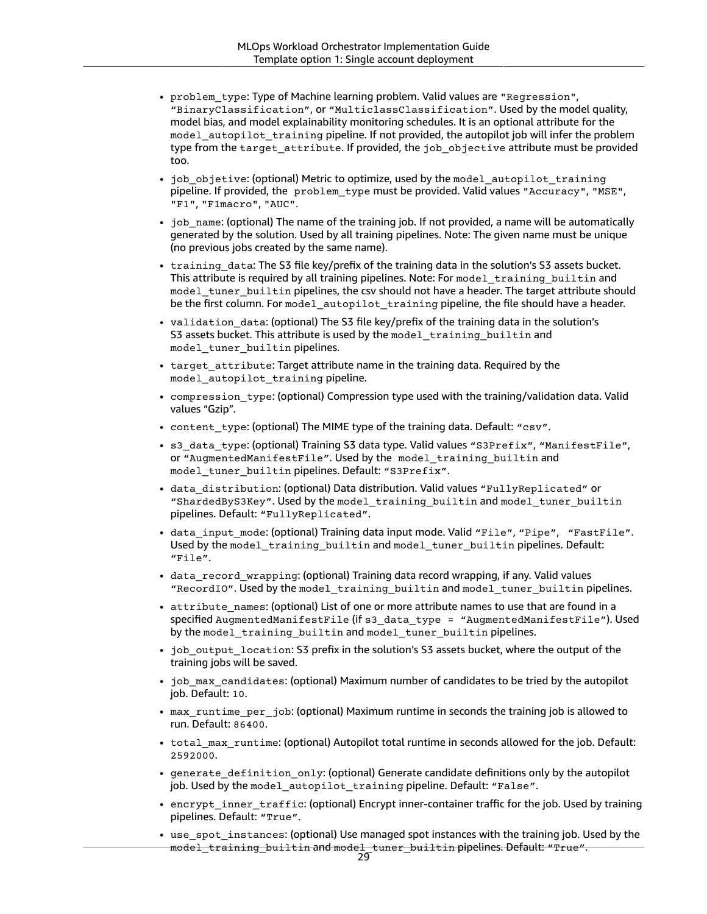- `problem_type`: Type of Machine learning problem. Valid values are `"Regression"`, `“BinaryClassification”`, or `“MulticlassClassification”`. Used by the model quality, model bias, and model explainability monitoring schedules. It is an optional attribute for the `model_autopilot_training` pipeline. If not provided, the autopilot job will infer the problem type from the `target_attribute`. If provided, the `job_objective` attribute must be provided too.
- `job_objetive`: (optional) Metric to optimize, used by the `model_autopilot_training` pipeline. If provided, the `problem_type` must be provided. Valid values `"Accuracy"`, `"MSE"`, `"F1"`, `"F1macro"`, `"AUC"`.
- `job_name`: (optional) The name of the training job. If not provided, a name will be automatically generated by the solution. Used by all training pipelines. Note: The given name must be unique (no previous jobs created by the same name).
- `training_data`: The S3 file key/prefix of the training data in the solution’s S3 assets bucket. This attribute is required by all training pipelines. Note: For `model_training_builtin` and `model_tuner_builtin` pipelines, the csv should not have a header. The target attribute should be the first column. For `model_autopilot_training` pipeline, the file should have a header.
- `validation_data`: (optional) The S3 file key/prefix of the training data in the solution’s S3 assets bucket. This attribute is used by the `model_training_builtin` and `model_tuner_builtin` pipelines.
- `target_attribute`: Target attribute name in the training data. Required by the `model_autopilot_training` pipeline.
- `compression_type`: (optional) Compression type used with the training/validation data. Valid values “Gzip”.
- `content_type`: (optional) The MIME type of the training data. Default: `“csv”`.
- `s3_data_type`: (optional) Training S3 data type. Valid values `“S3Prefix”`, `“ManifestFile”`, or `“AugmentedManifestFile”`. Used by the `model_training_builtin` and `model_tuner_builtin` pipelines. Default: `“S3Prefix”`.
- `data_distribution`: (optional) Data distribution. Valid values `“FullyReplicated”` or `“ShardedByS3Key”`. Used by the `model_training_builtin` and `model_tuner_builtin` pipelines. Default: `“FullyReplicated”`.
- `data_input_mode`: (optional) Training data input mode. Valid `“File”`, `“Pipe”`, `“FastFile”`. Used by the `model_training_builtin` and `model_tuner_builtin` pipelines. Default: `“File”`.
- `data_record_wrapping`: (optional) Training data record wrapping, if any. Valid values `“RecordIO”`. Used by the `model_training_builtin` and `model_tuner_builtin` pipelines.
- `attribute_names`: (optional) List of one or more attribute names to use that are found in a specified `AugmentedManifestFile` (if `s3_data_type = “AugmentedManifestFile”`). Used by the `model_training_builtin` and `model_tuner_builtin` pipelines.
- `job_output_location`: S3 prefix in the solution’s S3 assets bucket, where the output of the training jobs will be saved.
- `job_max_candidates`: (optional) Maximum number of candidates to be tried by the autopilot job. Default: `10`.
- `max_runtime_per_job`: (optional) Maximum runtime in seconds the training job is allowed to run. Default: `86400`.
- `total_max_runtime`: (optional) Autopilot total runtime in seconds allowed for the job. Default: `2592000`.
- `generate_definition_only`: (optional) Generate candidate definitions only by the autopilot job. Used by the `model_autopilot_training` pipeline. Default: `“False”`.
- `encrypt_inner_traffic`: (optional) Encrypt inner-container traffic for the job. Used by training pipelines. Default: `“True”`.
- `use_spot_instances`: (optional) Use managed spot instances with the training job. Used by the `model_training_builtin` and `model_tuner_builtin` pipelines. Default: `“True”`.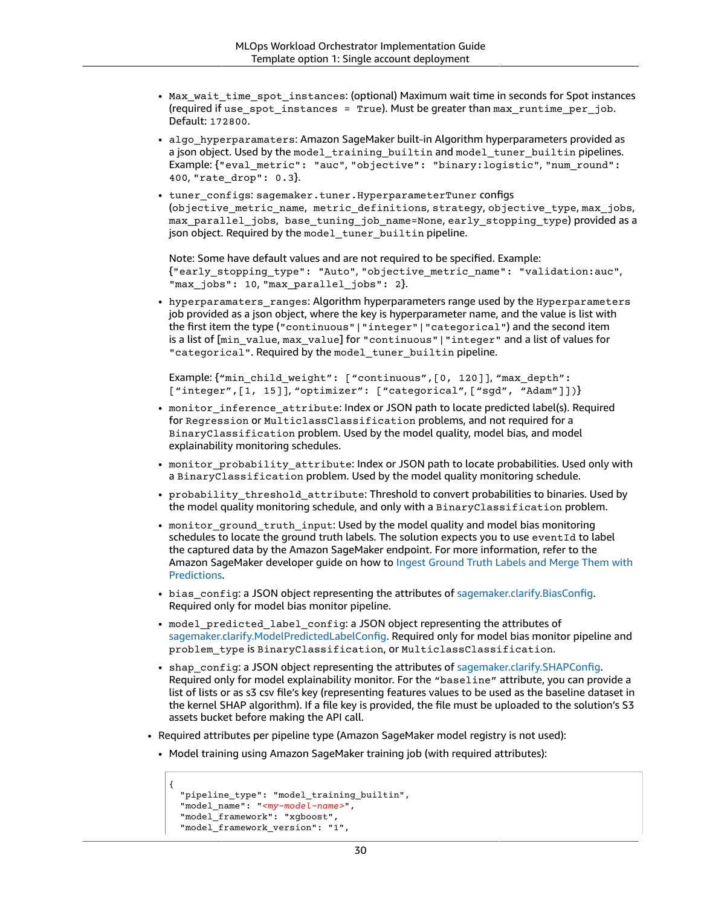- `Max_wait_time_spot_instances`: (optional) Maximum wait time in seconds for Spot instances (required if `use_spot_instances = True`). Must be greater than `max_runtime_per_job`. Default: `172800`.
- `algo_hyperparamaters`: Amazon SageMaker built-in Algorithm hyperparameters provided as a json object. Used by the `model_training_builtin` and `model_tuner_builtin` pipelines. Example: {`"eval_metric": "auc"`, `"objective": "binary:logistic"`, `"num_round": 400`, `"rate_drop": 0.3`}.
- `tuner_configs`: `sagemaker.tuner.HyperparameterTuner` configs (`objective_metric_name`, `metric_definitions`, `strategy`, `objective_type`, `max_jobs`, `max_parallel_jobs`, `base_tuning_job_name=None`, `early_stopping_type`) provided as a json object. Required by the `model_tuner_builtin` pipeline.

  Note: Some have default values and are not required to be specified. Example: {`"early_stopping_type": "Auto"`, `"objective_metric_name": "validation:auc"`, `"max_jobs": 10`, `"max_parallel_jobs": 2`}.
- `hyperparamaters_ranges`: Algorithm hyperparameters range used by the `Hyperparameters` job provided as a json object, where the key is hyperparameter name, and the value is list with the first item the type (`"continuous"`|`"integer"`|`"categorical"`) and the second item is a list of [`min_value`, `max_value`] for `"continuous"`|`"integer"` and a list of values for `"categorical"`. Required by the `model_tuner_builtin` pipeline.

  Example: {`“min_child_weight”: [“continuous”,[0, 120]]`, `“max_depth”: [“integer”,[1, 15]]`, `“optimizer”: [“categorical”, [“sgd”, “Adam”]]`})
- `monitor_inference_attribute`: Index or JSON path to locate predicted label(s). Required for `Regression` or `MulticlassClassification` problems, and not required for a `BinaryClassification` problem. Used by the model quality, model bias, and model explainability monitoring schedules.
- `monitor_probability_attribute`: Index or JSON path to locate probabilities. Used only with a `BinaryClassification` problem. Used by the model quality monitoring schedule.
- `probability_threshold_attribute`: Threshold to convert probabilities to binaries. Used by the model quality monitoring schedule, and only with a `BinaryClassification` problem.
- `monitor_ground_truth_input`: Used by the model quality and model bias monitoring schedules to locate the ground truth labels. The solution expects you to use `eventId` to label the captured data by the Amazon SageMaker endpoint. For more information, refer to the Amazon SageMaker developer guide on how to Ingest Ground Truth Labels and Merge Them with Predictions.
- `bias_config`: a JSON object representing the attributes of sagemaker.clarify.BiasConfig. Required only for model bias monitor pipeline.
- `model_predicted_label_config`: a JSON object representing the attributes of sagemaker.clarify.ModelPredictedLabelConfig. Required only for model bias monitor pipeline and `problem_type` is `BinaryClassification`, or `MulticlassClassification`.
- `shap_config`: a JSON object representing the attributes of sagemaker.clarify.SHAPConfig. Required only for model explainability monitor. For the `“baseline”` attribute, you can provide a list of lists or as s3 csv file's key (representing features values to be used as the baseline dataset in the kernel SHAP algorithm). If a file key is provided, the file must be uploaded to the solution's S3 assets bucket before making the API call.

- Required attributes per pipeline type (Amazon SageMaker model registry is not used):
  - Model training using Amazon SageMaker training job (with required attributes):

```
{
  "pipeline_type": "model_training_builtin",
  "model_name": "<my-model-name>",
  "model_framework": "xgboost",
  "model_framework_version": "1",
```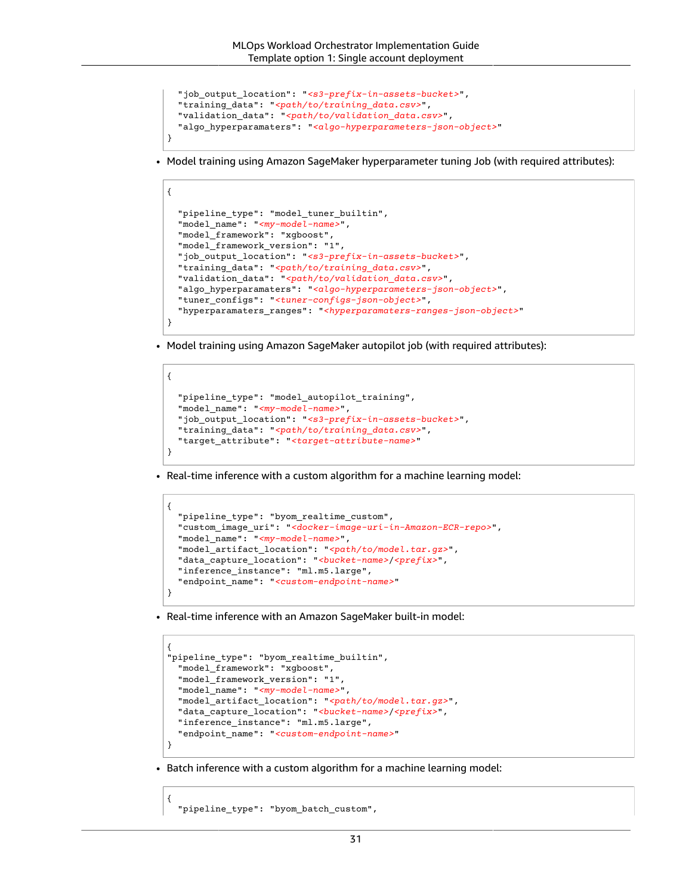```
  "job_output_location": "<s3-prefix-in-assets-bucket>",
  "training_data": "<path/to/training_data.csv>",
  "validation_data": "<path/to/validation_data.csv>",
  "algo_hyperparamaters": "<algo-hyperparameters-json-object>"
}
```

- Model training using Amazon SageMaker hyperparameter tuning Job (with required attributes):

```
{

  "pipeline_type": "model_tuner_builtin",
  "model_name": "<my-model-name>",
  "model_framework": "xgboost",
  "model_framework_version": "1",
  "job_output_location": "<s3-prefix-in-assets-bucket>",
  "training_data": "<path/to/training_data.csv>",
  "validation_data": "<path/to/validation_data.csv>",
  "algo_hyperparamaters": "<algo-hyperparameters-json-object>",
  "tuner_configs": "<tuner-configs-json-object>",
  "hyperparamaters_ranges": "<hyperparamaters-ranges-json-object>"
}
```

- Model training using Amazon SageMaker autopilot job (with required attributes):

```
{

  "pipeline_type": "model_autopilot_training",
  "model_name": "<my-model-name>",
  "job_output_location": "<s3-prefix-in-assets-bucket>",
  "training_data": "<path/to/training_data.csv>",
  "target_attribute": "<target-attribute-name>"
}
```

- Real-time inference with a custom algorithm for a machine learning model:

```
{
  "pipeline_type": "byom_realtime_custom",
  "custom_image_uri": "<docker-image-uri-in-Amazon-ECR-repo>",
  "model_name": "<my-model-name>",
  "model_artifact_location": "<path/to/model.tar.gz>",
  "data_capture_location": "<bucket-name>/<prefix>",
  "inference_instance": "ml.m5.large",
  "endpoint_name": "<custom-endpoint-name>"
}
```

- Real-time inference with an Amazon SageMaker built-in model:

```
{
"pipeline_type": "byom_realtime_builtin",
  "model_framework": "xgboost",
  "model_framework_version": "1",
  "model_name": "<my-model-name>",
  "model_artifact_location": "<path/to/model.tar.gz>",
  "data_capture_location": "<bucket-name>/<prefix>",
  "inference_instance": "ml.m5.large",
  "endpoint_name": "<custom-endpoint-name>"
}
```

- Batch inference with a custom algorithm for a machine learning model:

```
{
  "pipeline_type": "byom_batch_custom",
```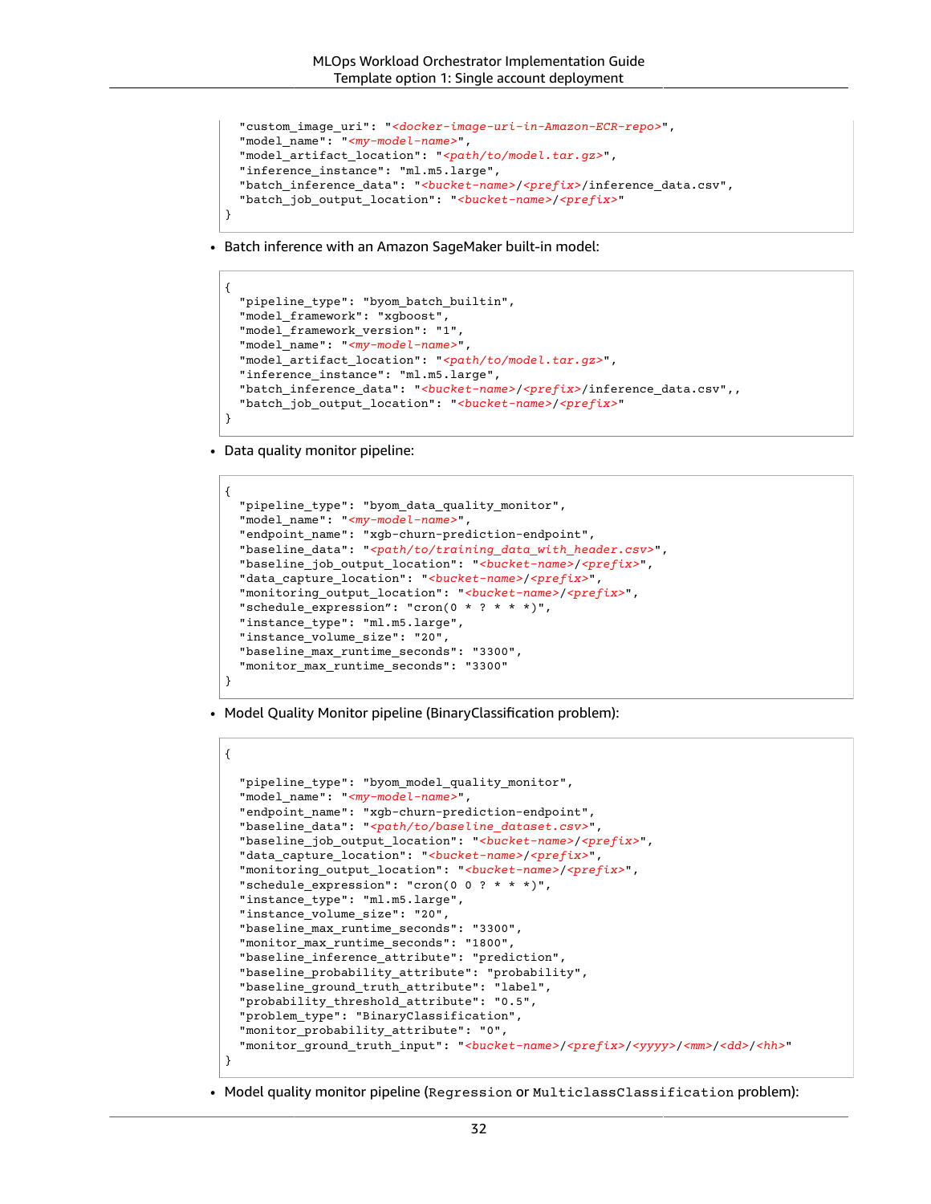```
  "custom_image_uri": "<docker-image-uri-in-Amazon-ECR-repo>",
  "model_name": "<my-model-name>",
  "model_artifact_location": "<path/to/model.tar.gz>",
  "inference_instance": "ml.m5.large",
  "batch_inference_data": "<bucket-name>/<prefix>/inference_data.csv",
  "batch_job_output_location": "<bucket-name>/<prefix>"
}
```

- Batch inference with an Amazon SageMaker built-in model:

```
{
  "pipeline_type": "byom_batch_builtin",
  "model_framework": "xgboost",
  "model_framework_version": "1",
  "model_name": "<my-model-name>",
  "model_artifact_location": "<path/to/model.tar.gz>",
  "inference_instance": "ml.m5.large",
  "batch_inference_data": "<bucket-name>/<prefix>/inference_data.csv",,
  "batch_job_output_location": "<bucket-name>/<prefix>"
}
```

- Data quality monitor pipeline:

```
{
  "pipeline_type": "byom_data_quality_monitor",
  "model_name": "<my-model-name>",
  "endpoint_name": "xgb-churn-prediction-endpoint",
  "baseline_data": "<path/to/training_data_with_header.csv>",
  "baseline_job_output_location": "<bucket-name>/<prefix>",
  "data_capture_location": "<bucket-name>/<prefix>",
  "monitoring_output_location": "<bucket-name>/<prefix>",
  "schedule_expression": "cron(0 * ? * * *)",
  "instance_type": "ml.m5.large",
  "instance_volume_size": "20",
  "baseline_max_runtime_seconds": "3300",
  "monitor_max_runtime_seconds": "3300"
}
```

- Model Quality Monitor pipeline (BinaryClassification problem):

```
{

  "pipeline_type": "byom_model_quality_monitor",
  "model_name": "<my-model-name>",
  "endpoint_name": "xgb-churn-prediction-endpoint",
  "baseline_data": "<path/to/baseline_dataset.csv>",
  "baseline_job_output_location": "<bucket-name>/<prefix>",
  "data_capture_location": "<bucket-name>/<prefix>",
  "monitoring_output_location": "<bucket-name>/<prefix>",
  "schedule_expression": "cron(0 0 ? * * *)",
  "instance_type": "ml.m5.large",
  "instance_volume_size": "20",
  "baseline_max_runtime_seconds": "3300",
  "monitor_max_runtime_seconds": "1800",
  "baseline_inference_attribute": "prediction",
  "baseline_probability_attribute": "probability",
  "baseline_ground_truth_attribute": "label",
  "probability_threshold_attribute": "0.5",
  "problem_type": "BinaryClassification",
  "monitor_probability_attribute": "0",
  "monitor_ground_truth_input": "<bucket-name>/<prefix>/<yyyy>/<mm>/<dd>/<hh>"
}
```

- Model quality monitor pipeline (`Regression` or `MulticlassClassification` problem):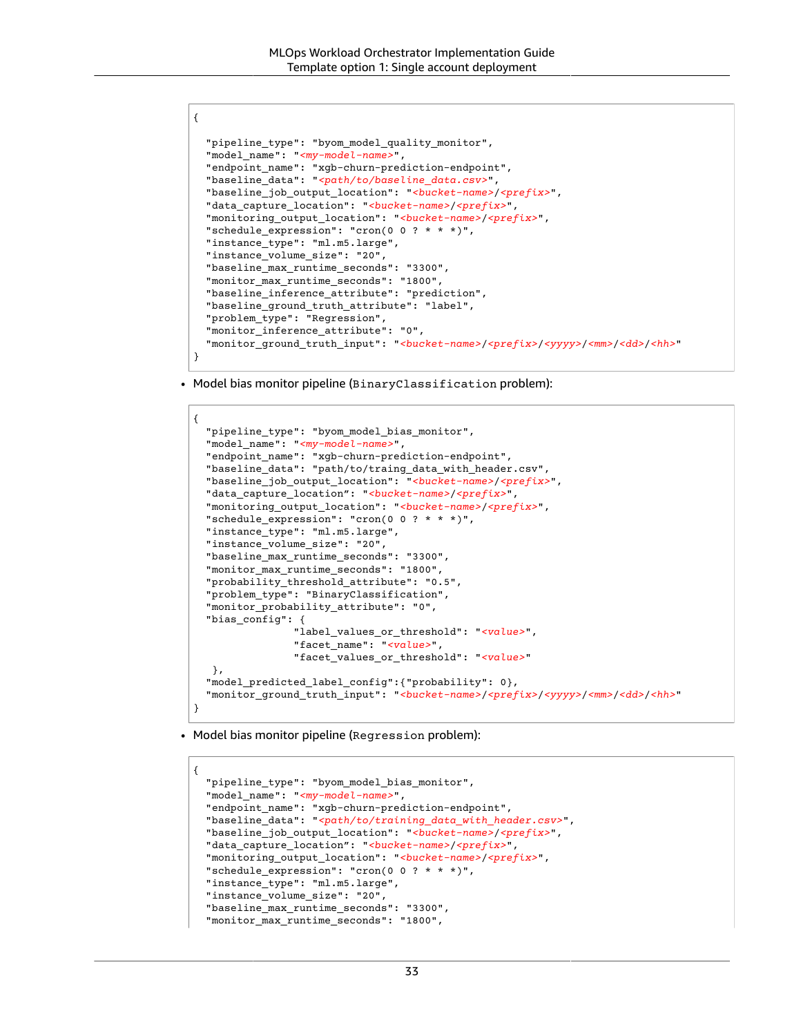```
{
  "pipeline_type": "byom_model_quality_monitor",
  "model_name": "<my-model-name>",
  "endpoint_name": "xgb-churn-prediction-endpoint",
  "baseline_data": "<path/to/baseline_data.csv>",
  "baseline_job_output_location": "<bucket-name>/<prefix>",
  "data_capture_location": "<bucket-name>/<prefix>",
  "monitoring_output_location": "<bucket-name>/<prefix>",
  "schedule_expression": "cron(0 0 ? * * *)",
  "instance_type": "ml.m5.large",
  "instance_volume_size": "20",
  "baseline_max_runtime_seconds": "3300",
  "monitor_max_runtime_seconds": "1800",
  "baseline_inference_attribute": "prediction",
  "baseline_ground_truth_attribute": "label",
  "problem_type": "Regression",
  "monitor_inference_attribute": "0",
  "monitor_ground_truth_input": "<bucket-name>/<prefix>/<yyyy>/<mm>/<dd>/<hh>"
}
```

- Model bias monitor pipeline (`BinaryClassification` problem):

```
{
  "pipeline_type": "byom_model_bias_monitor",
  "model_name": "<my-model-name>",
  "endpoint_name": "xgb-churn-prediction-endpoint",
  "baseline_data": "path/to/traing_data_with_header.csv",
  "baseline_job_output_location": "<bucket-name>/<prefix>",
  "data_capture_location": "<bucket-name>/<prefix>",
  "monitoring_output_location": "<bucket-name>/<prefix>",
  "schedule_expression": "cron(0 0 ? * * *)",
  "instance_type": "ml.m5.large",
  "instance_volume_size": "20",
  "baseline_max_runtime_seconds": "3300",
  "monitor_max_runtime_seconds": "1800",
  "probability_threshold_attribute": "0.5",
  "problem_type": "BinaryClassification",
  "monitor_probability_attribute": "0",
  "bias_config": {
                "label_values_or_threshold": "<value>",
                "facet_name": "<value>",
                "facet_values_or_threshold": "<value>"
   },
  "model_predicted_label_config":{"probability": 0},
  "monitor_ground_truth_input": "<bucket-name>/<prefix>/<yyyy>/<mm>/<dd>/<hh>"
}
```

- Model bias monitor pipeline (`Regression` problem):

```
{
  "pipeline_type": "byom_model_bias_monitor",
  "model_name": "<my-model-name>",
  "endpoint_name": "xgb-churn-prediction-endpoint",
  "baseline_data": "<path/to/training_data_with_header.csv>",
  "baseline_job_output_location": "<bucket-name>/<prefix>",
  "data_capture_location": "<bucket-name>/<prefix>",
  "monitoring_output_location": "<bucket-name>/<prefix>",
  "schedule_expression": "cron(0 0 ? * * *)",
  "instance_type": "ml.m5.large",
  "instance_volume_size": "20",
  "baseline_max_runtime_seconds": "3300",
  "monitor_max_runtime_seconds": "1800",
```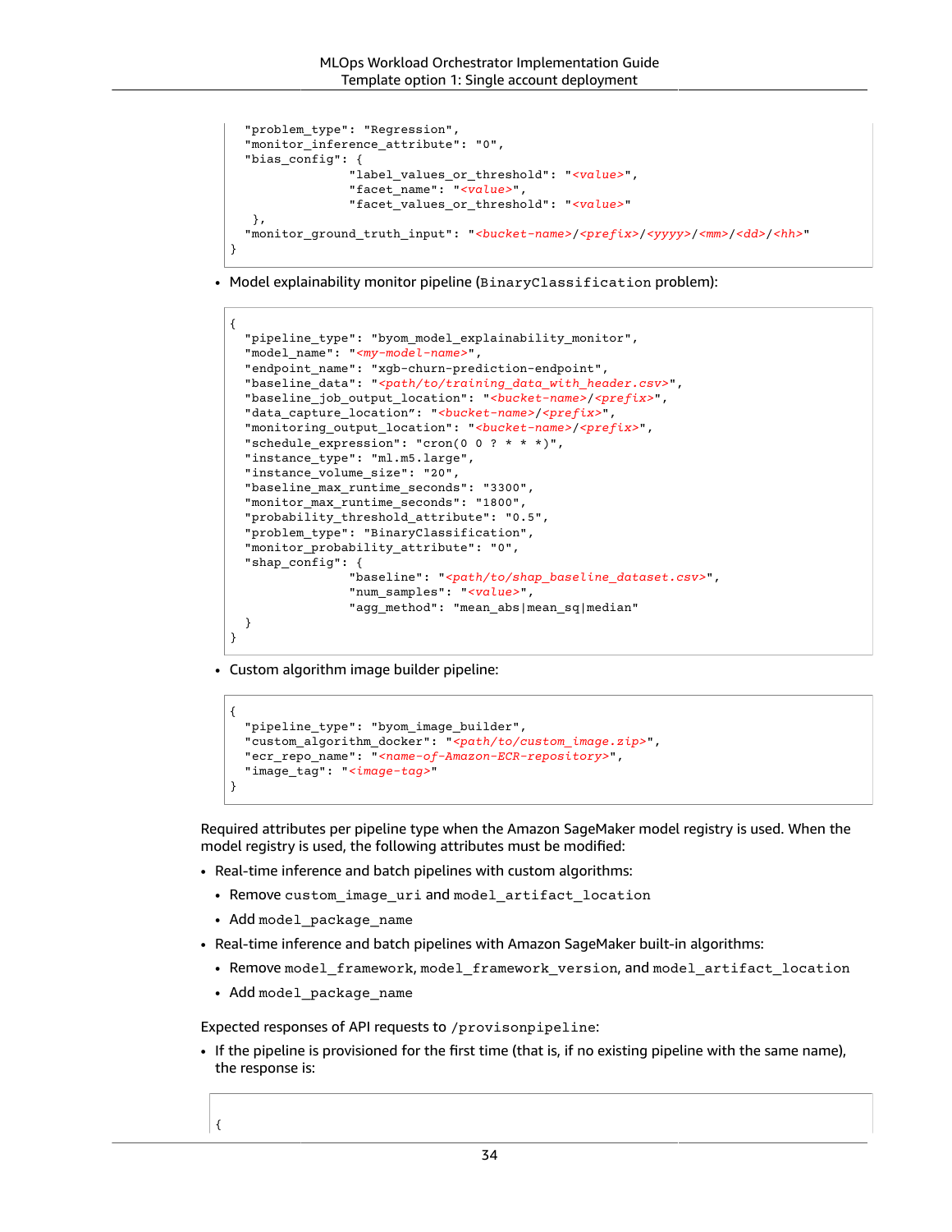```
  "problem_type": "Regression",
  "monitor_inference_attribute": "0",
  "bias_config": {
                "label_values_or_threshold": "<value>",
                "facet_name": "<value>",
                "facet_values_or_threshold": "<value>"
   },
  "monitor_ground_truth_input": "<bucket-name>/<prefix>/<yyyy>/<mm>/<dd>/<hh>"
}
```

- Model explainability monitor pipeline (`BinaryClassification` problem):

```
{
  "pipeline_type": "byom_model_explainability_monitor",
  "model_name": "<my-model-name>",
  "endpoint_name": "xgb-churn-prediction-endpoint",
  "baseline_data": "<path/to/training_data_with_header.csv>",
  "baseline_job_output_location": "<bucket-name>/<prefix>",
  "data_capture_location": "<bucket-name>/<prefix>",
  "monitoring_output_location": "<bucket-name>/<prefix>",
  "schedule_expression": "cron(0 0 ? * * *)",
  "instance_type": "ml.m5.large",
  "instance_volume_size": "20",
  "baseline_max_runtime_seconds": "3300",
  "monitor_max_runtime_seconds": "1800",
  "probability_threshold_attribute": "0.5",
  "problem_type": "BinaryClassification",
  "monitor_probability_attribute": "0",
  "shap_config": {
                "baseline": "<path/to/shap_baseline_dataset.csv>",
                "num_samples": "<value>",
                "agg_method": "mean_abs|mean_sq|median"
  }
}
```

- Custom algorithm image builder pipeline:

```
{
  "pipeline_type": "byom_image_builder",
  "custom_algorithm_docker": "<path/to/custom_image.zip>",
  "ecr_repo_name": "<name-of-Amazon-ECR-repository>",
  "image_tag": "<image-tag>"
}
```

Required attributes per pipeline type when the Amazon SageMaker model registry is used. When the model registry is used, the following attributes must be modified:

- Real-time inference and batch pipelines with custom algorithms:
  - Remove `custom_image_uri` and `model_artifact_location`
  - Add `model_package_name`
- Real-time inference and batch pipelines with Amazon SageMaker built-in algorithms:
  - Remove `model_framework`, `model_framework_version`, and `model_artifact_location`
  - Add `model_package_name`

Expected responses of API requests to `/provisonpipeline`:

- If the pipeline is provisioned for the first time (that is, if no existing pipeline with the same name), the response is:

```
{
```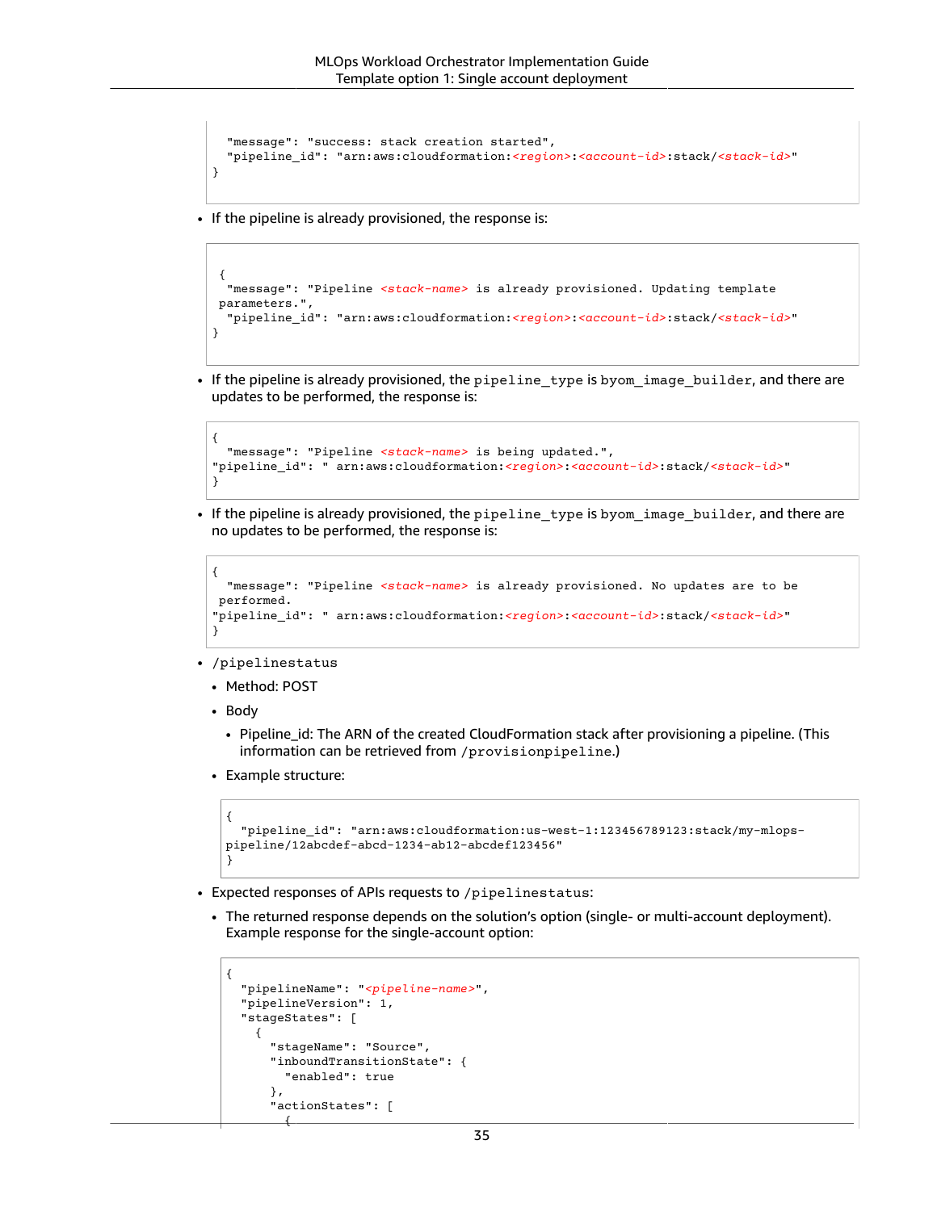```
  "message": "success: stack creation started",
  "pipeline_id": "arn:aws:cloudformation:<region>:<account-id>:stack/<stack-id>"
}
```

- If the pipeline is already provisioned, the response is:

```
 {
  "message": "Pipeline <stack-name> is already provisioned. Updating template
 parameters.",
  "pipeline_id": "arn:aws:cloudformation:<region>:<account-id>:stack/<stack-id>"
}
```

- If the pipeline is already provisioned, the `pipeline_type` is `byom_image_builder`, and there are updates to be performed, the response is:

```
{
  "message": "Pipeline <stack-name> is being updated.",
"pipeline_id": " arn:aws:cloudformation:<region>:<account-id>:stack/<stack-id>"
}
```

- If the pipeline is already provisioned, the `pipeline_type` is `byom_image_builder`, and there are no updates to be performed, the response is:

```
{
  "message": "Pipeline <stack-name> is already provisioned. No updates are to be
 performed.
"pipeline_id": " arn:aws:cloudformation:<region>:<account-id>:stack/<stack-id>"
}
```

- `/pipelinestatus`
  - Method: POST
  - Body
    - Pipeline_id: The ARN of the created CloudFormation stack after provisioning a pipeline. (This information can be retrieved from `/provisionpipeline`.)
  - Example structure:

```
{
  "pipeline_id": "arn:aws:cloudformation:us-west-1:123456789123:stack/my-mlops-
pipeline/12abcdef-abcd-1234-ab12-abcdef123456"
}
```

- Expected responses of APIs requests to `/pipelinestatus`:
  - The returned response depends on the solution's option (single- or multi-account deployment). Example response for the single-account option:

```
{
  "pipelineName": "<pipeline-name>",
  "pipelineVersion": 1,
  "stageStates": [
    {
      "stageName": "Source",
      "inboundTransitionState": {
        "enabled": true
      },
      "actionStates": [
        {
```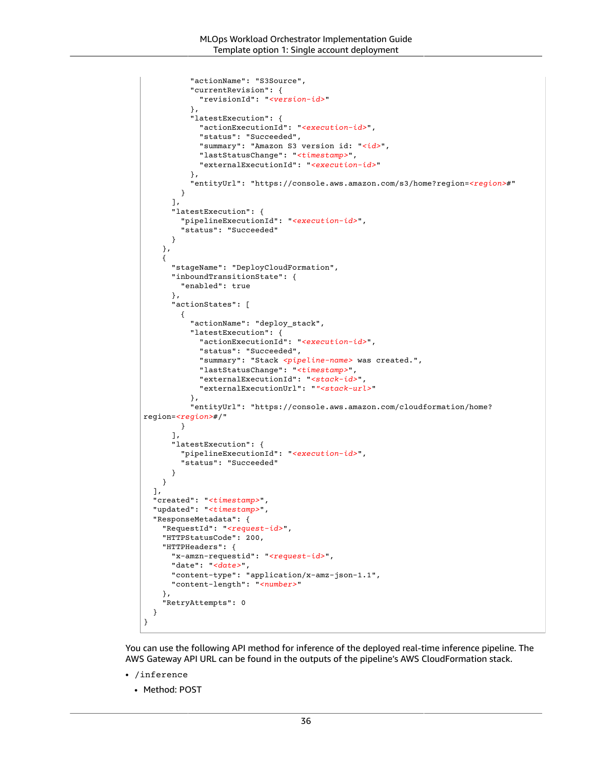```
          "actionName": "S3Source",
          "currentRevision": {
            "revisionId": "<version-id>"
          },
          "latestExecution": {
            "actionExecutionId": "<execution-id>",
            "status": "Succeeded",
            "summary": "Amazon S3 version id: "<id>",
            "lastStatusChange": "<timestamp>",
            "externalExecutionId": "<execution-id>"
          },
          "entityUrl": "https://console.aws.amazon.com/s3/home?region=<region>#"
        }
      ],
      "latestExecution": {
        "pipelineExecutionId": "<execution-id>",
        "status": "Succeeded"
      }
    },
    {
      "stageName": "DeployCloudFormation",
      "inboundTransitionState": {
        "enabled": true
      },
      "actionStates": [
        {
          "actionName": "deploy_stack",
          "latestExecution": {
            "actionExecutionId": "<execution-id>",
            "status": "Succeeded",
            "summary": "Stack <pipeline-name> was created.",
            "lastStatusChange": "<timestamp>",
            "externalExecutionId": "<stack-id>",
            "externalExecutionUrl": ""<stack-url>"
          },
          "entityUrl": "https://console.aws.amazon.com/cloudformation/home?
region=<region>#/"
        }
      ],
      "latestExecution": {
        "pipelineExecutionId": "<execution-id>",
        "status": "Succeeded"
      }
    }
  ],
  "created": "<timestamp>",
  "updated": "<timestamp>",
  "ResponseMetadata": {
    "RequestId": "<request-id>",
    "HTTPStatusCode": 200,
    "HTTPHeaders": {
      "x-amzn-requestid": "<request-id>",
      "date": "<date>",
      "content-type": "application/x-amz-json-1.1",
      "content-length": "<number>"
    },
    "RetryAttempts": 0
  }
}
```

You can use the following API method for inference of the deployed real-time inference pipeline. The AWS Gateway API URL can be found in the outputs of the pipeline's AWS CloudFormation stack.

- `/inference`
  - Method: POST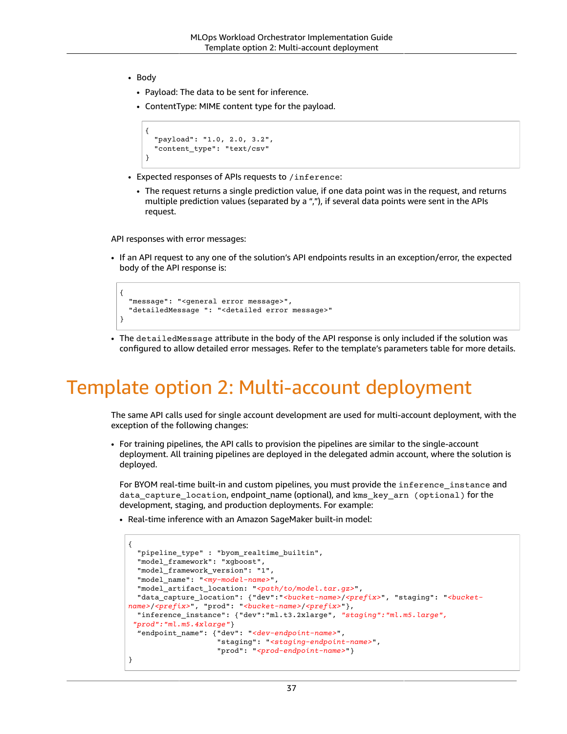- Body
  - Payload: The data to be sent for inference.
  - ContentType: MIME content type for the payload.

```
{
  "payload": "1.0, 2.0, 3.2",
  "content_type": "text/csv"
}
```

- Expected responses of APIs requests to `/inference`:
  - The request returns a single prediction value, if one data point was in the request, and returns multiple prediction values (separated by a ","), if several data points were sent in the APIs request.

API responses with error messages:

- If an API request to any one of the solution's API endpoints results in an exception/error, the expected body of the API response is:

```
{
  "message": "<general error message>",
  "detailedMessage ": "<detailed error message>"
}
```

- The `detailedMessage` attribute in the body of the API response is only included if the solution was configured to allow detailed error messages. Refer to the template's parameters table for more details.

# Template option 2: Multi-account deployment

The same API calls used for single account development are used for multi-account deployment, with the exception of the following changes:

- For training pipelines, the API calls to provision the pipelines are similar to the single-account deployment. All training pipelines are deployed in the delegated admin account, where the solution is deployed.

  For BYOM real-time built-in and custom pipelines, you must provide the `inference_instance` and `data_capture_location`, endpoint_name (optional), and `kms_key_arn (optional)` for the development, staging, and production deployments. For example:

  - Real-time inference with an Amazon SageMaker built-in model:

```
{
  "pipeline_type" : "byom_realtime_builtin",
  "model_framework": "xgboost",
  "model_framework_version": "1",
  "model_name": "<my-model-name>",
  "model_artifact_location: "<path/to/model.tar.gz>",
  "data_capture_location": {"dev":"<bucket-name>/<prefix>", "staging": "<bucket-name>/<prefix>", "prod": "<bucket-name>/<prefix>"},
  "inference_instance": {"dev":"ml.t3.2xlarge", "staging":"ml.m5.large", "prod":"ml.m5.4xlarge"}
  "endpoint_name": {"dev": "<dev-endpoint-name>",
                    "staging": "<staging-endpoint-name>",
                    "prod": "<prod-endpoint-name>"}
}
```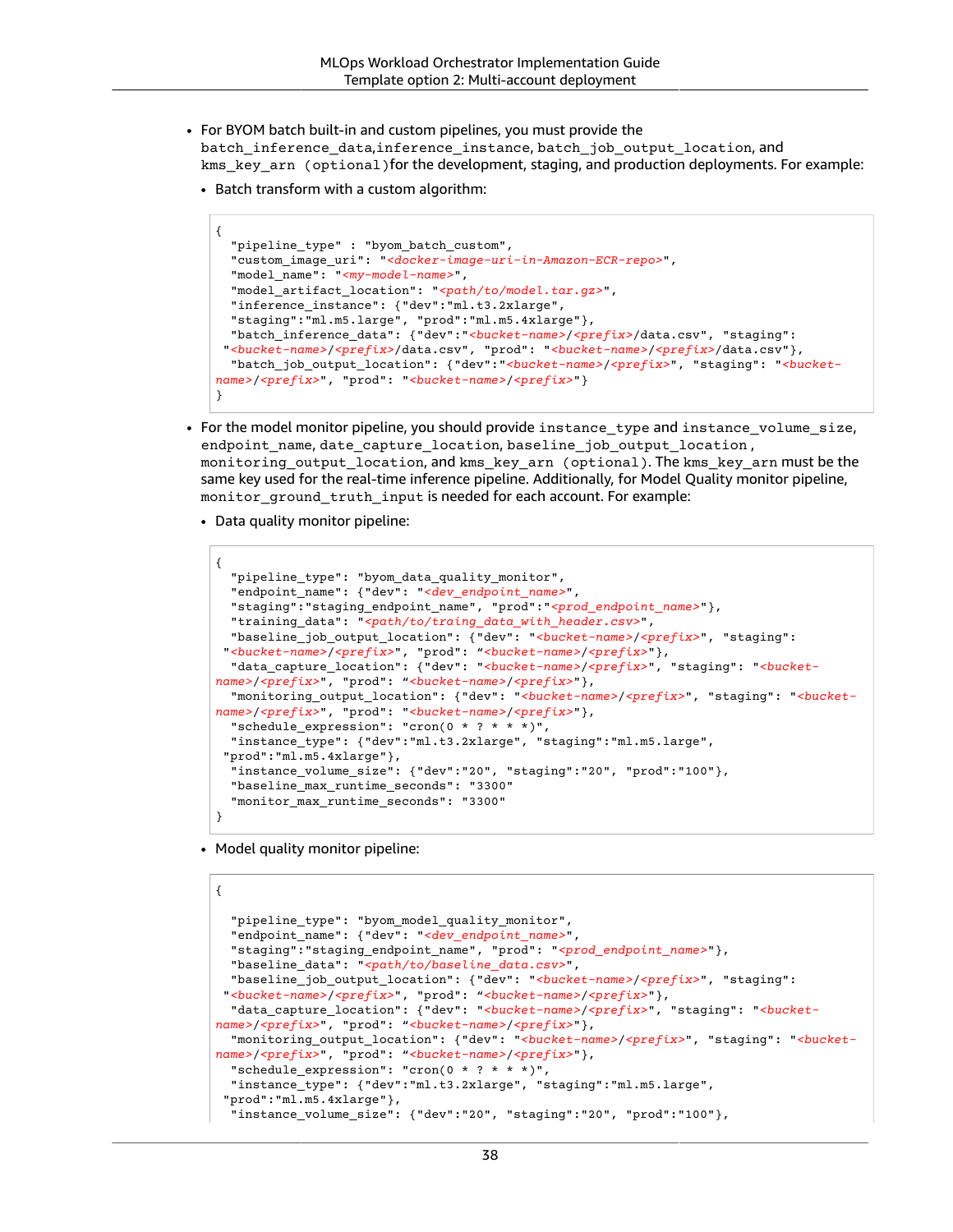- For BYOM batch built-in and custom pipelines, you must provide the `batch_inference_data`,`inference_instance`, `batch_job_output_location`, and `kms_key_arn (optional)`for the development, staging, and production deployments. For example:
  - Batch transform with a custom algorithm:

```
{
  "pipeline_type" : "byom_batch_custom",
  "custom_image_uri": "<docker-image-uri-in-Amazon-ECR-repo>",
  "model_name": "<my-model-name>",
  "model_artifact_location": "<path/to/model.tar.gz>",
  "inference_instance": {"dev":"ml.t3.2xlarge",
  "staging":"ml.m5.large", "prod":"ml.m5.4xlarge"},
  "batch_inference_data": {"dev":"<bucket-name>/<prefix>/data.csv", "staging":
 "<bucket-name>/<prefix>/data.csv", "prod": "<bucket-name>/<prefix>/data.csv"},
  "batch_job_output_location": {"dev":"<bucket-name>/<prefix>", "staging": "<bucket-
name>/<prefix>", "prod": "<bucket-name>/<prefix>"}
}
```

- For the model monitor pipeline, you should provide `instance_type` and `instance_volume_size`, `endpoint_name`, `date_capture_location`, `baseline_job_output_location`, `monitoring_output_location`, and `kms_key_arn (optional)`. The `kms_key_arn` must be the same key used for the real-time inference pipeline. Additionally, for Model Quality monitor pipeline, `monitor_ground_truth_input` is needed for each account. For example:
  - Data quality monitor pipeline:

```
{
  "pipeline_type": "byom_data_quality_monitor",
  "endpoint_name": {"dev": "<dev_endpoint_name>",
  "staging":"staging_endpoint_name", "prod":"<prod_endpoint_name>"},
  "training_data": "<path/to/traing_data_with_header.csv>",
  "baseline_job_output_location": {"dev": "<bucket-name>/<prefix>", "staging":
 "<bucket-name>/<prefix>", "prod": "<bucket-name>/<prefix>"},
  "data_capture_location": {"dev": "<bucket-name>/<prefix>", "staging": "<bucket-
name>/<prefix>", "prod": "<bucket-name>/<prefix>"},
  "monitoring_output_location": {"dev": "<bucket-name>/<prefix>", "staging": "<bucket-
name>/<prefix>", "prod": "<bucket-name>/<prefix>"},
  "schedule_expression": "cron(0 * ? * * *)",
  "instance_type": {"dev":"ml.t3.2xlarge", "staging":"ml.m5.large",
 "prod":"ml.m5.4xlarge"},
  "instance_volume_size": {"dev":"20", "staging":"20", "prod":"100"},
  "baseline_max_runtime_seconds": "3300"
  "monitor_max_runtime_seconds": "3300"
}
```

  - Model quality monitor pipeline:

```
{

  "pipeline_type": "byom_model_quality_monitor",
  "endpoint_name": {"dev": "<dev_endpoint_name>",
  "staging":"staging_endpoint_name", "prod": "<prod_endpoint_name>"},
  "baseline_data": "<path/to/baseline_data.csv>",
  "baseline_job_output_location": {"dev": "<bucket-name>/<prefix>", "staging":
 "<bucket-name>/<prefix>", "prod": "<bucket-name>/<prefix>"},
  "data_capture_location": {"dev": "<bucket-name>/<prefix>", "staging": "<bucket-
name>/<prefix>", "prod": "<bucket-name>/<prefix>"},
  "monitoring_output_location": {"dev": "<bucket-name>/<prefix>", "staging": "<bucket-
name>/<prefix>", "prod": "<bucket-name>/<prefix>"},
  "schedule_expression": "cron(0 * ? * * *)",
  "instance_type": {"dev":"ml.t3.2xlarge", "staging":"ml.m5.large",
 "prod":"ml.m5.4xlarge"},
  "instance_volume_size": {"dev":"20", "staging":"20", "prod":"100"},
```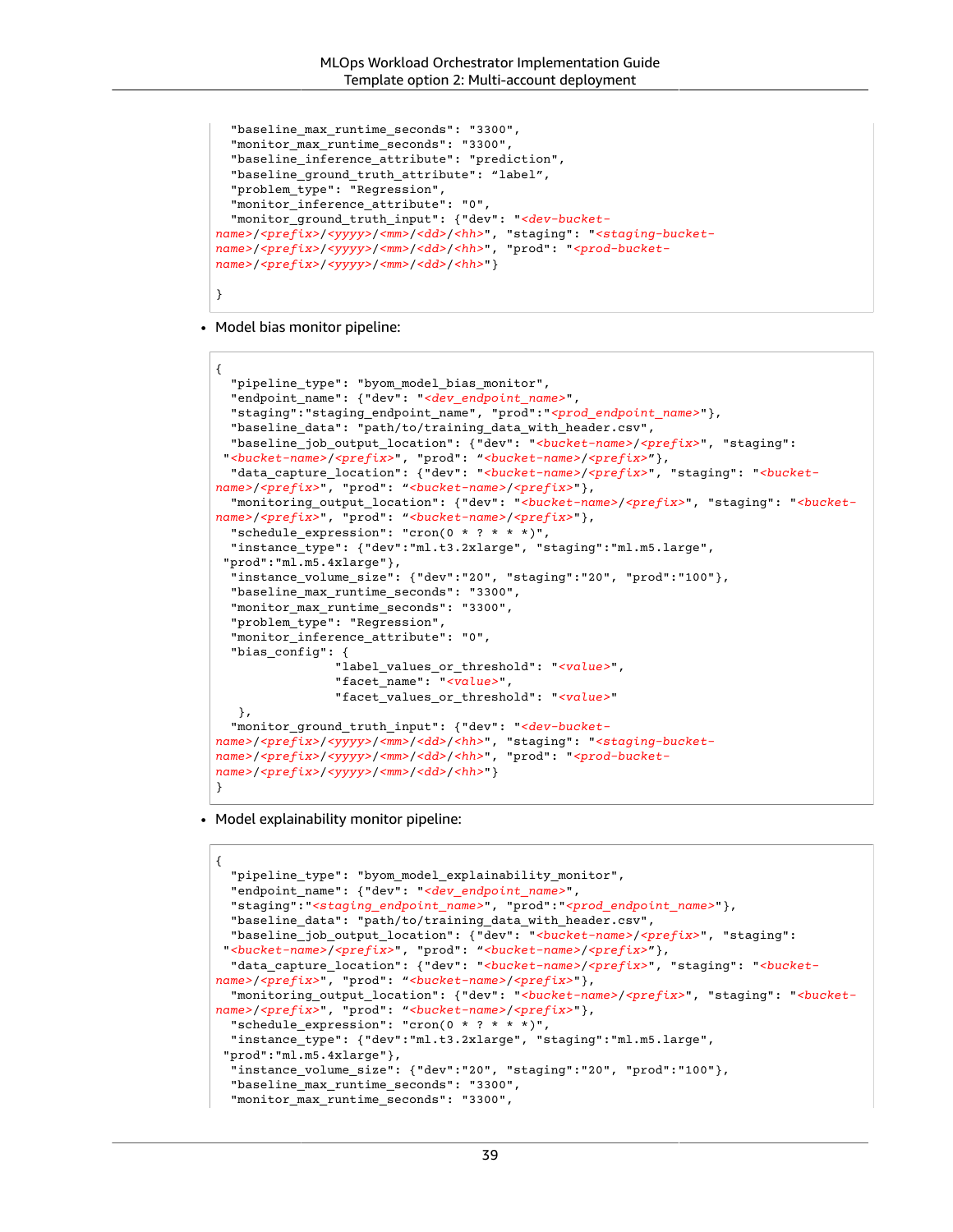```
  "baseline_max_runtime_seconds": "3300",
  "monitor_max_runtime_seconds": "3300",
  "baseline_inference_attribute": "prediction",
  "baseline_ground_truth_attribute": "label",
  "problem_type": "Regression",
  "monitor_inference_attribute": "0",
  "monitor_ground_truth_input": {"dev": "<dev-bucket-name>/<prefix>/<yyyy>/<mm>/<dd>/<hh>", "staging": "<staging-bucket-name>/<prefix>/<yyyy>/<mm>/<dd>/<hh>", "prod": "<prod-bucket-name>/<prefix>/<yyyy>/<mm>/<dd>/<hh>"}

}
```

- Model bias monitor pipeline:

```
{
  "pipeline_type": "byom_model_bias_monitor",
  "endpoint_name": {"dev": "<dev_endpoint_name>",
  "staging":"staging_endpoint_name", "prod":"<prod_endpoint_name>"},
  "baseline_data": "path/to/training_data_with_header.csv",
  "baseline_job_output_location": {"dev": "<bucket-name>/<prefix>", "staging":
 "<bucket-name>/<prefix>", "prod": "<bucket-name>/<prefix>"},
  "data_capture_location": {"dev": "<bucket-name>/<prefix>", "staging": "<bucket-name>/<prefix>", "prod": "<bucket-name>/<prefix>"},
  "monitoring_output_location": {"dev": "<bucket-name>/<prefix>", "staging": "<bucket-name>/<prefix>", "prod": "<bucket-name>/<prefix>"},
  "schedule_expression": "cron(0 * ? * * *)",
  "instance_type": {"dev":"ml.t3.2xlarge", "staging":"ml.m5.large",
 "prod":"ml.m5.4xlarge"},
  "instance_volume_size": {"dev":"20", "staging":"20", "prod":"100"},
  "baseline_max_runtime_seconds": "3300",
  "monitor_max_runtime_seconds": "3300",
  "problem_type": "Regression",
  "monitor_inference_attribute": "0",
  "bias_config": {
                "label_values_or_threshold": "<value>",
                "facet_name": "<value>",
                "facet_values_or_threshold": "<value>"
   },
  "monitor_ground_truth_input": {"dev": "<dev-bucket-name>/<prefix>/<yyyy>/<mm>/<dd>/<hh>", "staging": "<staging-bucket-name>/<prefix>/<yyyy>/<mm>/<dd>/<hh>", "prod": "<prod-bucket-name>/<prefix>/<yyyy>/<mm>/<dd>/<hh>"}
}
```

- Model explainability monitor pipeline:

```
{
  "pipeline_type": "byom_model_explainability_monitor",
  "endpoint_name": {"dev": "<dev_endpoint_name>",
  "staging":"<staging_endpoint_name>", "prod":"<prod_endpoint_name>"},
  "baseline_data": "path/to/training_data_with_header.csv",
  "baseline_job_output_location": {"dev": "<bucket-name>/<prefix>", "staging":
 "<bucket-name>/<prefix>", "prod": "<bucket-name>/<prefix>"},
  "data_capture_location": {"dev": "<bucket-name>/<prefix>", "staging": "<bucket-name>/<prefix>", "prod": "<bucket-name>/<prefix>"},
  "monitoring_output_location": {"dev": "<bucket-name>/<prefix>", "staging": "<bucket-name>/<prefix>", "prod": "<bucket-name>/<prefix>"},
  "schedule_expression": "cron(0 * ? * * *)",
  "instance_type": {"dev":"ml.t3.2xlarge", "staging":"ml.m5.large",
 "prod":"ml.m5.4xlarge"},
  "instance_volume_size": {"dev":"20", "staging":"20", "prod":"100"},
  "baseline_max_runtime_seconds": "3300",
  "monitor_max_runtime_seconds": "3300",
```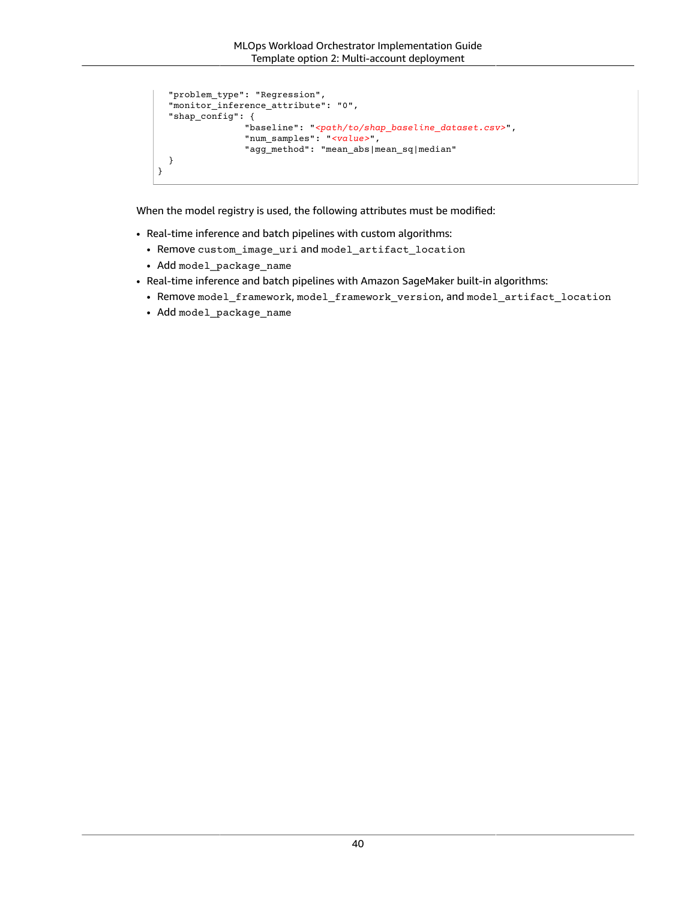```
  "problem_type": "Regression",
  "monitor_inference_attribute": "0",
  "shap_config": {
                "baseline": "<path/to/shap_baseline_dataset.csv>",
                "num_samples": "<value>",
                "agg_method": "mean_abs|mean_sq|median"
  }
}
```

When the model registry is used, the following attributes must be modified:

- Real-time inference and batch pipelines with custom algorithms:
  - Remove `custom_image_uri` and `model_artifact_location`
  - Add `model_package_name`
- Real-time inference and batch pipelines with Amazon SageMaker built-in algorithms:
  - Remove `model_framework`, `model_framework_version`, and `model_artifact_location`
  - Add `model_package_name`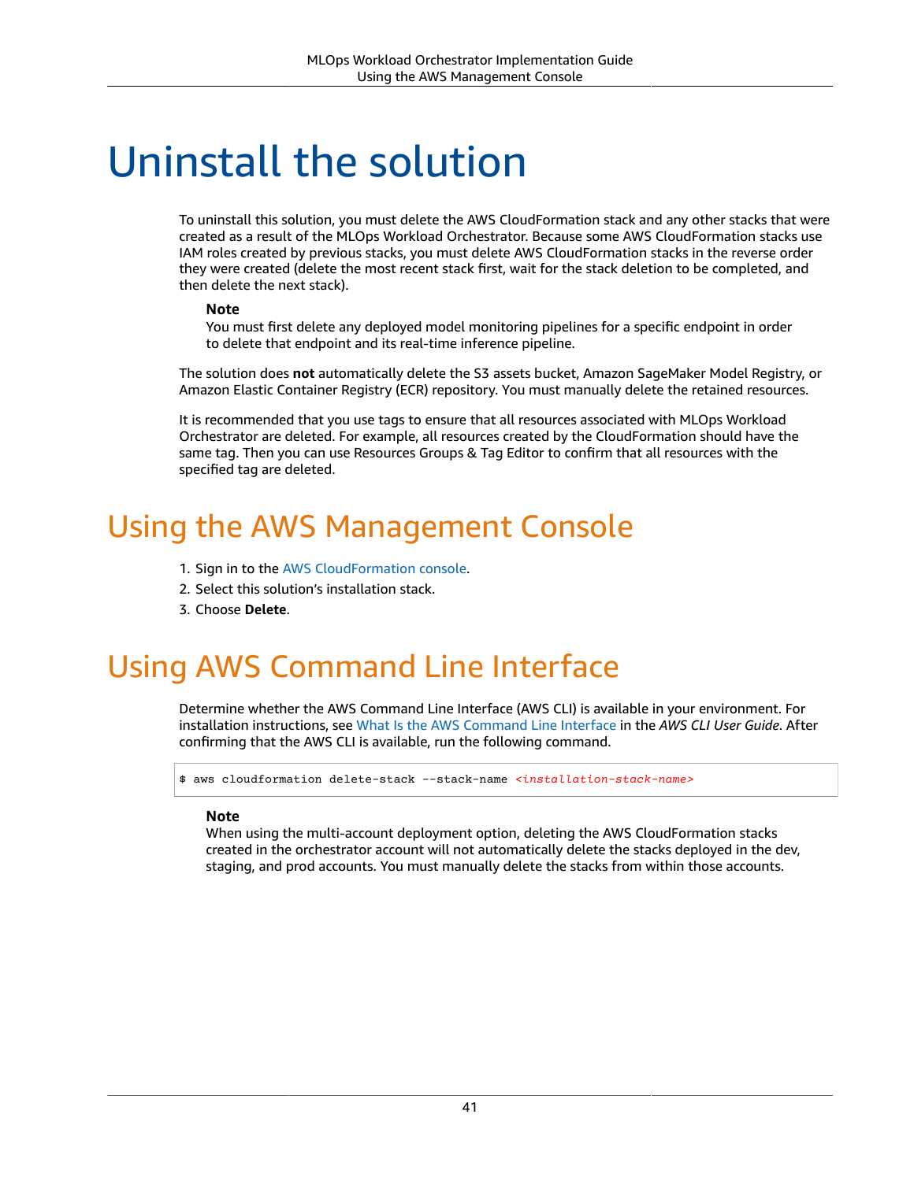# Uninstall the solution

To uninstall this solution, you must delete the AWS CloudFormation stack and any other stacks that were created as a result of the MLOps Workload Orchestrator. Because some AWS CloudFormation stacks use IAM roles created by previous stacks, you must delete AWS CloudFormation stacks in the reverse order they were created (delete the most recent stack first, wait for the stack deletion to be completed, and then delete the next stack).

> **Note**
> You must first delete any deployed model monitoring pipelines for a specific endpoint in order to delete that endpoint and its real-time inference pipeline.

The solution does **not** automatically delete the S3 assets bucket, Amazon SageMaker Model Registry, or Amazon Elastic Container Registry (ECR) repository. You must manually delete the retained resources.

It is recommended that you use tags to ensure that all resources associated with MLOps Workload Orchestrator are deleted. For example, all resources created by the CloudFormation should have the same tag. Then you can use Resources Groups & Tag Editor to confirm that all resources with the specified tag are deleted.

## Using the AWS Management Console

1. Sign in to the AWS CloudFormation console.
2. Select this solution's installation stack.
3. Choose **Delete**.

## Using AWS Command Line Interface

Determine whether the AWS Command Line Interface (AWS CLI) is available in your environment. For installation instructions, see What Is the AWS Command Line Interface in the *AWS CLI User Guide*. After confirming that the AWS CLI is available, run the following command.

```
$ aws cloudformation delete-stack --stack-name <installation-stack-name>
```

> **Note**
> When using the multi-account deployment option, deleting the AWS CloudFormation stacks created in the orchestrator account will not automatically delete the stacks deployed in the dev, staging, and prod accounts. You must manually delete the stacks from within those accounts.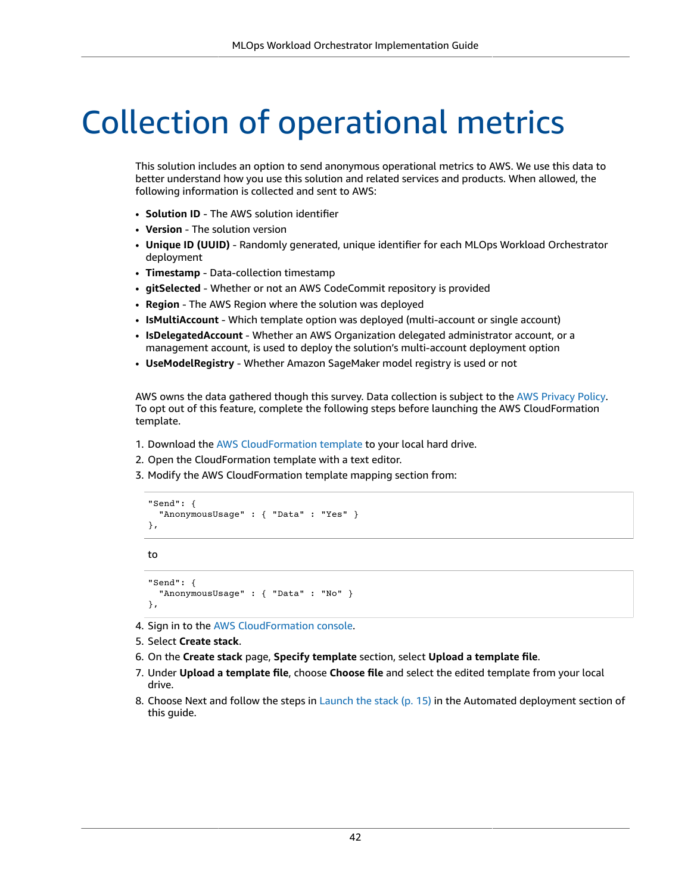# Collection of operational metrics

This solution includes an option to send anonymous operational metrics to AWS. We use this data to better understand how you use this solution and related services and products. When allowed, the following information is collected and sent to AWS:

- **Solution ID** - The AWS solution identifier
- **Version** - The solution version
- **Unique ID (UUID)** - Randomly generated, unique identifier for each MLOps Workload Orchestrator deployment
- **Timestamp** - Data-collection timestamp
- **gitSelected** - Whether or not an AWS CodeCommit repository is provided
- **Region** - The AWS Region where the solution was deployed
- **IsMultiAccount** - Which template option was deployed (multi-account or single account)
- **IsDelegatedAccount** - Whether an AWS Organization delegated administrator account, or a management account, is used to deploy the solution's multi-account deployment option
- **UseModelRegistry** - Whether Amazon SageMaker model registry is used or not

AWS owns the data gathered though this survey. Data collection is subject to the AWS Privacy Policy. To opt out of this feature, complete the following steps before launching the AWS CloudFormation template.

1. Download the AWS CloudFormation template to your local hard drive.
2. Open the CloudFormation template with a text editor.
3. Modify the AWS CloudFormation template mapping section from:

```
"Send": {
  "AnonymousUsage" : { "Data" : "Yes" }
},
```

to

```
"Send": {
  "AnonymousUsage" : { "Data" : "No" }
},
```

4. Sign in to the AWS CloudFormation console.
5. Select **Create stack**.
6. On the **Create stack** page, **Specify template** section, select **Upload a template file**.
7. Under **Upload a template file**, choose **Choose file** and select the edited template from your local drive.
8. Choose Next and follow the steps in Launch the stack (p. 15) in the Automated deployment section of this guide.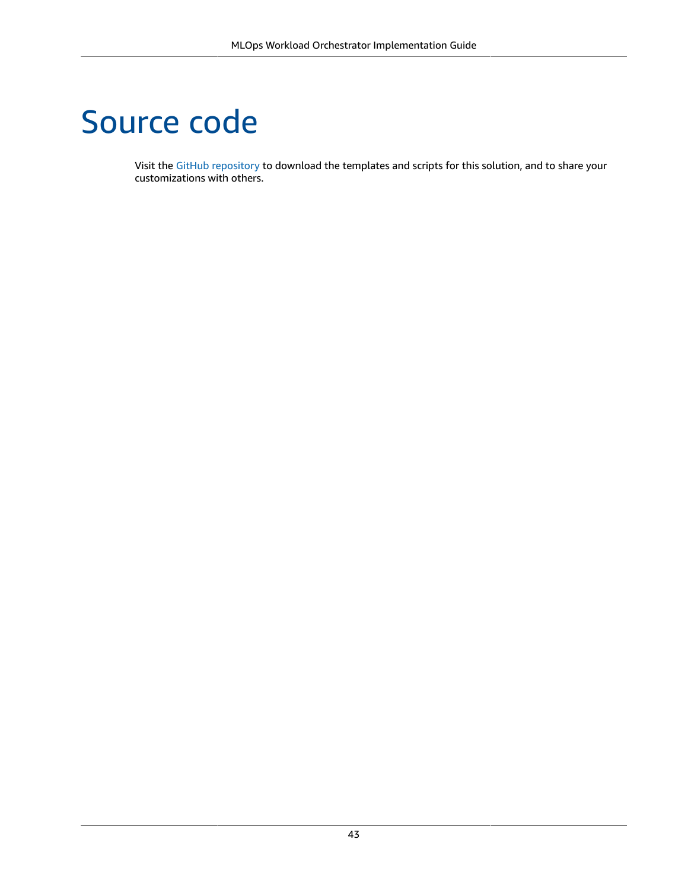# Source code

Visit the GitHub repository to download the templates and scripts for this solution, and to share your customizations with others.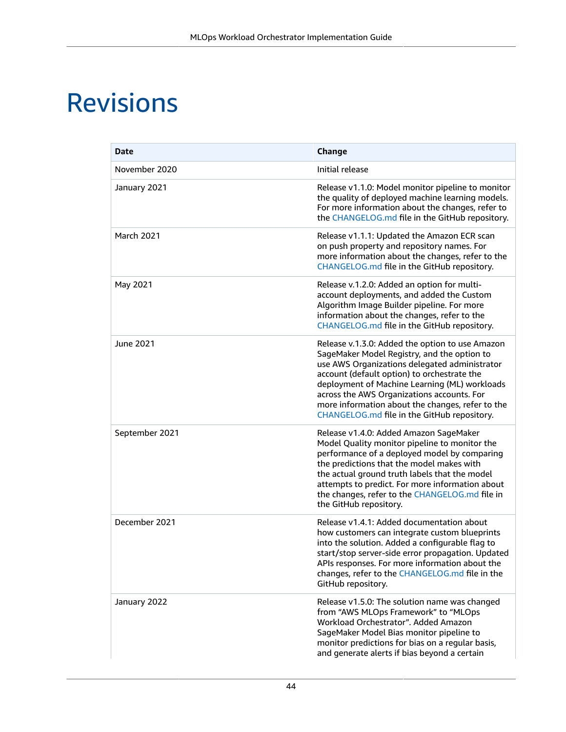# Revisions

| Date | Change |
|---|---|
| November 2020 | Initial release |
| January 2021 | Release v1.1.0: Model monitor pipeline to monitor the quality of deployed machine learning models. For more information about the changes, refer to the CHANGELOG.md file in the GitHub repository. |
| March 2021 | Release v1.1.1: Updated the Amazon ECR scan on push property and repository names. For more information about the changes, refer to the CHANGELOG.md file in the GitHub repository. |
| May 2021 | Release v.1.2.0: Added an option for multi-account deployments, and added the Custom Algorithm Image Builder pipeline. For more information about the changes, refer to the CHANGELOG.md file in the GitHub repository. |
| June 2021 | Release v.1.3.0: Added the option to use Amazon SageMaker Model Registry, and the option to use AWS Organizations delegated administrator account (default option) to orchestrate the deployment of Machine Learning (ML) workloads across the AWS Organizations accounts. For more information about the changes, refer to the CHANGELOG.md file in the GitHub repository. |
| September 2021 | Release v1.4.0: Added Amazon SageMaker Model Quality monitor pipeline to monitor the performance of a deployed model by comparing the predictions that the model makes with the actual ground truth labels that the model attempts to predict. For more information about the changes, refer to the CHANGELOG.md file in the GitHub repository. |
| December 2021 | Release v1.4.1: Added documentation about how customers can integrate custom blueprints into the solution. Added a configurable flag to start/stop server-side error propagation. Updated APIs responses. For more information about the changes, refer to the CHANGELOG.md file in the GitHub repository. |
| January 2022 | Release v1.5.0: The solution name was changed from “AWS MLOps Framework” to “MLOps Workload Orchestrator”. Added Amazon SageMaker Model Bias monitor pipeline to monitor predictions for bias on a regular basis, and generate alerts if bias beyond a certain |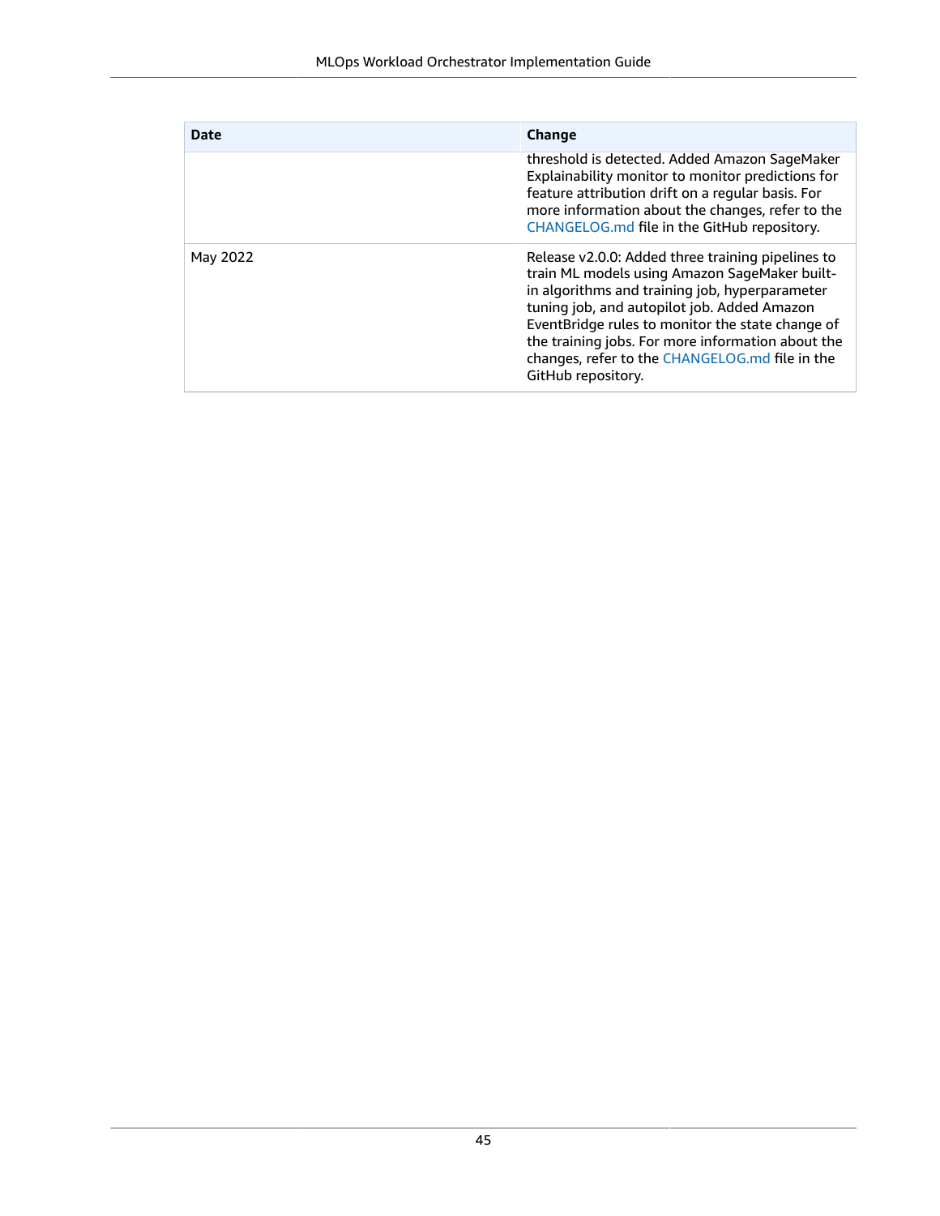| Date | Change |
| --- | --- |
| | threshold is detected. Added Amazon SageMaker Explainability monitor to monitor predictions for feature attribution drift on a regular basis. For more information about the changes, refer to the CHANGELOG.md file in the GitHub repository. |
| May 2022 | Release v2.0.0: Added three training pipelines to train ML models using Amazon SageMaker built-in algorithms and training job, hyperparameter tuning job, and autopilot job. Added Amazon EventBridge rules to monitor the state change of the training jobs. For more information about the changes, refer to the CHANGELOG.md file in the GitHub repository. |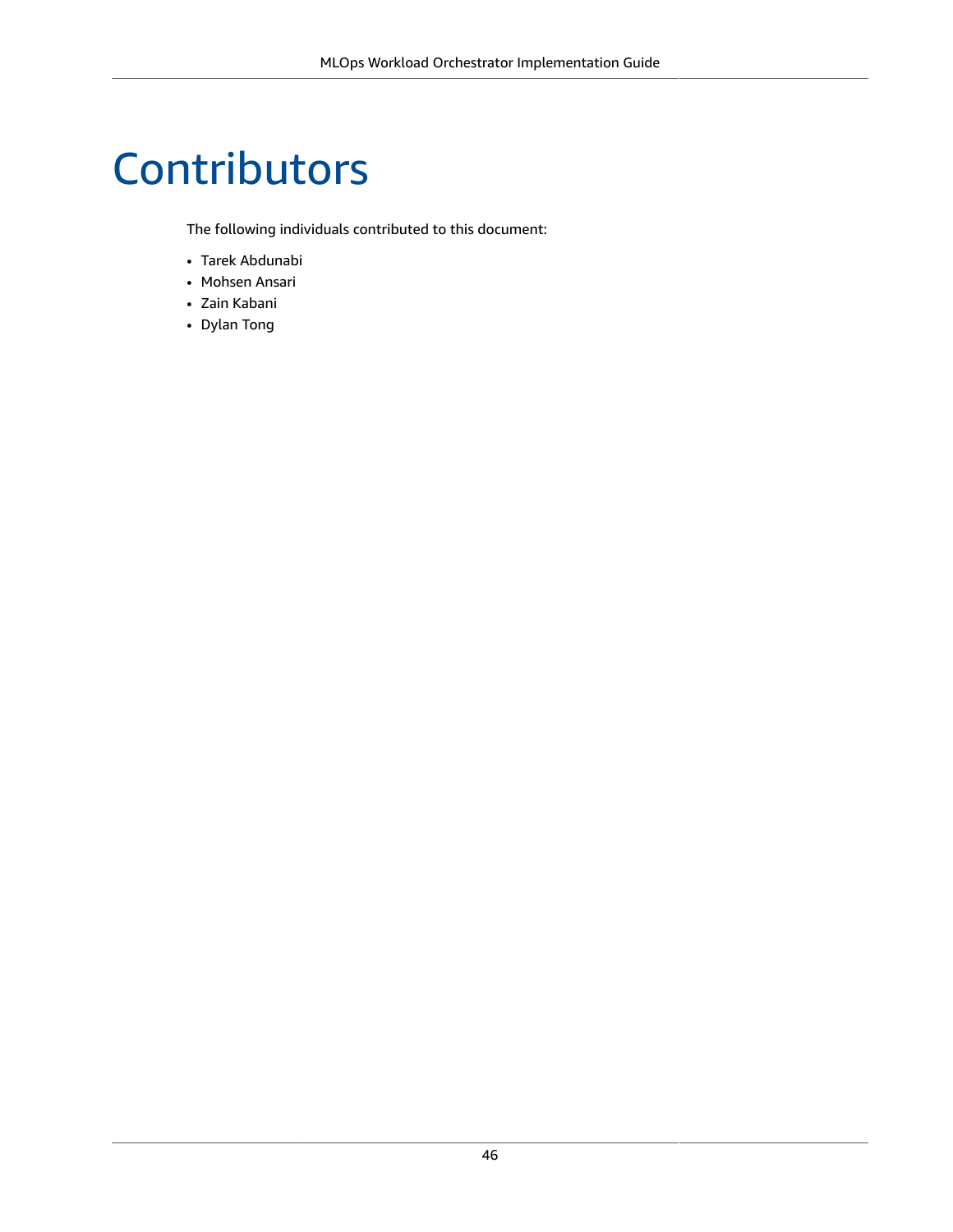# Contributors

The following individuals contributed to this document:

- Tarek Abdunabi
- Mohsen Ansari
- Zain Kabani
- Dylan Tong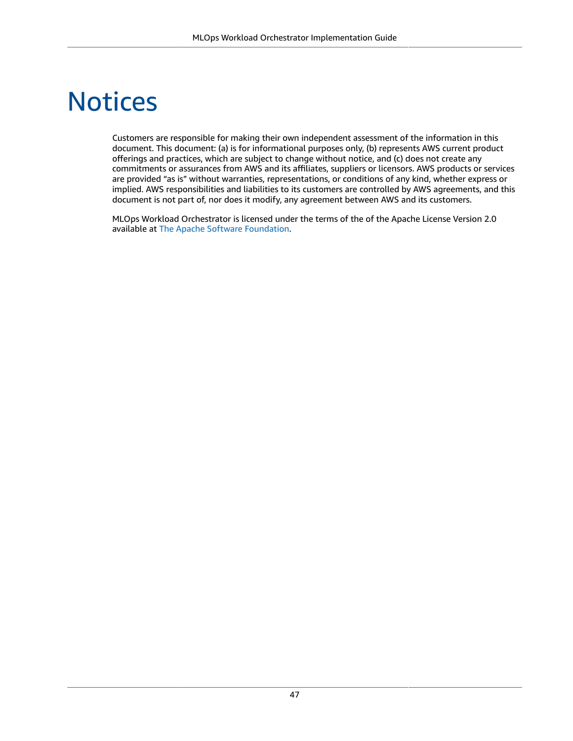# Notices

Customers are responsible for making their own independent assessment of the information in this document. This document: (a) is for informational purposes only, (b) represents AWS current product offerings and practices, which are subject to change without notice, and (c) does not create any commitments or assurances from AWS and its affiliates, suppliers or licensors. AWS products or services are provided "as is" without warranties, representations, or conditions of any kind, whether express or implied. AWS responsibilities and liabilities to its customers are controlled by AWS agreements, and this document is not part of, nor does it modify, any agreement between AWS and its customers.

MLOps Workload Orchestrator is licensed under the terms of the of the Apache License Version 2.0 available at The Apache Software Foundation.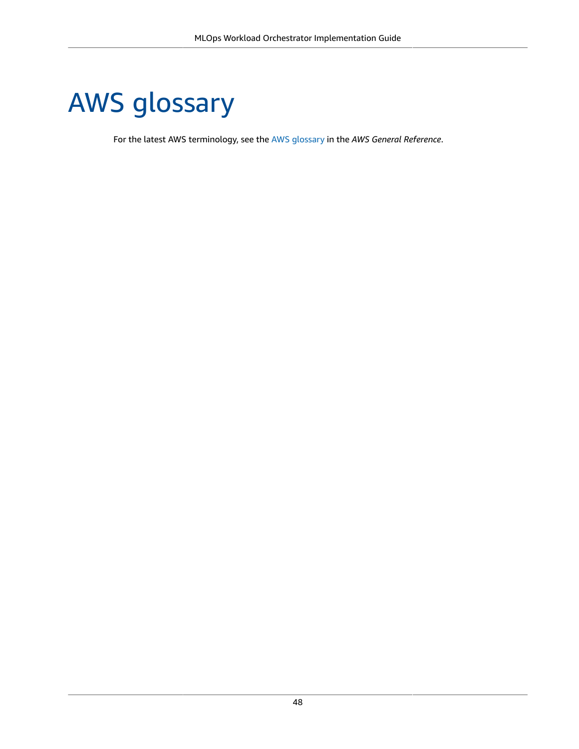# AWS glossary

For the latest AWS terminology, see the AWS glossary in the *AWS General Reference*.